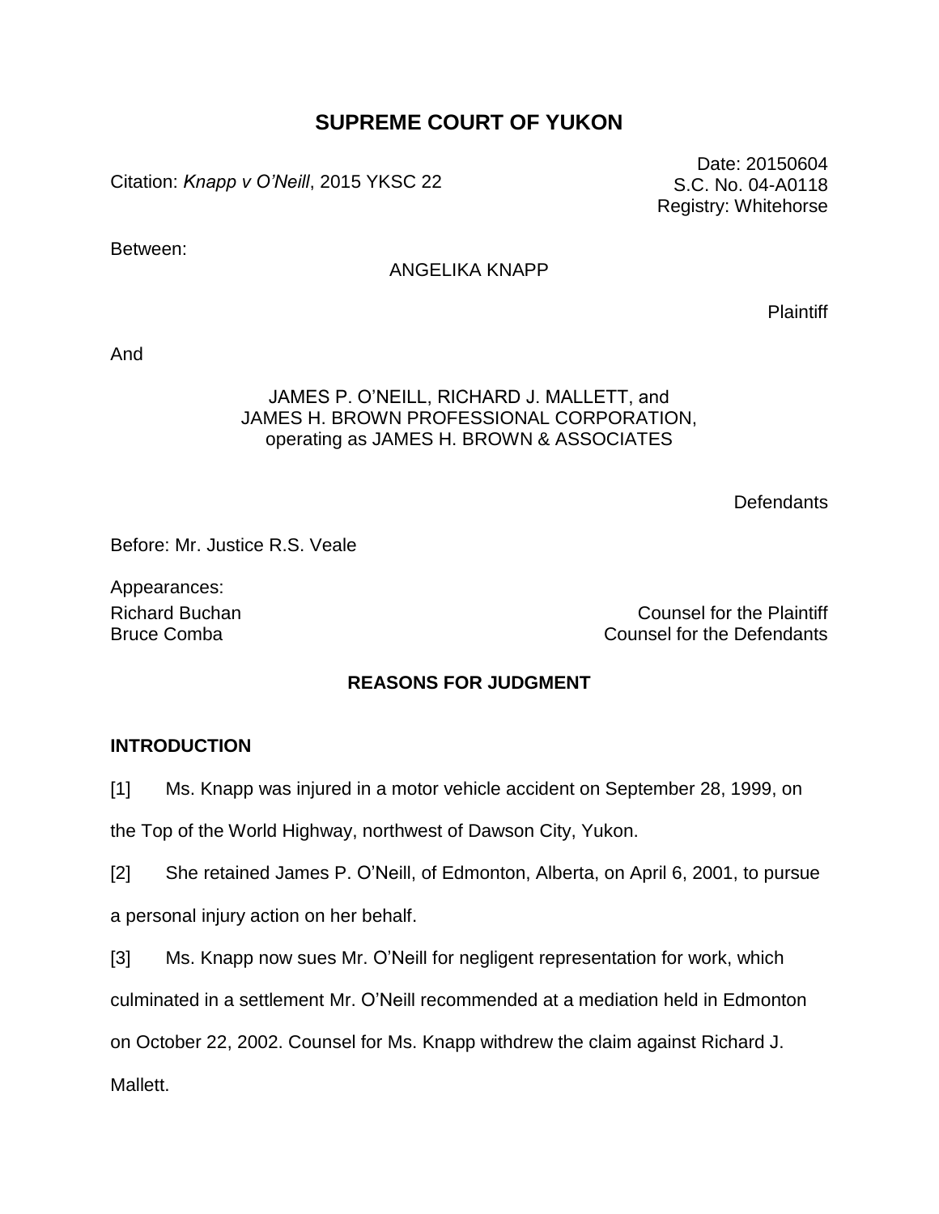# SUPREME COURT OF YUKON

Citation: *Knapp v O'Neill*, 2015 YKSC 22

Date: 20150604
S.C. No. 04-A0118
Registry: Whitehorse

Between:

ANGELIKA KNAPP

Plaintiff

And

JAMES P. O'NEILL, RICHARD J. MALLETT, and
JAMES H. BROWN PROFESSIONAL CORPORATION,
operating as JAMES H. BROWN & ASSOCIATES

Defendants

Before: Mr. Justice R.S. Veale

Appearances:

Richard Buchan — Counsel for the Plaintiff
Bruce Comba — Counsel for the Defendants

## REASONS FOR JUDGMENT

### INTRODUCTION

[1] Ms. Knapp was injured in a motor vehicle accident on September 28, 1999, on the Top of the World Highway, northwest of Dawson City, Yukon.

[2] She retained James P. O'Neill, of Edmonton, Alberta, on April 6, 2001, to pursue a personal injury action on her behalf.

[3] Ms. Knapp now sues Mr. O'Neill for negligent representation for work, which culminated in a settlement Mr. O'Neill recommended at a mediation held in Edmonton on October 22, 2002. Counsel for Ms. Knapp withdrew the claim against Richard J. Mallett.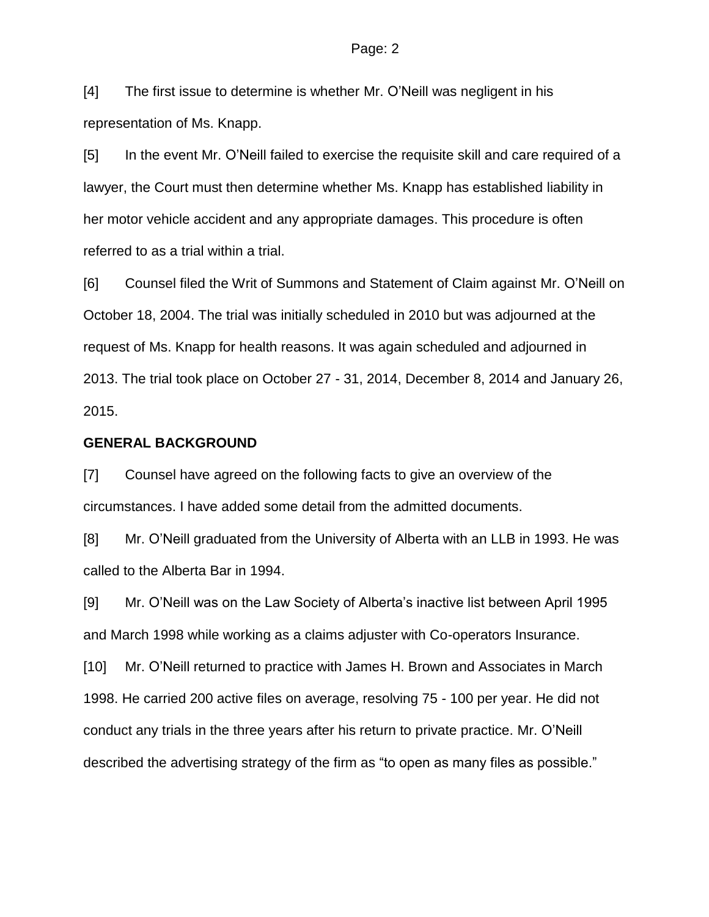[4] The first issue to determine is whether Mr. O'Neill was negligent in his representation of Ms. Knapp.

[5] In the event Mr. O'Neill failed to exercise the requisite skill and care required of a lawyer, the Court must then determine whether Ms. Knapp has established liability in her motor vehicle accident and any appropriate damages. This procedure is often referred to as a trial within a trial.

[6] Counsel filed the Writ of Summons and Statement of Claim against Mr. O'Neill on October 18, 2004. The trial was initially scheduled in 2010 but was adjourned at the request of Ms. Knapp for health reasons. It was again scheduled and adjourned in 2013. The trial took place on October 27 - 31, 2014, December 8, 2014 and January 26, 2015.

**GENERAL BACKGROUND**

[7] Counsel have agreed on the following facts to give an overview of the circumstances. I have added some detail from the admitted documents.

[8] Mr. O'Neill graduated from the University of Alberta with an LLB in 1993. He was called to the Alberta Bar in 1994.

[9] Mr. O'Neill was on the Law Society of Alberta's inactive list between April 1995 and March 1998 while working as a claims adjuster with Co-operators Insurance.

[10] Mr. O'Neill returned to practice with James H. Brown and Associates in March 1998. He carried 200 active files on average, resolving 75 - 100 per year. He did not conduct any trials in the three years after his return to private practice. Mr. O'Neill described the advertising strategy of the firm as "to open as many files as possible."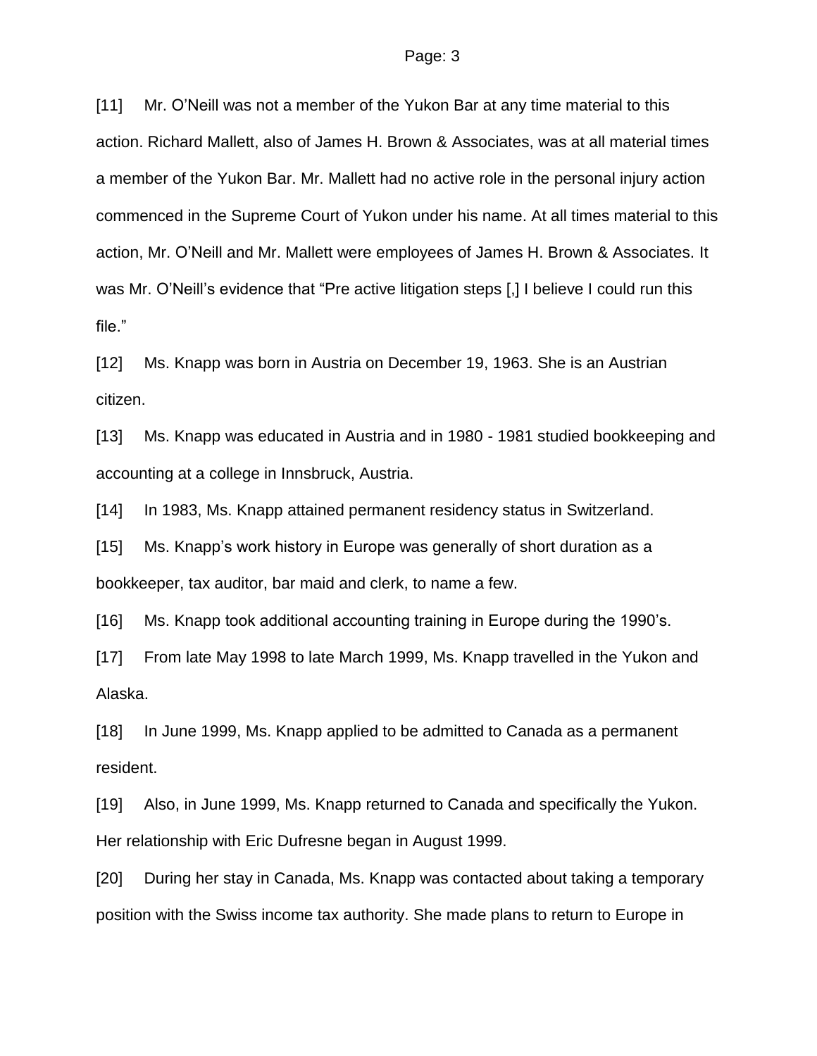[11] Mr. O'Neill was not a member of the Yukon Bar at any time material to this action. Richard Mallett, also of James H. Brown & Associates, was at all material times a member of the Yukon Bar. Mr. Mallett had no active role in the personal injury action commenced in the Supreme Court of Yukon under his name. At all times material to this action, Mr. O'Neill and Mr. Mallett were employees of James H. Brown & Associates. It was Mr. O'Neill's evidence that "Pre active litigation steps [,] I believe I could run this file."

[12] Ms. Knapp was born in Austria on December 19, 1963. She is an Austrian citizen.

[13] Ms. Knapp was educated in Austria and in 1980 - 1981 studied bookkeeping and accounting at a college in Innsbruck, Austria.

[14] In 1983, Ms. Knapp attained permanent residency status in Switzerland.

[15] Ms. Knapp's work history in Europe was generally of short duration as a bookkeeper, tax auditor, bar maid and clerk, to name a few.

[16] Ms. Knapp took additional accounting training in Europe during the 1990's.

[17] From late May 1998 to late March 1999, Ms. Knapp travelled in the Yukon and Alaska.

[18] In June 1999, Ms. Knapp applied to be admitted to Canada as a permanent resident.

[19] Also, in June 1999, Ms. Knapp returned to Canada and specifically the Yukon. Her relationship with Eric Dufresne began in August 1999.

[20] During her stay in Canada, Ms. Knapp was contacted about taking a temporary position with the Swiss income tax authority. She made plans to return to Europe in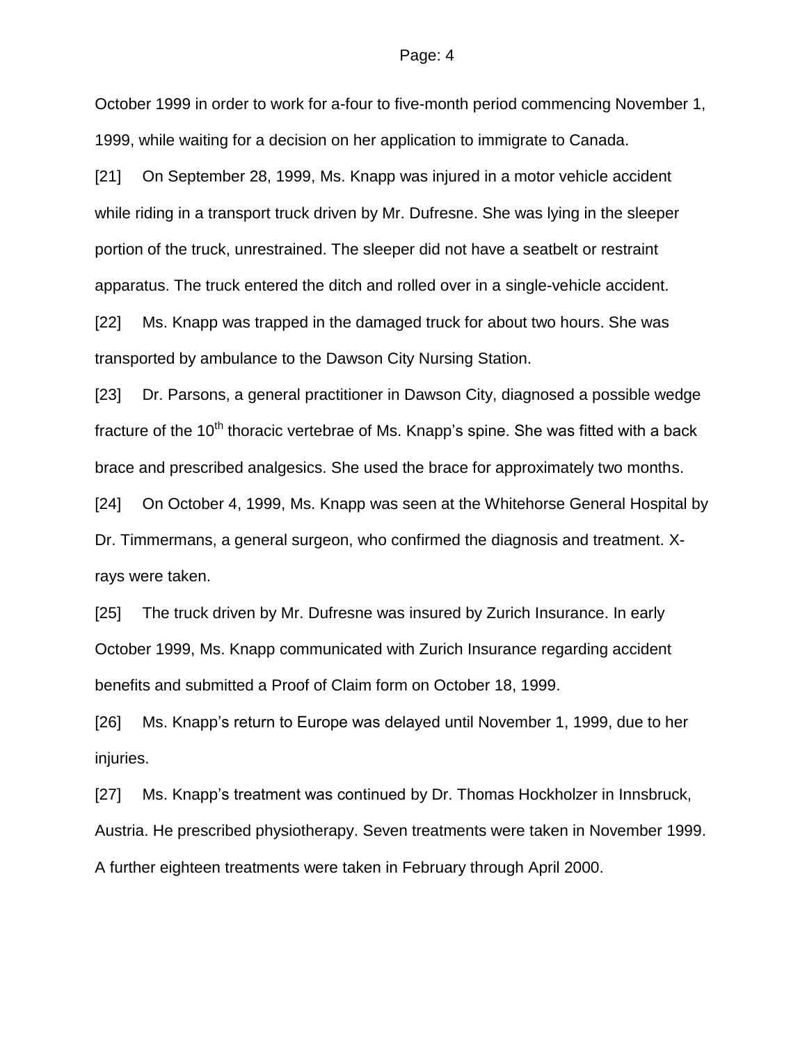October 1999 in order to work for a-four to five-month period commencing November 1, 1999, while waiting for a decision on her application to immigrate to Canada.

[21] On September 28, 1999, Ms. Knapp was injured in a motor vehicle accident while riding in a transport truck driven by Mr. Dufresne. She was lying in the sleeper portion of the truck, unrestrained. The sleeper did not have a seatbelt or restraint apparatus. The truck entered the ditch and rolled over in a single-vehicle accident.

[22] Ms. Knapp was trapped in the damaged truck for about two hours. She was transported by ambulance to the Dawson City Nursing Station.

[23] Dr. Parsons, a general practitioner in Dawson City, diagnosed a possible wedge fracture of the 10th thoracic vertebrae of Ms. Knapp's spine. She was fitted with a back brace and prescribed analgesics. She used the brace for approximately two months.

[24] On October 4, 1999, Ms. Knapp was seen at the Whitehorse General Hospital by Dr. Timmermans, a general surgeon, who confirmed the diagnosis and treatment. X-rays were taken.

[25] The truck driven by Mr. Dufresne was insured by Zurich Insurance. In early October 1999, Ms. Knapp communicated with Zurich Insurance regarding accident benefits and submitted a Proof of Claim form on October 18, 1999.

[26] Ms. Knapp's return to Europe was delayed until November 1, 1999, due to her injuries.

[27] Ms. Knapp's treatment was continued by Dr. Thomas Hockholzer in Innsbruck, Austria. He prescribed physiotherapy. Seven treatments were taken in November 1999. A further eighteen treatments were taken in February through April 2000.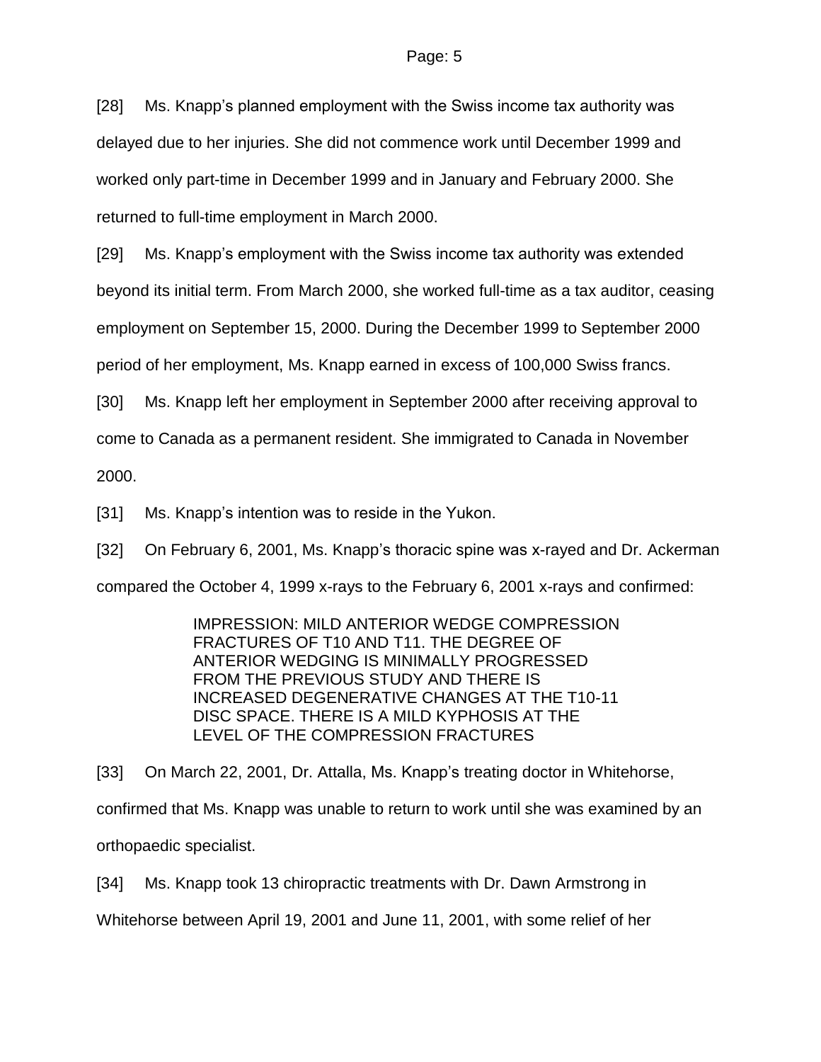[28] Ms. Knapp's planned employment with the Swiss income tax authority was delayed due to her injuries. She did not commence work until December 1999 and worked only part-time in December 1999 and in January and February 2000. She returned to full-time employment in March 2000.

[29] Ms. Knapp's employment with the Swiss income tax authority was extended beyond its initial term. From March 2000, she worked full-time as a tax auditor, ceasing employment on September 15, 2000. During the December 1999 to September 2000 period of her employment, Ms. Knapp earned in excess of 100,000 Swiss francs.

[30] Ms. Knapp left her employment in September 2000 after receiving approval to come to Canada as a permanent resident. She immigrated to Canada in November 2000.

[31] Ms. Knapp's intention was to reside in the Yukon.

[32] On February 6, 2001, Ms. Knapp's thoracic spine was x-rayed and Dr. Ackerman compared the October 4, 1999 x-rays to the February 6, 2001 x-rays and confirmed:

> IMPRESSION: MILD ANTERIOR WEDGE COMPRESSION FRACTURES OF T10 AND T11. THE DEGREE OF ANTERIOR WEDGING IS MINIMALLY PROGRESSED FROM THE PREVIOUS STUDY AND THERE IS INCREASED DEGENERATIVE CHANGES AT THE T10-11 DISC SPACE. THERE IS A MILD KYPHOSIS AT THE LEVEL OF THE COMPRESSION FRACTURES

[33] On March 22, 2001, Dr. Attalla, Ms. Knapp's treating doctor in Whitehorse, confirmed that Ms. Knapp was unable to return to work until she was examined by an orthopaedic specialist.

[34] Ms. Knapp took 13 chiropractic treatments with Dr. Dawn Armstrong in Whitehorse between April 19, 2001 and June 11, 2001, with some relief of her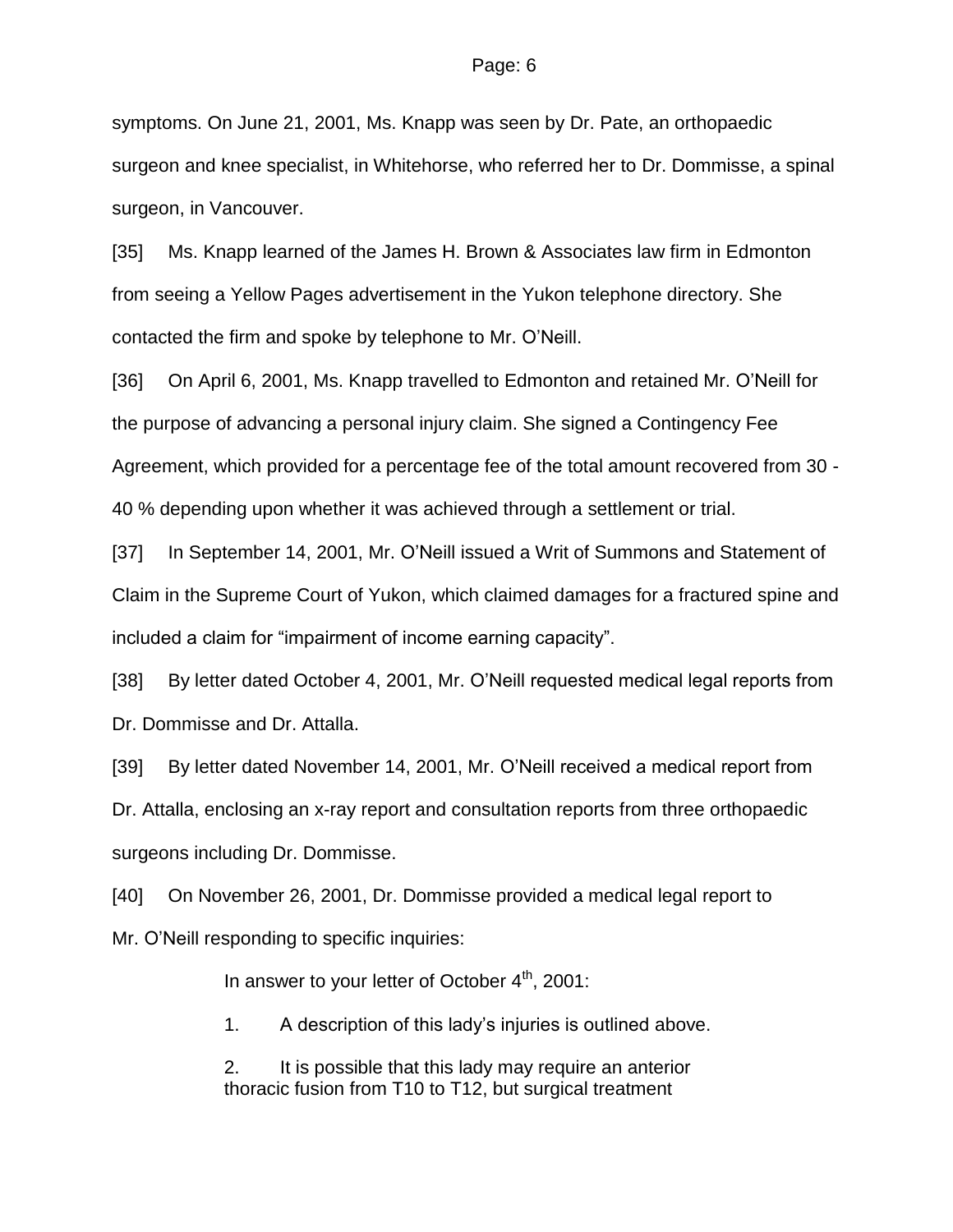symptoms. On June 21, 2001, Ms. Knapp was seen by Dr. Pate, an orthopaedic surgeon and knee specialist, in Whitehorse, who referred her to Dr. Dommisse, a spinal surgeon, in Vancouver.

[35] Ms. Knapp learned of the James H. Brown & Associates law firm in Edmonton from seeing a Yellow Pages advertisement in the Yukon telephone directory. She contacted the firm and spoke by telephone to Mr. O'Neill.

[36] On April 6, 2001, Ms. Knapp travelled to Edmonton and retained Mr. O'Neill for the purpose of advancing a personal injury claim. She signed a Contingency Fee Agreement, which provided for a percentage fee of the total amount recovered from 30 - 40 % depending upon whether it was achieved through a settlement or trial.

[37] In September 14, 2001, Mr. O'Neill issued a Writ of Summons and Statement of Claim in the Supreme Court of Yukon, which claimed damages for a fractured spine and included a claim for "impairment of income earning capacity".

[38] By letter dated October 4, 2001, Mr. O'Neill requested medical legal reports from Dr. Dommisse and Dr. Attalla.

[39] By letter dated November 14, 2001, Mr. O'Neill received a medical report from Dr. Attalla, enclosing an x-ray report and consultation reports from three orthopaedic surgeons including Dr. Dommisse.

[40] On November 26, 2001, Dr. Dommisse provided a medical legal report to Mr. O'Neill responding to specific inquiries:

> In answer to your letter of October 4th, 2001:
>
> 1. A description of this lady's injuries is outlined above.
>
> 2. It is possible that this lady may require an anterior thoracic fusion from T10 to T12, but surgical treatment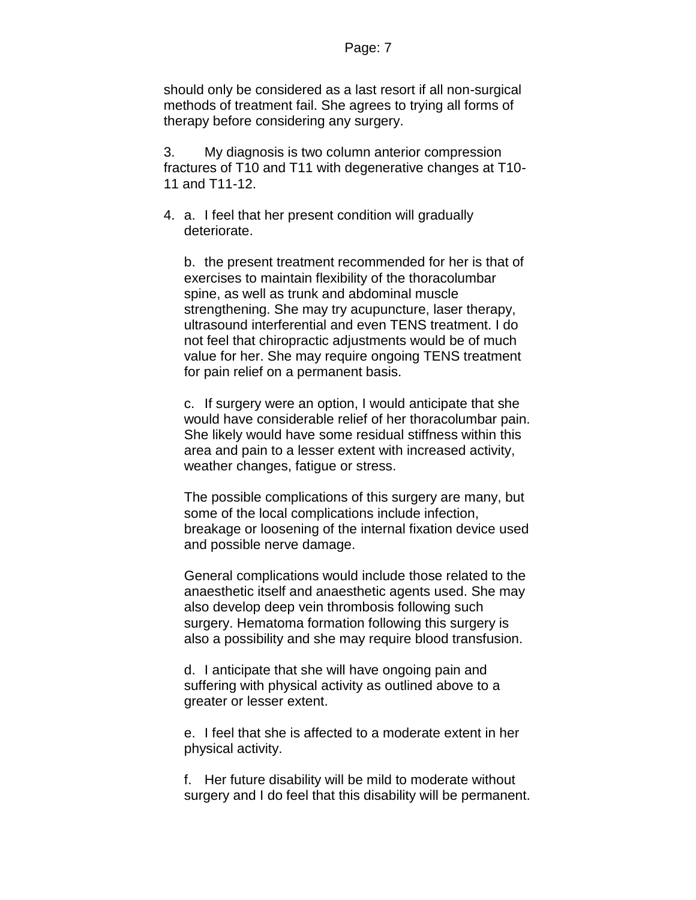should only be considered as a last resort if all non-surgical methods of treatment fail. She agrees to trying all forms of therapy before considering any surgery.

3. My diagnosis is two column anterior compression fractures of T10 and T11 with degenerative changes at T10-11 and T11-12.

4. a. I feel that her present condition will gradually deteriorate.

   b. the present treatment recommended for her is that of exercises to maintain flexibility of the thoracolumbar spine, as well as trunk and abdominal muscle strengthening. She may try acupuncture, laser therapy, ultrasound interferential and even TENS treatment. I do not feel that chiropractic adjustments would be of much value for her. She may require ongoing TENS treatment for pain relief on a permanent basis.

   c. If surgery were an option, I would anticipate that she would have considerable relief of her thoracolumbar pain. She likely would have some residual stiffness within this area and pain to a lesser extent with increased activity, weather changes, fatigue or stress.

   The possible complications of this surgery are many, but some of the local complications include infection, breakage or loosening of the internal fixation device used and possible nerve damage.

   General complications would include those related to the anaesthetic itself and anaesthetic agents used. She may also develop deep vein thrombosis following such surgery. Hematoma formation following this surgery is also a possibility and she may require blood transfusion.

   d. I anticipate that she will have ongoing pain and suffering with physical activity as outlined above to a greater or lesser extent.

   e. I feel that she is affected to a moderate extent in her physical activity.

   f. Her future disability will be mild to moderate without surgery and I do feel that this disability will be permanent.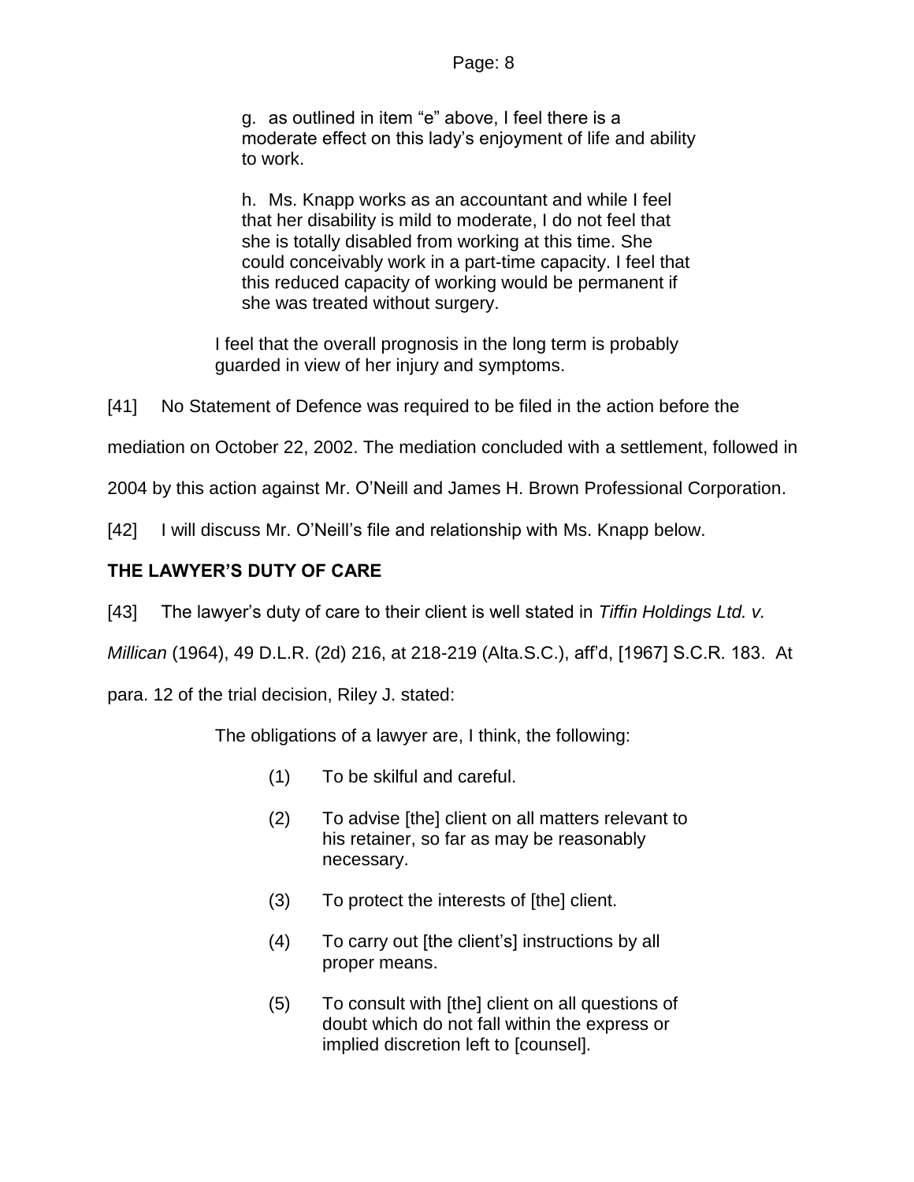> g. as outlined in item "e" above, I feel there is a moderate effect on this lady's enjoyment of life and ability to work.
>
> h. Ms. Knapp works as an accountant and while I feel that her disability is mild to moderate, I do not feel that she is totally disabled from working at this time. She could conceivably work in a part-time capacity. I feel that this reduced capacity of working would be permanent if she was treated without surgery.
>
> I feel that the overall prognosis in the long term is probably guarded in view of her injury and symptoms.

[41] No Statement of Defence was required to be filed in the action before the mediation on October 22, 2002. The mediation concluded with a settlement, followed in 2004 by this action against Mr. O'Neill and James H. Brown Professional Corporation.

[42] I will discuss Mr. O'Neill's file and relationship with Ms. Knapp below.

## THE LAWYER'S DUTY OF CARE

[43] The lawyer's duty of care to their client is well stated in *Tiffin Holdings Ltd. v. Millican* (1964), 49 D.L.R. (2d) 216, at 218-219 (Alta.S.C.), aff'd, [1967] S.C.R. 183. At para. 12 of the trial decision, Riley J. stated:

> The obligations of a lawyer are, I think, the following:
>
> (1) To be skilful and careful.
>
> (2) To advise [the] client on all matters relevant to his retainer, so far as may be reasonably necessary.
>
> (3) To protect the interests of [the] client.
>
> (4) To carry out [the client's] instructions by all proper means.
>
> (5) To consult with [the] client on all questions of doubt which do not fall within the express or implied discretion left to [counsel].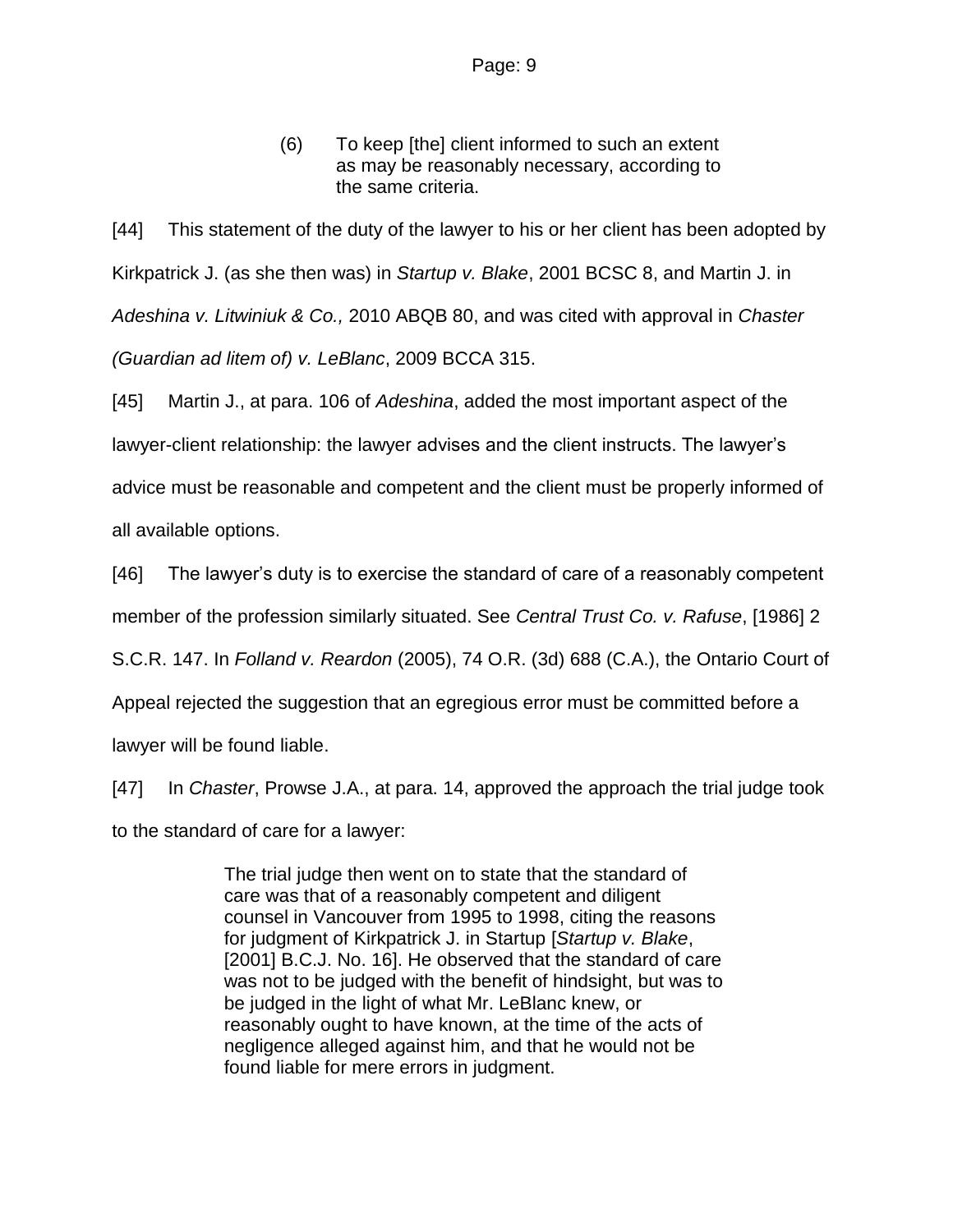> (6) To keep [the] client informed to such an extent as may be reasonably necessary, according to the same criteria.

[44] This statement of the duty of the lawyer to his or her client has been adopted by Kirkpatrick J. (as she then was) in *Startup v. Blake*, 2001 BCSC 8, and Martin J. in *Adeshina v. Litwiniuk & Co.,* 2010 ABQB 80, and was cited with approval in *Chaster (Guardian ad litem of) v. LeBlanc*, 2009 BCCA 315.

[45] Martin J., at para. 106 of *Adeshina*, added the most important aspect of the lawyer-client relationship: the lawyer advises and the client instructs. The lawyer's advice must be reasonable and competent and the client must be properly informed of all available options.

[46] The lawyer's duty is to exercise the standard of care of a reasonably competent member of the profession similarly situated. See *Central Trust Co. v. Rafuse*, [1986] 2 S.C.R. 147. In *Folland v. Reardon* (2005), 74 O.R. (3d) 688 (C.A.), the Ontario Court of Appeal rejected the suggestion that an egregious error must be committed before a lawyer will be found liable.

[47] In *Chaster*, Prowse J.A., at para. 14, approved the approach the trial judge took to the standard of care for a lawyer:

> The trial judge then went on to state that the standard of care was that of a reasonably competent and diligent counsel in Vancouver from 1995 to 1998, citing the reasons for judgment of Kirkpatrick J. in Startup [*Startup v. Blake*, [2001] B.C.J. No. 16]. He observed that the standard of care was not to be judged with the benefit of hindsight, but was to be judged in the light of what Mr. LeBlanc knew, or reasonably ought to have known, at the time of the acts of negligence alleged against him, and that he would not be found liable for mere errors in judgment.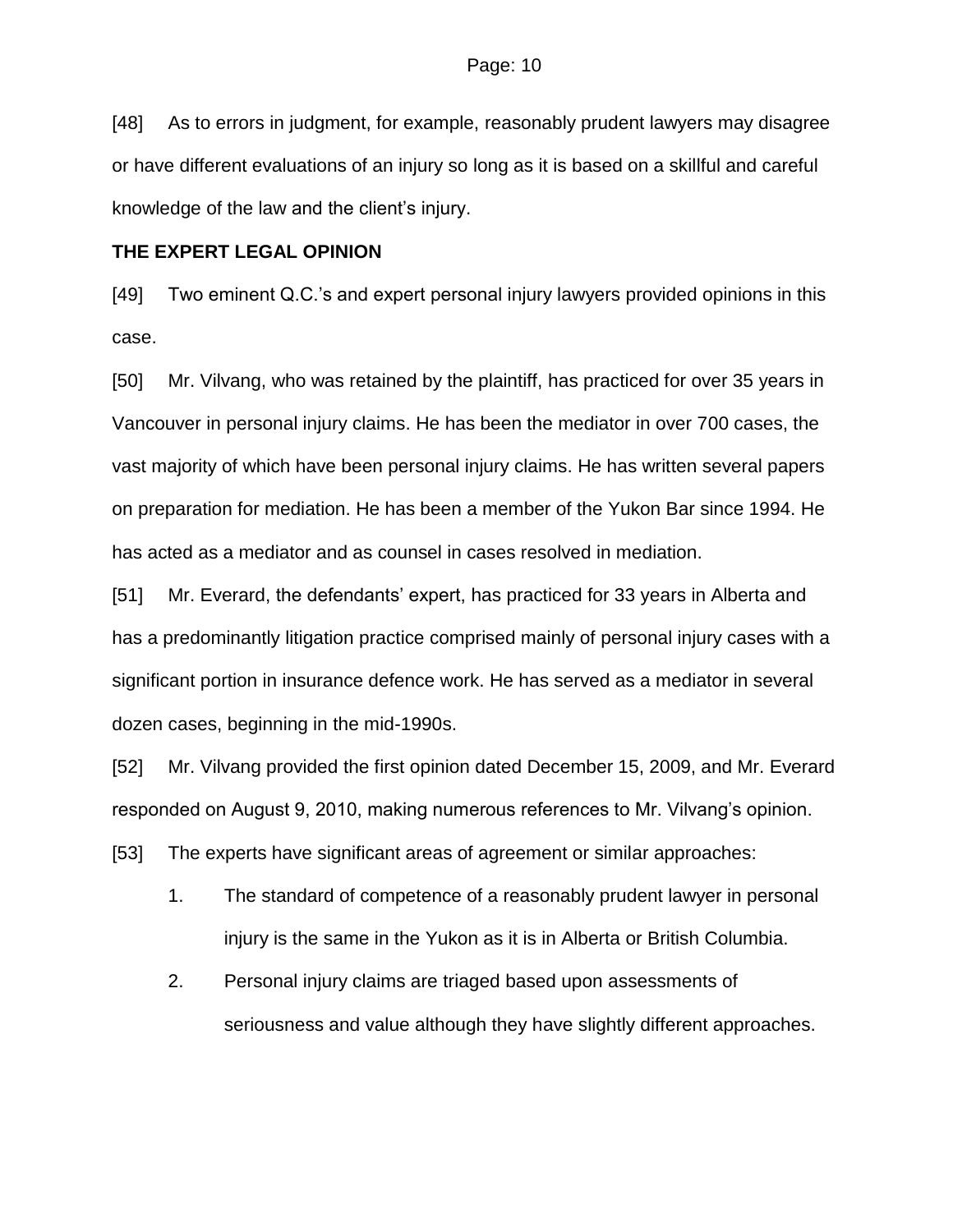[48] As to errors in judgment, for example, reasonably prudent lawyers may disagree or have different evaluations of an injury so long as it is based on a skillful and careful knowledge of the law and the client's injury.

**THE EXPERT LEGAL OPINION**

[49] Two eminent Q.C.'s and expert personal injury lawyers provided opinions in this case.

[50] Mr. Vilvang, who was retained by the plaintiff, has practiced for over 35 years in Vancouver in personal injury claims. He has been the mediator in over 700 cases, the vast majority of which have been personal injury claims. He has written several papers on preparation for mediation. He has been a member of the Yukon Bar since 1994. He has acted as a mediator and as counsel in cases resolved in mediation.

[51] Mr. Everard, the defendants' expert, has practiced for 33 years in Alberta and has a predominantly litigation practice comprised mainly of personal injury cases with a significant portion in insurance defence work. He has served as a mediator in several dozen cases, beginning in the mid-1990s.

[52] Mr. Vilvang provided the first opinion dated December 15, 2009, and Mr. Everard responded on August 9, 2010, making numerous references to Mr. Vilvang's opinion.

[53] The experts have significant areas of agreement or similar approaches:

1. The standard of competence of a reasonably prudent lawyer in personal injury is the same in the Yukon as it is in Alberta or British Columbia.
2. Personal injury claims are triaged based upon assessments of seriousness and value although they have slightly different approaches.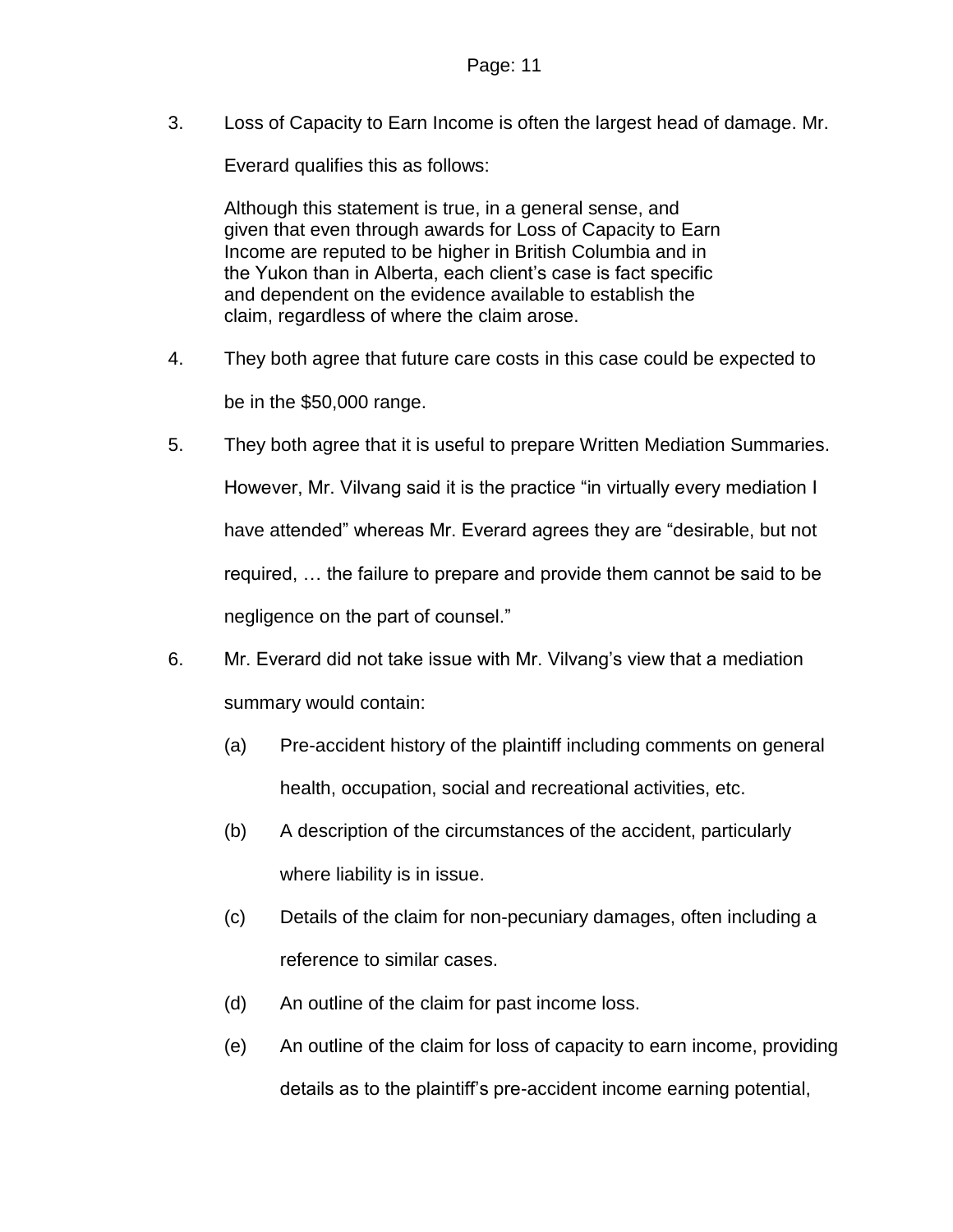3. Loss of Capacity to Earn Income is often the largest head of damage. Mr. Everard qualifies this as follows:

> Although this statement is true, in a general sense, and given that even through awards for Loss of Capacity to Earn Income are reputed to be higher in British Columbia and in the Yukon than in Alberta, each client's case is fact specific and dependent on the evidence available to establish the claim, regardless of where the claim arose.

4. They both agree that future care costs in this case could be expected to be in the $50,000 range.

5. They both agree that it is useful to prepare Written Mediation Summaries. However, Mr. Vilvang said it is the practice "in virtually every mediation I have attended" whereas Mr. Everard agrees they are "desirable, but not required, … the failure to prepare and provide them cannot be said to be negligence on the part of counsel."

6. Mr. Everard did not take issue with Mr. Vilvang's view that a mediation summary would contain:

   (a) Pre-accident history of the plaintiff including comments on general health, occupation, social and recreational activities, etc.

   (b) A description of the circumstances of the accident, particularly where liability is in issue.

   (c) Details of the claim for non-pecuniary damages, often including a reference to similar cases.

   (d) An outline of the claim for past income loss.

   (e) An outline of the claim for loss of capacity to earn income, providing details as to the plaintiff's pre-accident income earning potential,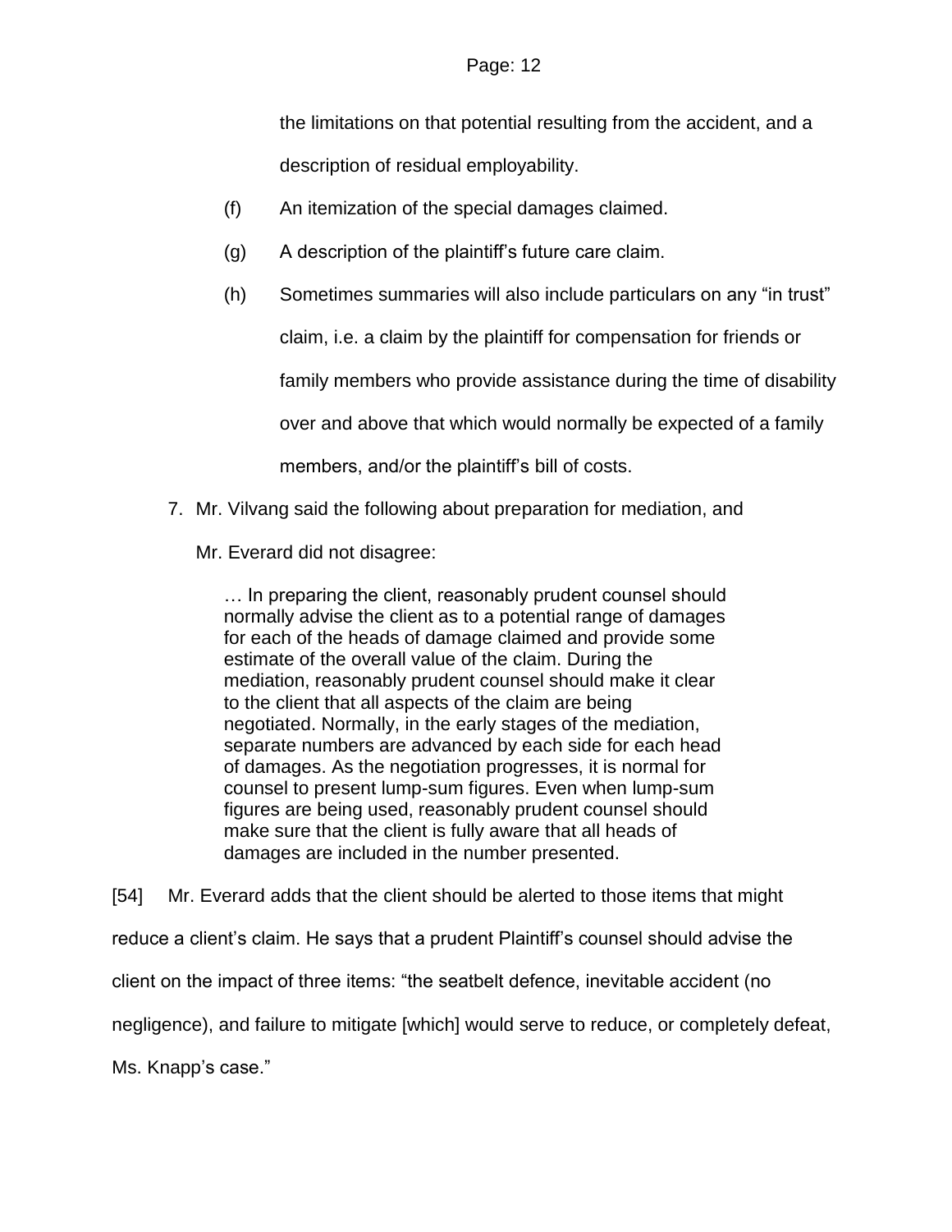the limitations on that potential resulting from the accident, and a description of residual employability.

(f) An itemization of the special damages claimed.

(g) A description of the plaintiff's future care claim.

(h) Sometimes summaries will also include particulars on any "in trust" claim, i.e. a claim by the plaintiff for compensation for friends or family members who provide assistance during the time of disability over and above that which would normally be expected of a family members, and/or the plaintiff's bill of costs.

7. Mr. Vilvang said the following about preparation for mediation, and Mr. Everard did not disagree:

> … In preparing the client, reasonably prudent counsel should normally advise the client as to a potential range of damages for each of the heads of damage claimed and provide some estimate of the overall value of the claim. During the mediation, reasonably prudent counsel should make it clear to the client that all aspects of the claim are being negotiated. Normally, in the early stages of the mediation, separate numbers are advanced by each side for each head of damages. As the negotiation progresses, it is normal for counsel to present lump-sum figures. Even when lump-sum figures are being used, reasonably prudent counsel should make sure that the client is fully aware that all heads of damages are included in the number presented.

[54] Mr. Everard adds that the client should be alerted to those items that might reduce a client's claim. He says that a prudent Plaintiff's counsel should advise the client on the impact of three items: "the seatbelt defence, inevitable accident (no negligence), and failure to mitigate [which] would serve to reduce, or completely defeat, Ms. Knapp's case."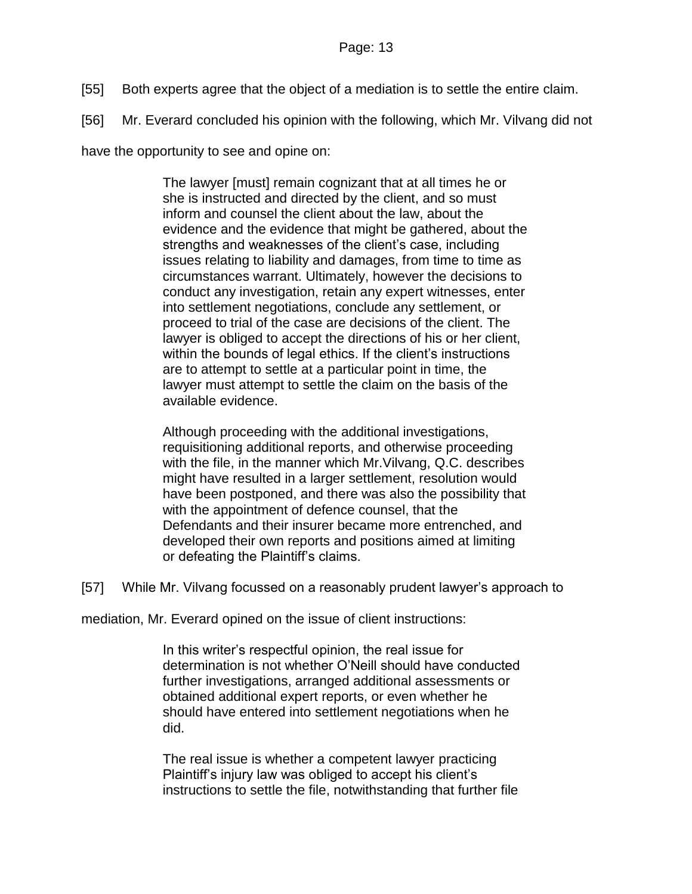[55] Both experts agree that the object of a mediation is to settle the entire claim.

[56] Mr. Everard concluded his opinion with the following, which Mr. Vilvang did not have the opportunity to see and opine on:

> The lawyer [must] remain cognizant that at all times he or she is instructed and directed by the client, and so must inform and counsel the client about the law, about the evidence and the evidence that might be gathered, about the strengths and weaknesses of the client's case, including issues relating to liability and damages, from time to time as circumstances warrant. Ultimately, however the decisions to conduct any investigation, retain any expert witnesses, enter into settlement negotiations, conclude any settlement, or proceed to trial of the case are decisions of the client. The lawyer is obliged to accept the directions of his or her client, within the bounds of legal ethics. If the client's instructions are to attempt to settle at a particular point in time, the lawyer must attempt to settle the claim on the basis of the available evidence.
>
> Although proceeding with the additional investigations, requisitioning additional reports, and otherwise proceeding with the file, in the manner which Mr.Vilvang, Q.C. describes might have resulted in a larger settlement, resolution would have been postponed, and there was also the possibility that with the appointment of defence counsel, that the Defendants and their insurer became more entrenched, and developed their own reports and positions aimed at limiting or defeating the Plaintiff's claims.

[57] While Mr. Vilvang focussed on a reasonably prudent lawyer's approach to mediation, Mr. Everard opined on the issue of client instructions:

> In this writer's respectful opinion, the real issue for determination is not whether O'Neill should have conducted further investigations, arranged additional assessments or obtained additional expert reports, or even whether he should have entered into settlement negotiations when he did.
>
> The real issue is whether a competent lawyer practicing Plaintiff's injury law was obliged to accept his client's instructions to settle the file, notwithstanding that further file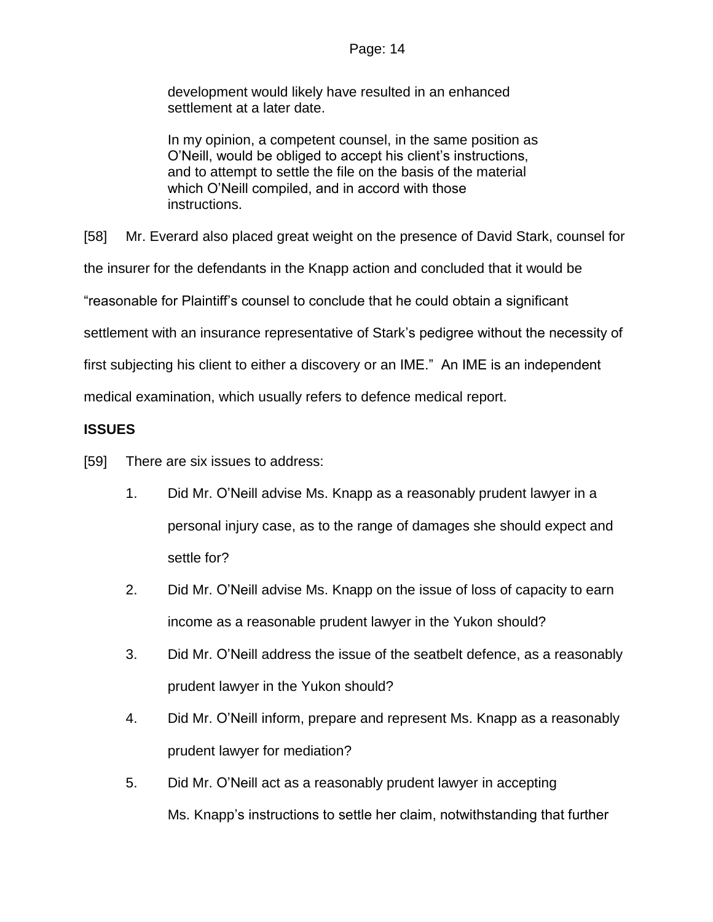> development would likely have resulted in an enhanced settlement at a later date.
>
> In my opinion, a competent counsel, in the same position as O'Neill, would be obliged to accept his client's instructions, and to attempt to settle the file on the basis of the material which O'Neill compiled, and in accord with those instructions.

[58] Mr. Everard also placed great weight on the presence of David Stark, counsel for the insurer for the defendants in the Knapp action and concluded that it would be "reasonable for Plaintiff's counsel to conclude that he could obtain a significant settlement with an insurance representative of Stark's pedigree without the necessity of first subjecting his client to either a discovery or an IME." An IME is an independent medical examination, which usually refers to defence medical report.

**ISSUES**

[59] There are six issues to address:

1. Did Mr. O'Neill advise Ms. Knapp as a reasonably prudent lawyer in a personal injury case, as to the range of damages she should expect and settle for?
2. Did Mr. O'Neill advise Ms. Knapp on the issue of loss of capacity to earn income as a reasonable prudent lawyer in the Yukon should?
3. Did Mr. O'Neill address the issue of the seatbelt defence, as a reasonably prudent lawyer in the Yukon should?
4. Did Mr. O'Neill inform, prepare and represent Ms. Knapp as a reasonably prudent lawyer for mediation?
5. Did Mr. O'Neill act as a reasonably prudent lawyer in accepting Ms. Knapp's instructions to settle her claim, notwithstanding that further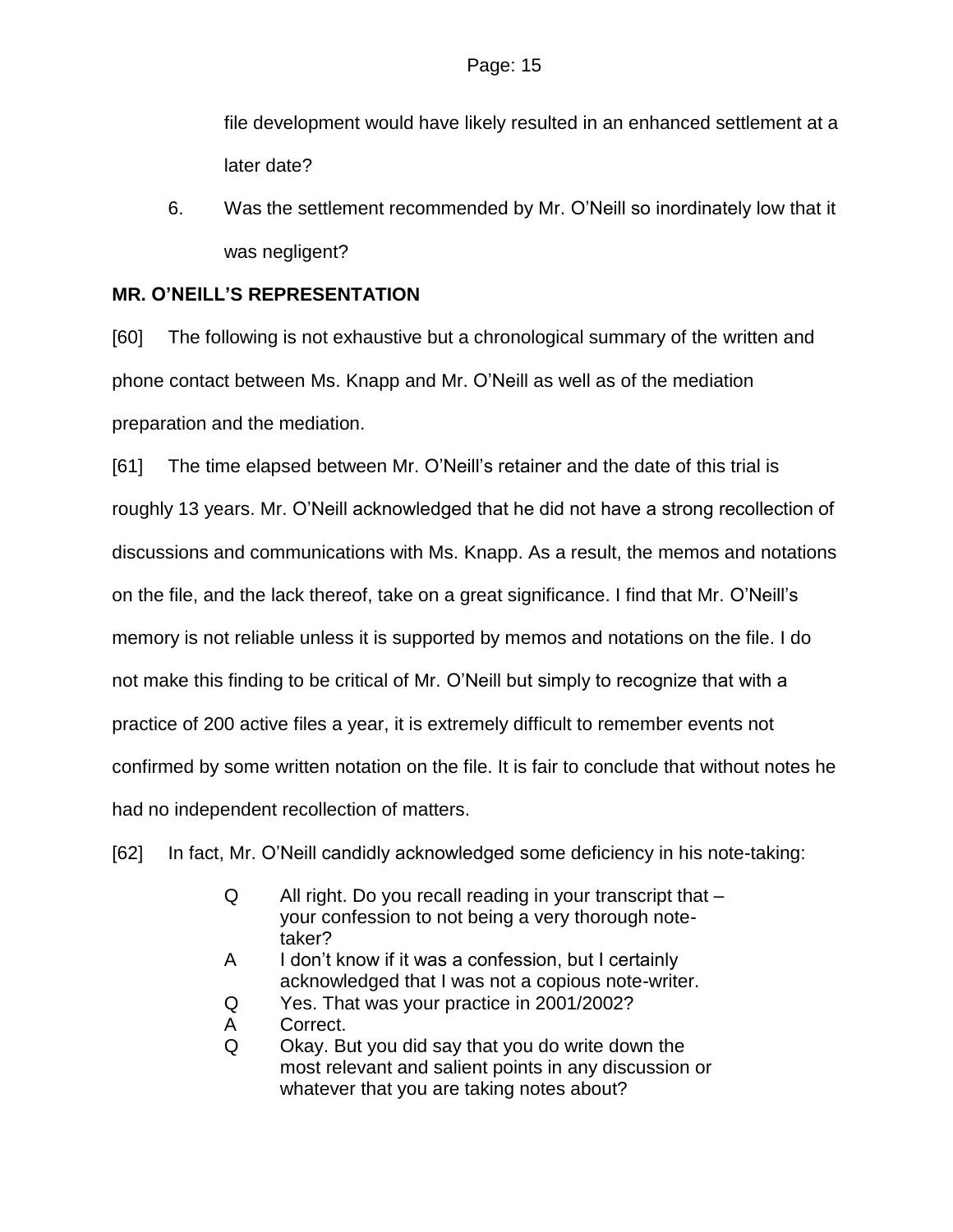file development would have likely resulted in an enhanced settlement at a later date?

6. Was the settlement recommended by Mr. O'Neill so inordinately low that it was negligent?

**MR. O'NEILL'S REPRESENTATION**

[60] The following is not exhaustive but a chronological summary of the written and phone contact between Ms. Knapp and Mr. O'Neill as well as of the mediation preparation and the mediation.

[61] The time elapsed between Mr. O'Neill's retainer and the date of this trial is roughly 13 years. Mr. O'Neill acknowledged that he did not have a strong recollection of discussions and communications with Ms. Knapp. As a result, the memos and notations on the file, and the lack thereof, take on a great significance. I find that Mr. O'Neill's memory is not reliable unless it is supported by memos and notations on the file. I do not make this finding to be critical of Mr. O'Neill but simply to recognize that with a practice of 200 active files a year, it is extremely difficult to remember events not confirmed by some written notation on the file. It is fair to conclude that without notes he had no independent recollection of matters.

[62] In fact, Mr. O'Neill candidly acknowledged some deficiency in his note-taking:

> Q All right. Do you recall reading in your transcript that – your confession to not being a very thorough note-taker?
>
> A I don't know if it was a confession, but I certainly acknowledged that I was not a copious note-writer.
>
> Q Yes. That was your practice in 2001/2002?
>
> A Correct.
>
> Q Okay. But you did say that you do write down the most relevant and salient points in any discussion or whatever that you are taking notes about?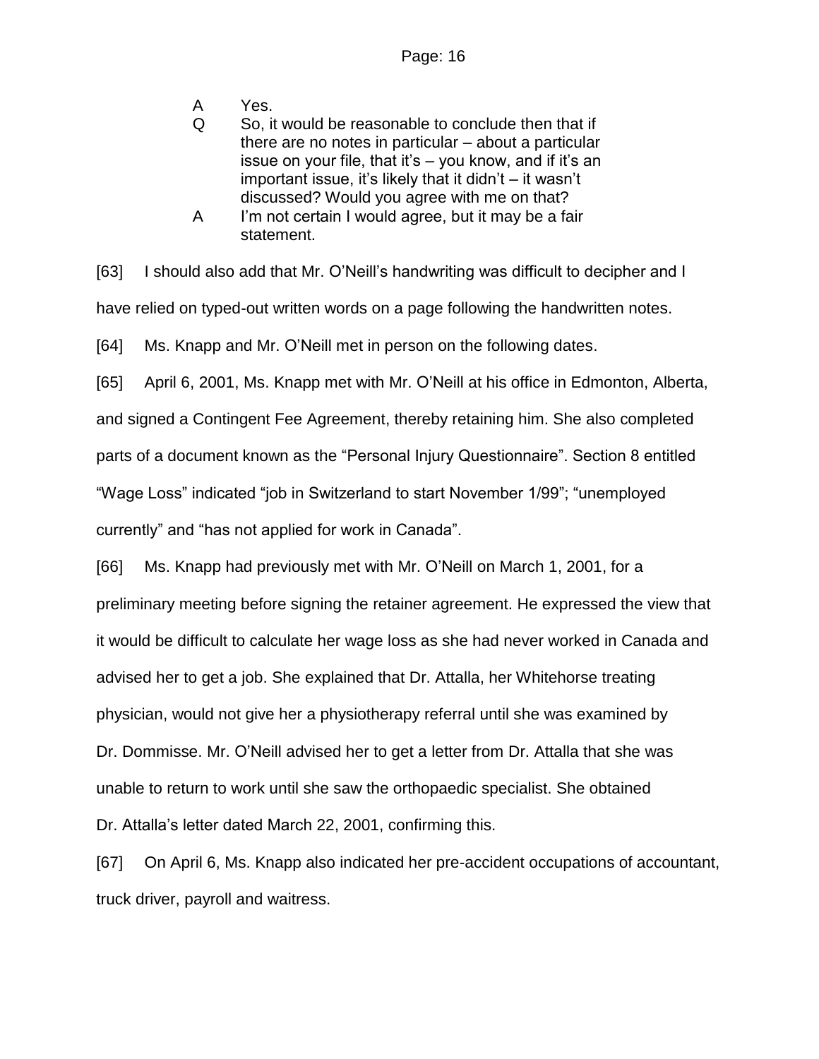A Yes.

Q So, it would be reasonable to conclude then that if there are no notes in particular – about a particular issue on your file, that it's – you know, and if it's an important issue, it's likely that it didn't – it wasn't discussed? Would you agree with me on that?

A I'm not certain I would agree, but it may be a fair statement.

[63] I should also add that Mr. O'Neill's handwriting was difficult to decipher and I have relied on typed-out written words on a page following the handwritten notes.

[64] Ms. Knapp and Mr. O'Neill met in person on the following dates.

[65] April 6, 2001, Ms. Knapp met with Mr. O'Neill at his office in Edmonton, Alberta, and signed a Contingent Fee Agreement, thereby retaining him. She also completed parts of a document known as the "Personal Injury Questionnaire". Section 8 entitled "Wage Loss" indicated "job in Switzerland to start November 1/99"; "unemployed currently" and "has not applied for work in Canada".

[66] Ms. Knapp had previously met with Mr. O'Neill on March 1, 2001, for a preliminary meeting before signing the retainer agreement. He expressed the view that it would be difficult to calculate her wage loss as she had never worked in Canada and advised her to get a job. She explained that Dr. Attalla, her Whitehorse treating physician, would not give her a physiotherapy referral until she was examined by Dr. Dommisse. Mr. O'Neill advised her to get a letter from Dr. Attalla that she was unable to return to work until she saw the orthopaedic specialist. She obtained Dr. Attalla's letter dated March 22, 2001, confirming this.

[67] On April 6, Ms. Knapp also indicated her pre-accident occupations of accountant, truck driver, payroll and waitress.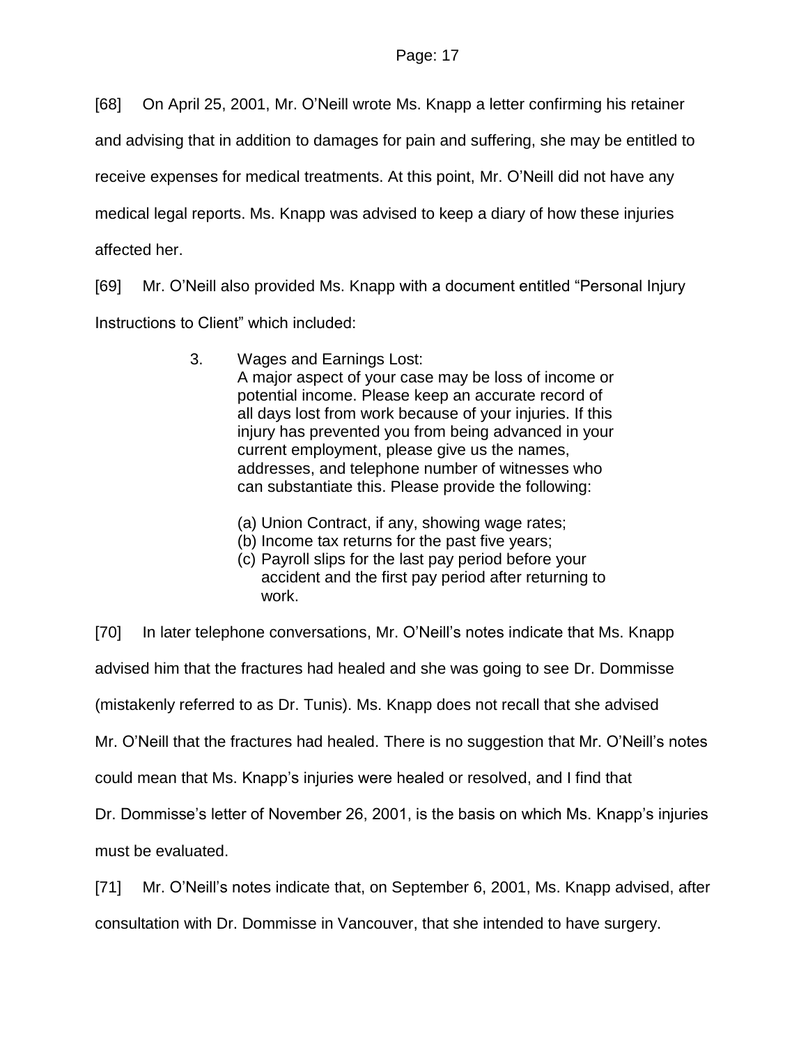[68] On April 25, 2001, Mr. O'Neill wrote Ms. Knapp a letter confirming his retainer and advising that in addition to damages for pain and suffering, she may be entitled to receive expenses for medical treatments. At this point, Mr. O'Neill did not have any medical legal reports. Ms. Knapp was advised to keep a diary of how these injuries affected her.

[69] Mr. O'Neill also provided Ms. Knapp with a document entitled "Personal Injury Instructions to Client" which included:

> 3. Wages and Earnings Lost:
> A major aspect of your case may be loss of income or potential income. Please keep an accurate record of all days lost from work because of your injuries. If this injury has prevented you from being advanced in your current employment, please give us the names, addresses, and telephone number of witnesses who can substantiate this. Please provide the following:
>
> (a) Union Contract, if any, showing wage rates;
> (b) Income tax returns for the past five years;
> (c) Payroll slips for the last pay period before your accident and the first pay period after returning to work.

[70] In later telephone conversations, Mr. O'Neill's notes indicate that Ms. Knapp advised him that the fractures had healed and she was going to see Dr. Dommisse (mistakenly referred to as Dr. Tunis). Ms. Knapp does not recall that she advised Mr. O'Neill that the fractures had healed. There is no suggestion that Mr. O'Neill's notes could mean that Ms. Knapp's injuries were healed or resolved, and I find that Dr. Dommisse's letter of November 26, 2001, is the basis on which Ms. Knapp's injuries must be evaluated.

[71] Mr. O'Neill's notes indicate that, on September 6, 2001, Ms. Knapp advised, after consultation with Dr. Dommisse in Vancouver, that she intended to have surgery.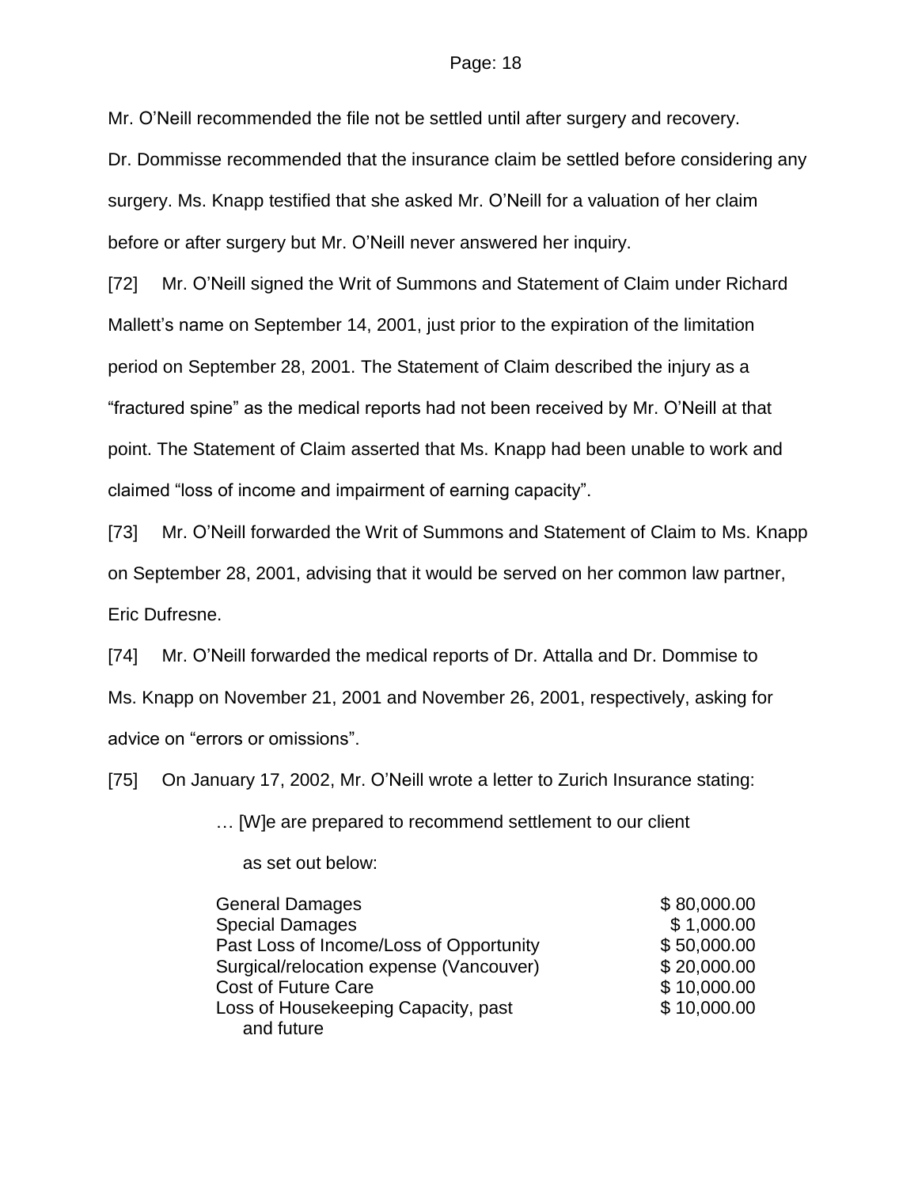Mr. O'Neill recommended the file not be settled until after surgery and recovery. Dr. Dommisse recommended that the insurance claim be settled before considering any surgery. Ms. Knapp testified that she asked Mr. O'Neill for a valuation of her claim before or after surgery but Mr. O'Neill never answered her inquiry.

[72] Mr. O'Neill signed the Writ of Summons and Statement of Claim under Richard Mallett's name on September 14, 2001, just prior to the expiration of the limitation period on September 28, 2001. The Statement of Claim described the injury as a "fractured spine" as the medical reports had not been received by Mr. O'Neill at that point. The Statement of Claim asserted that Ms. Knapp had been unable to work and claimed "loss of income and impairment of earning capacity".

[73] Mr. O'Neill forwarded the Writ of Summons and Statement of Claim to Ms. Knapp on September 28, 2001, advising that it would be served on her common law partner, Eric Dufresne.

[74] Mr. O'Neill forwarded the medical reports of Dr. Attalla and Dr. Dommise to Ms. Knapp on November 21, 2001 and November 26, 2001, respectively, asking for advice on "errors or omissions".

[75] On January 17, 2002, Mr. O'Neill wrote a letter to Zurich Insurance stating:

> … [W]e are prepared to recommend settlement to our client as set out below:
>
> | | |
> |---|---|
> | General Damages | \$ 80,000.00 |
> | Special Damages | \$ 1,000.00 |
> | Past Loss of Income/Loss of Opportunity | \$ 50,000.00 |
> | Surgical/relocation expense (Vancouver) | \$ 20,000.00 |
> | Cost of Future Care | \$ 10,000.00 |
> | Loss of Housekeeping Capacity, past and future | \$ 10,000.00 |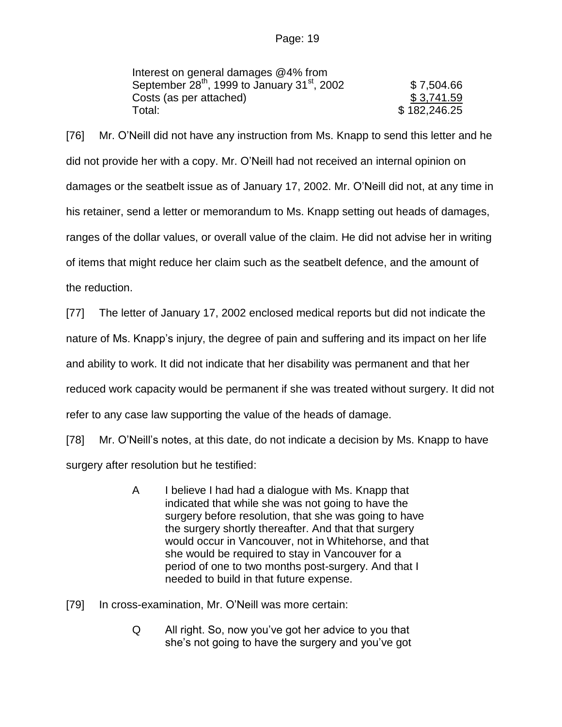| | |
|---|---|
| Interest on general damages @4% from September 28th, 1999 to January 31st, 2002 | $ 7,504.66 |
| Costs (as per attached) | $ 3,741.59 |
| Total: | $ 182,246.25 |

[76] Mr. O'Neill did not have any instruction from Ms. Knapp to send this letter and he did not provide her with a copy. Mr. O'Neill had not received an internal opinion on damages or the seatbelt issue as of January 17, 2002. Mr. O'Neill did not, at any time in his retainer, send a letter or memorandum to Ms. Knapp setting out heads of damages, ranges of the dollar values, or overall value of the claim. He did not advise her in writing of items that might reduce her claim such as the seatbelt defence, and the amount of the reduction.

[77] The letter of January 17, 2002 enclosed medical reports but did not indicate the nature of Ms. Knapp's injury, the degree of pain and suffering and its impact on her life and ability to work. It did not indicate that her disability was permanent and that her reduced work capacity would be permanent if she was treated without surgery. It did not refer to any case law supporting the value of the heads of damage.

[78] Mr. O'Neill's notes, at this date, do not indicate a decision by Ms. Knapp to have surgery after resolution but he testified:

> A I believe I had had a dialogue with Ms. Knapp that indicated that while she was not going to have the surgery before resolution, that she was going to have the surgery shortly thereafter. And that that surgery would occur in Vancouver, not in Whitehorse, and that she would be required to stay in Vancouver for a period of one to two months post-surgery. And that I needed to build in that future expense.

[79] In cross-examination, Mr. O'Neill was more certain:

> Q All right. So, now you've got her advice to you that she's not going to have the surgery and you've got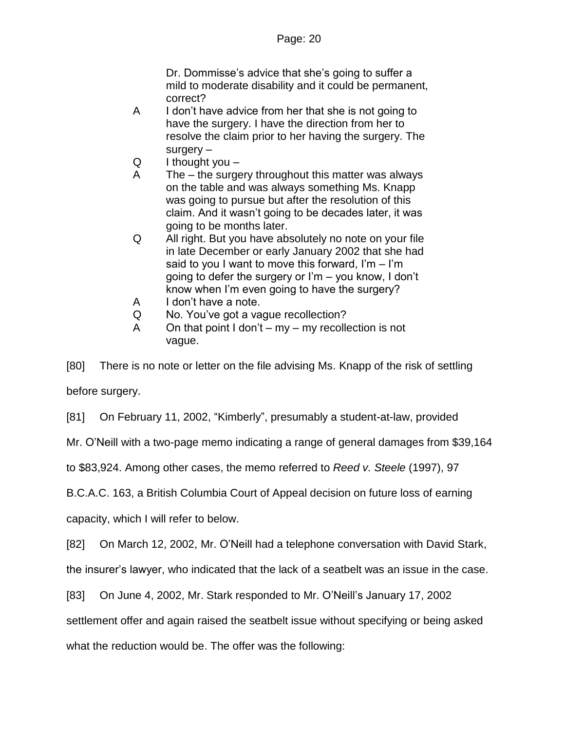Dr. Dommisse's advice that she's going to suffer a mild to moderate disability and it could be permanent, correct?

A I don't have advice from her that she is not going to have the surgery. I have the direction from her to resolve the claim prior to her having the surgery. The surgery –

Q I thought you –

A The – the surgery throughout this matter was always on the table and was always something Ms. Knapp was going to pursue but after the resolution of this claim. And it wasn't going to be decades later, it was going to be months later.

Q All right. But you have absolutely no note on your file in late December or early January 2002 that she had said to you I want to move this forward, I'm – I'm going to defer the surgery or I'm – you know, I don't know when I'm even going to have the surgery?

A I don't have a note.

Q No. You've got a vague recollection?

A On that point I don't – my – my recollection is not vague.

[80] There is no note or letter on the file advising Ms. Knapp of the risk of settling before surgery.

[81] On February 11, 2002, "Kimberly", presumably a student-at-law, provided Mr. O'Neill with a two-page memo indicating a range of general damages from $39,164 to $83,924. Among other cases, the memo referred to *Reed v. Steele* (1997), 97 B.C.A.C. 163, a British Columbia Court of Appeal decision on future loss of earning capacity, which I will refer to below.

[82] On March 12, 2002, Mr. O'Neill had a telephone conversation with David Stark, the insurer's lawyer, who indicated that the lack of a seatbelt was an issue in the case.

[83] On June 4, 2002, Mr. Stark responded to Mr. O'Neill's January 17, 2002 settlement offer and again raised the seatbelt issue without specifying or being asked what the reduction would be. The offer was the following: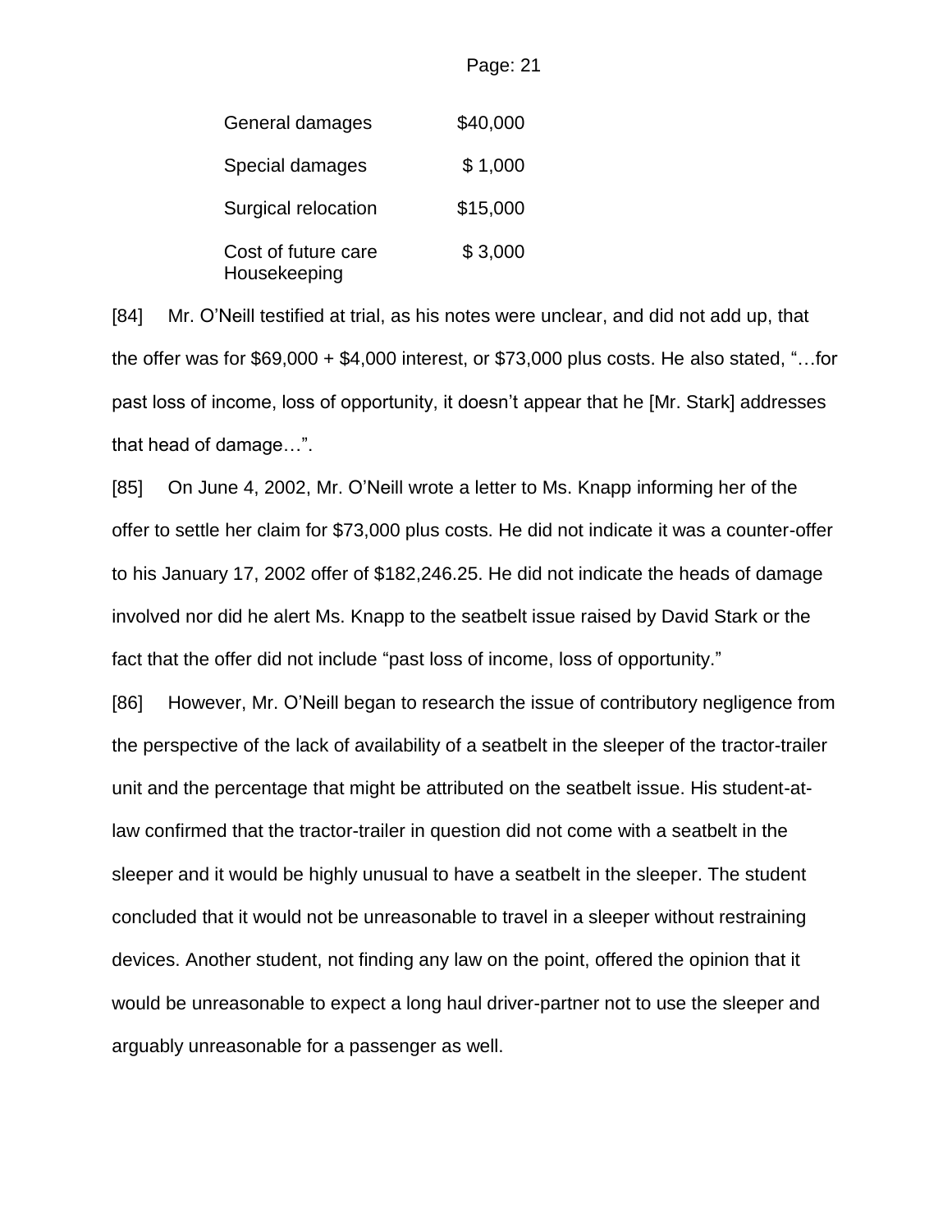| | |
|---|---|
| General damages | $40,000 |
| Special damages | $ 1,000 |
| Surgical relocation | $15,000 |
| Cost of future care Housekeeping | $ 3,000 |

[84] Mr. O'Neill testified at trial, as his notes were unclear, and did not add up, that the offer was for $69,000 + $4,000 interest, or $73,000 plus costs. He also stated, "…for past loss of income, loss of opportunity, it doesn't appear that he [Mr. Stark] addresses that head of damage…".

[85] On June 4, 2002, Mr. O'Neill wrote a letter to Ms. Knapp informing her of the offer to settle her claim for $73,000 plus costs. He did not indicate it was a counter-offer to his January 17, 2002 offer of $182,246.25. He did not indicate the heads of damage involved nor did he alert Ms. Knapp to the seatbelt issue raised by David Stark or the fact that the offer did not include "past loss of income, loss of opportunity."

[86] However, Mr. O'Neill began to research the issue of contributory negligence from the perspective of the lack of availability of a seatbelt in the sleeper of the tractor-trailer unit and the percentage that might be attributed on the seatbelt issue. His student-at-law confirmed that the tractor-trailer in question did not come with a seatbelt in the sleeper and it would be highly unusual to have a seatbelt in the sleeper. The student concluded that it would not be unreasonable to travel in a sleeper without restraining devices. Another student, not finding any law on the point, offered the opinion that it would be unreasonable to expect a long haul driver-partner not to use the sleeper and arguably unreasonable for a passenger as well.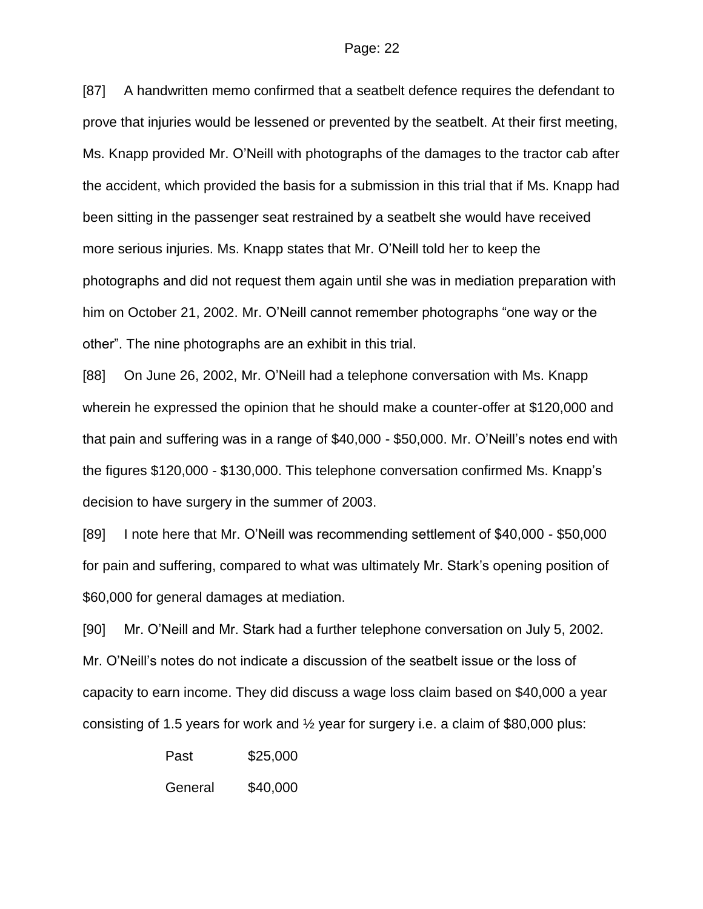[87] A handwritten memo confirmed that a seatbelt defence requires the defendant to prove that injuries would be lessened or prevented by the seatbelt. At their first meeting, Ms. Knapp provided Mr. O'Neill with photographs of the damages to the tractor cab after the accident, which provided the basis for a submission in this trial that if Ms. Knapp had been sitting in the passenger seat restrained by a seatbelt she would have received more serious injuries. Ms. Knapp states that Mr. O'Neill told her to keep the photographs and did not request them again until she was in mediation preparation with him on October 21, 2002. Mr. O'Neill cannot remember photographs "one way or the other". The nine photographs are an exhibit in this trial.

[88] On June 26, 2002, Mr. O'Neill had a telephone conversation with Ms. Knapp wherein he expressed the opinion that he should make a counter-offer at $120,000 and that pain and suffering was in a range of $40,000 - $50,000. Mr. O'Neill's notes end with the figures $120,000 - $130,000. This telephone conversation confirmed Ms. Knapp's decision to have surgery in the summer of 2003.

[89] I note here that Mr. O'Neill was recommending settlement of $40,000 - $50,000 for pain and suffering, compared to what was ultimately Mr. Stark's opening position of $60,000 for general damages at mediation.

[90] Mr. O'Neill and Mr. Stark had a further telephone conversation on July 5, 2002. Mr. O'Neill's notes do not indicate a discussion of the seatbelt issue or the loss of capacity to earn income. They did discuss a wage loss claim based on $40,000 a year consisting of 1.5 years for work and ½ year for surgery i.e. a claim of $80,000 plus:

| | |
|---|---|
| Past | $25,000 |
| General | $40,000 |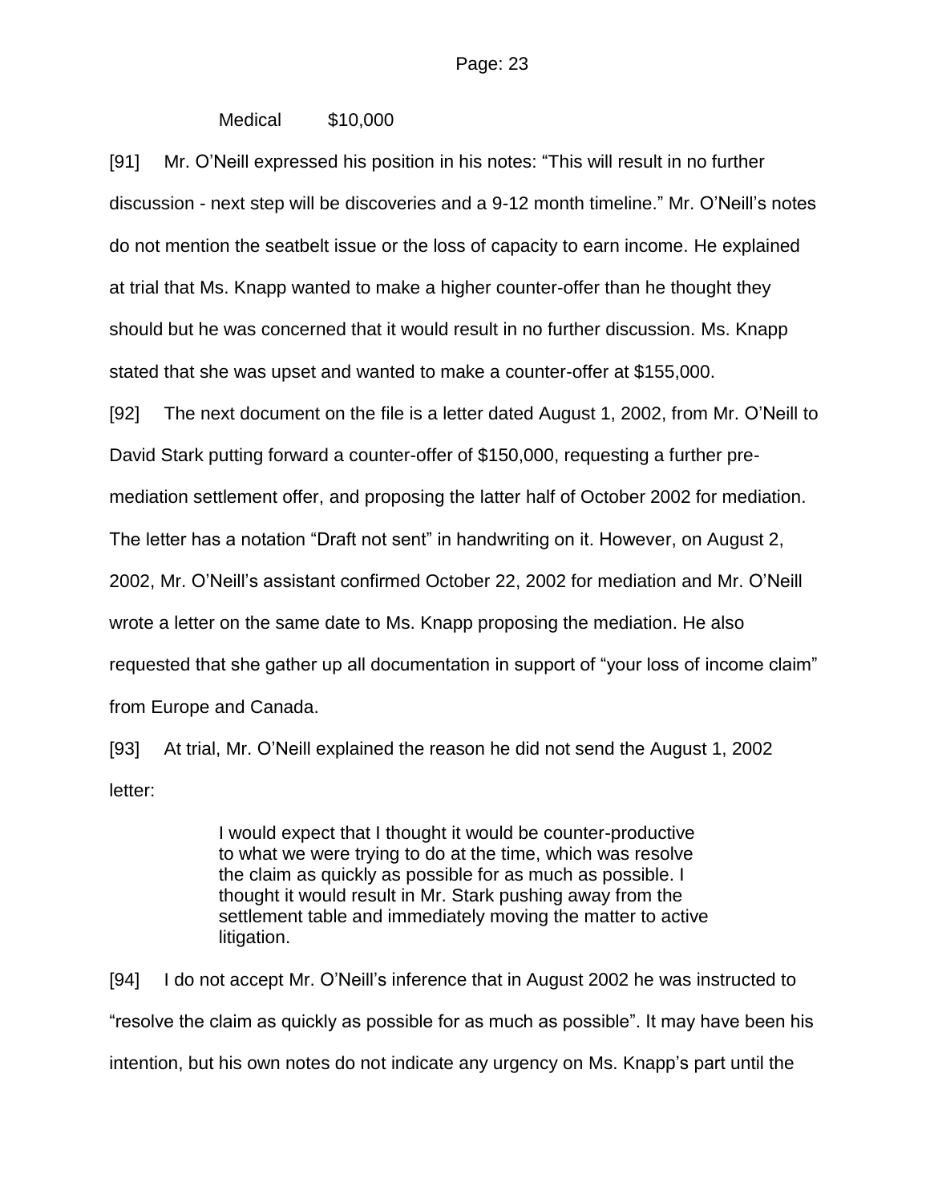Medical $10,000

[91] Mr. O'Neill expressed his position in his notes: "This will result in no further discussion - next step will be discoveries and a 9-12 month timeline." Mr. O'Neill's notes do not mention the seatbelt issue or the loss of capacity to earn income. He explained at trial that Ms. Knapp wanted to make a higher counter-offer than he thought they should but he was concerned that it would result in no further discussion. Ms. Knapp stated that she was upset and wanted to make a counter-offer at $155,000.

[92] The next document on the file is a letter dated August 1, 2002, from Mr. O'Neill to David Stark putting forward a counter-offer of $150,000, requesting a further pre-mediation settlement offer, and proposing the latter half of October 2002 for mediation. The letter has a notation "Draft not sent" in handwriting on it. However, on August 2, 2002, Mr. O'Neill's assistant confirmed October 22, 2002 for mediation and Mr. O'Neill wrote a letter on the same date to Ms. Knapp proposing the mediation. He also requested that she gather up all documentation in support of "your loss of income claim" from Europe and Canada.

[93] At trial, Mr. O'Neill explained the reason he did not send the August 1, 2002 letter:

> I would expect that I thought it would be counter-productive to what we were trying to do at the time, which was resolve the claim as quickly as possible for as much as possible. I thought it would result in Mr. Stark pushing away from the settlement table and immediately moving the matter to active litigation.

[94] I do not accept Mr. O'Neill's inference that in August 2002 he was instructed to "resolve the claim as quickly as possible for as much as possible". It may have been his intention, but his own notes do not indicate any urgency on Ms. Knapp's part until the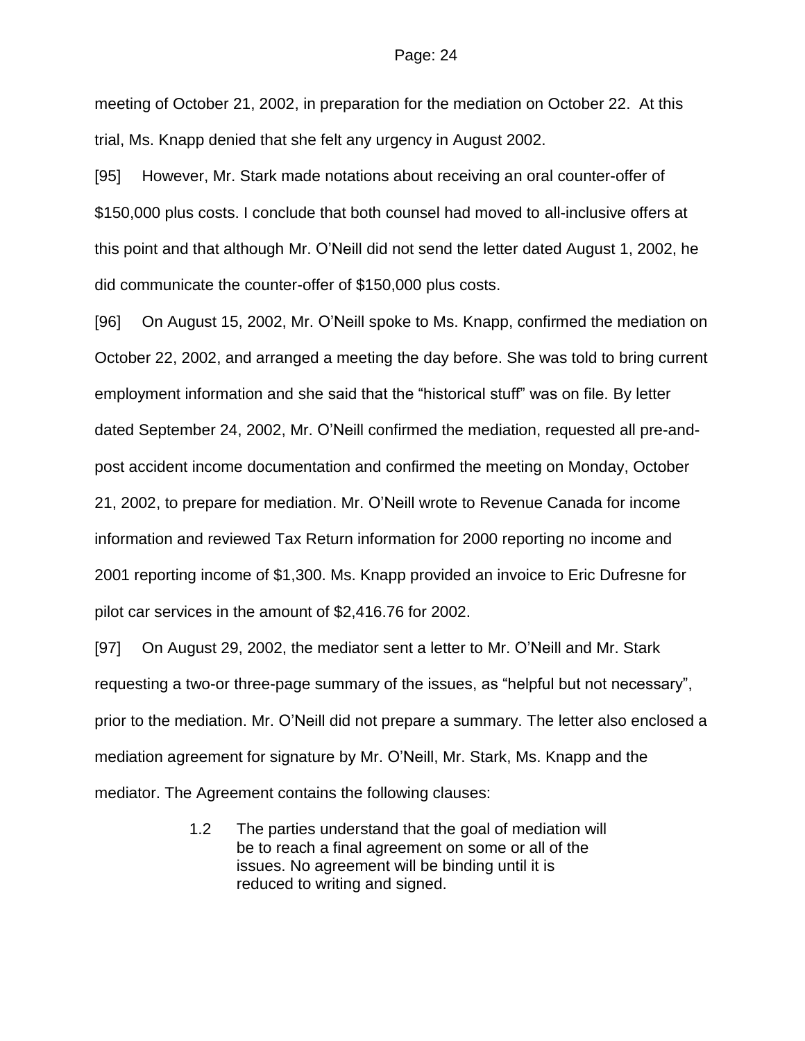meeting of October 21, 2002, in preparation for the mediation on October 22. At this trial, Ms. Knapp denied that she felt any urgency in August 2002.

[95] However, Mr. Stark made notations about receiving an oral counter-offer of $150,000 plus costs. I conclude that both counsel had moved to all-inclusive offers at this point and that although Mr. O'Neill did not send the letter dated August 1, 2002, he did communicate the counter-offer of $150,000 plus costs.

[96] On August 15, 2002, Mr. O'Neill spoke to Ms. Knapp, confirmed the mediation on October 22, 2002, and arranged a meeting the day before. She was told to bring current employment information and she said that the "historical stuff" was on file. By letter dated September 24, 2002, Mr. O'Neill confirmed the mediation, requested all pre-and-post accident income documentation and confirmed the meeting on Monday, October 21, 2002, to prepare for mediation. Mr. O'Neill wrote to Revenue Canada for income information and reviewed Tax Return information for 2000 reporting no income and 2001 reporting income of $1,300. Ms. Knapp provided an invoice to Eric Dufresne for pilot car services in the amount of $2,416.76 for 2002.

[97] On August 29, 2002, the mediator sent a letter to Mr. O'Neill and Mr. Stark requesting a two-or three-page summary of the issues, as "helpful but not necessary", prior to the mediation. Mr. O'Neill did not prepare a summary. The letter also enclosed a mediation agreement for signature by Mr. O'Neill, Mr. Stark, Ms. Knapp and the mediator. The Agreement contains the following clauses:

> 1.2 The parties understand that the goal of mediation will be to reach a final agreement on some or all of the issues. No agreement will be binding until it is reduced to writing and signed.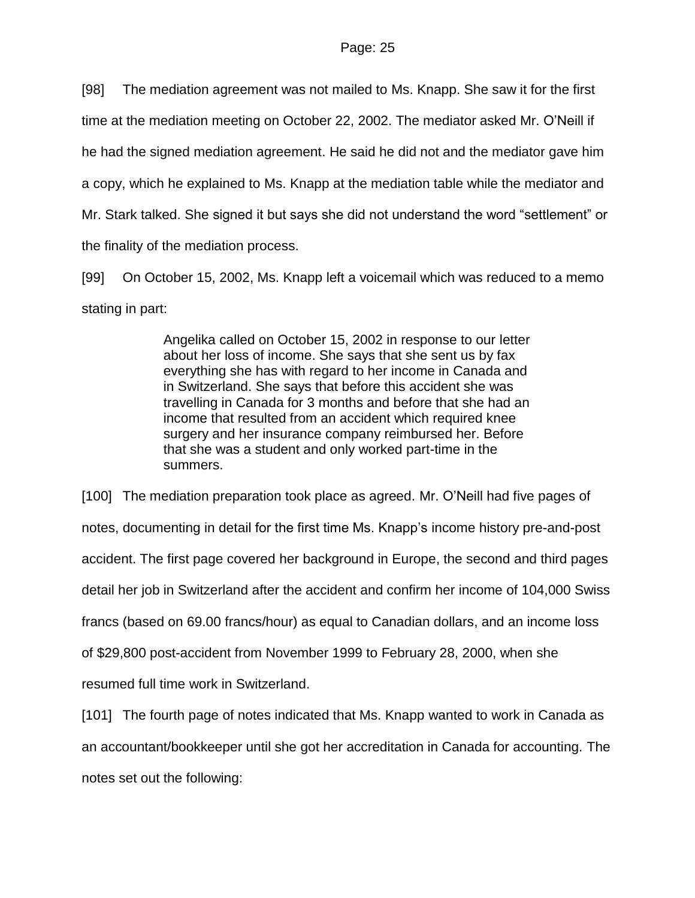[98] The mediation agreement was not mailed to Ms. Knapp. She saw it for the first time at the mediation meeting on October 22, 2002. The mediator asked Mr. O'Neill if he had the signed mediation agreement. He said he did not and the mediator gave him a copy, which he explained to Ms. Knapp at the mediation table while the mediator and Mr. Stark talked. She signed it but says she did not understand the word "settlement" or the finality of the mediation process.

[99] On October 15, 2002, Ms. Knapp left a voicemail which was reduced to a memo stating in part:

> Angelika called on October 15, 2002 in response to our letter about her loss of income. She says that she sent us by fax everything she has with regard to her income in Canada and in Switzerland. She says that before this accident she was travelling in Canada for 3 months and before that she had an income that resulted from an accident which required knee surgery and her insurance company reimbursed her. Before that she was a student and only worked part-time in the summers.

[100] The mediation preparation took place as agreed. Mr. O'Neill had five pages of notes, documenting in detail for the first time Ms. Knapp's income history pre-and-post accident. The first page covered her background in Europe, the second and third pages detail her job in Switzerland after the accident and confirm her income of 104,000 Swiss francs (based on 69.00 francs/hour) as equal to Canadian dollars, and an income loss of $29,800 post-accident from November 1999 to February 28, 2000, when she resumed full time work in Switzerland.

[101] The fourth page of notes indicated that Ms. Knapp wanted to work in Canada as an accountant/bookkeeper until she got her accreditation in Canada for accounting. The notes set out the following: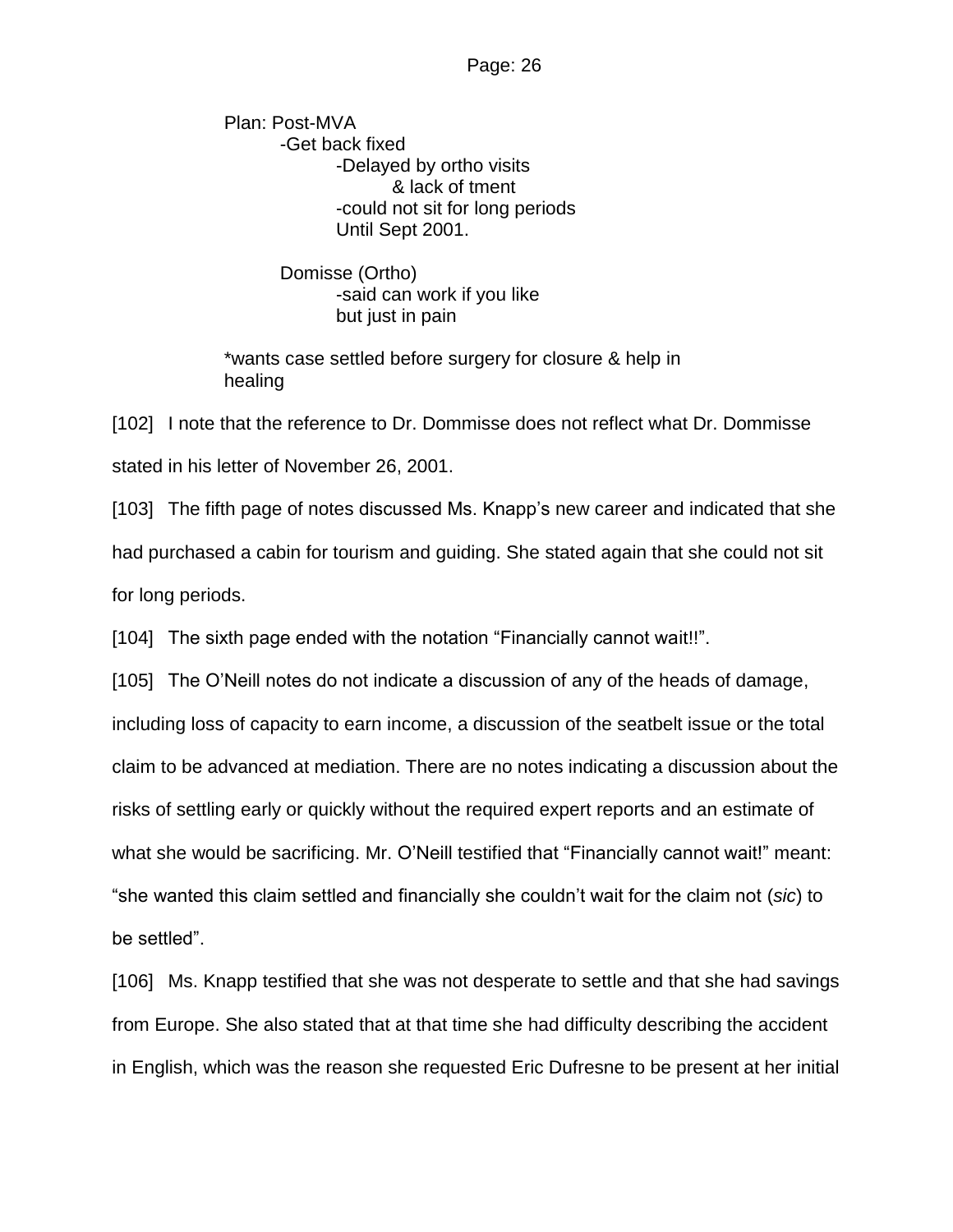Plan: Post-MVA
    -Get back fixed
        -Delayed by ortho visits
            & lack of tment
        -could not sit for long periods
        Until Sept 2001.

    Domisse (Ortho)
        -said can work if you like
        but just in pain

*wants case settled before surgery for closure & help in healing

[102] I note that the reference to Dr. Dommisse does not reflect what Dr. Dommisse stated in his letter of November 26, 2001.

[103] The fifth page of notes discussed Ms. Knapp's new career and indicated that she had purchased a cabin for tourism and guiding. She stated again that she could not sit for long periods.

[104] The sixth page ended with the notation "Financially cannot wait!!".

[105] The O'Neill notes do not indicate a discussion of any of the heads of damage, including loss of capacity to earn income, a discussion of the seatbelt issue or the total claim to be advanced at mediation. There are no notes indicating a discussion about the risks of settling early or quickly without the required expert reports and an estimate of what she would be sacrificing. Mr. O'Neill testified that "Financially cannot wait!" meant: "she wanted this claim settled and financially she couldn't wait for the claim not (*sic*) to be settled".

[106] Ms. Knapp testified that she was not desperate to settle and that she had savings from Europe. She also stated that at that time she had difficulty describing the accident in English, which was the reason she requested Eric Dufresne to be present at her initial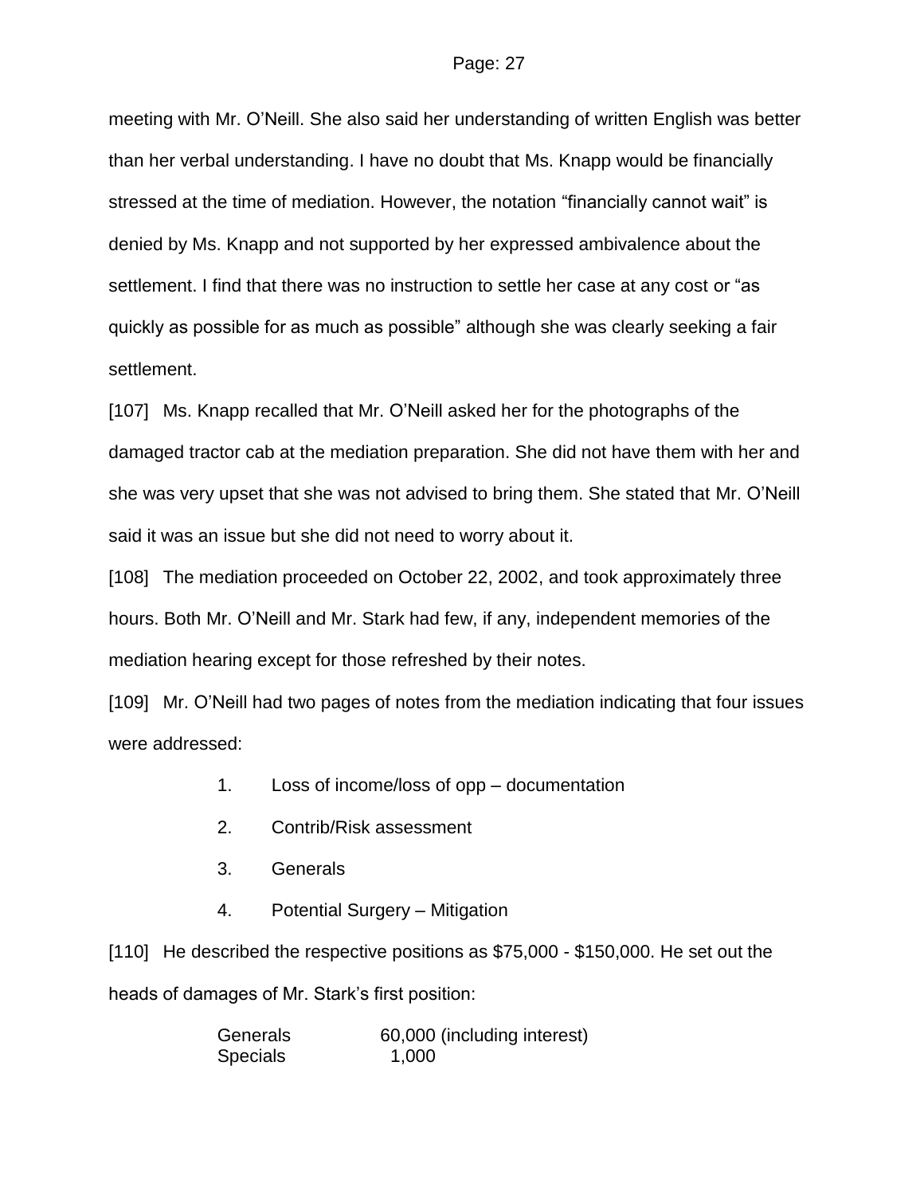meeting with Mr. O'Neill. She also said her understanding of written English was better than her verbal understanding. I have no doubt that Ms. Knapp would be financially stressed at the time of mediation. However, the notation "financially cannot wait" is denied by Ms. Knapp and not supported by her expressed ambivalence about the settlement. I find that there was no instruction to settle her case at any cost or "as quickly as possible for as much as possible" although she was clearly seeking a fair settlement.

[107] Ms. Knapp recalled that Mr. O'Neill asked her for the photographs of the damaged tractor cab at the mediation preparation. She did not have them with her and she was very upset that she was not advised to bring them. She stated that Mr. O'Neill said it was an issue but she did not need to worry about it.

[108] The mediation proceeded on October 22, 2002, and took approximately three hours. Both Mr. O'Neill and Mr. Stark had few, if any, independent memories of the mediation hearing except for those refreshed by their notes.

[109] Mr. O'Neill had two pages of notes from the mediation indicating that four issues were addressed:

1. Loss of income/loss of opp – documentation
2. Contrib/Risk assessment
3. Generals
4. Potential Surgery – Mitigation

[110] He described the respective positions as $75,000 - $150,000. He set out the heads of damages of Mr. Stark's first position:

| | |
|---|---|
| Generals | 60,000 (including interest) |
| Specials | 1,000 |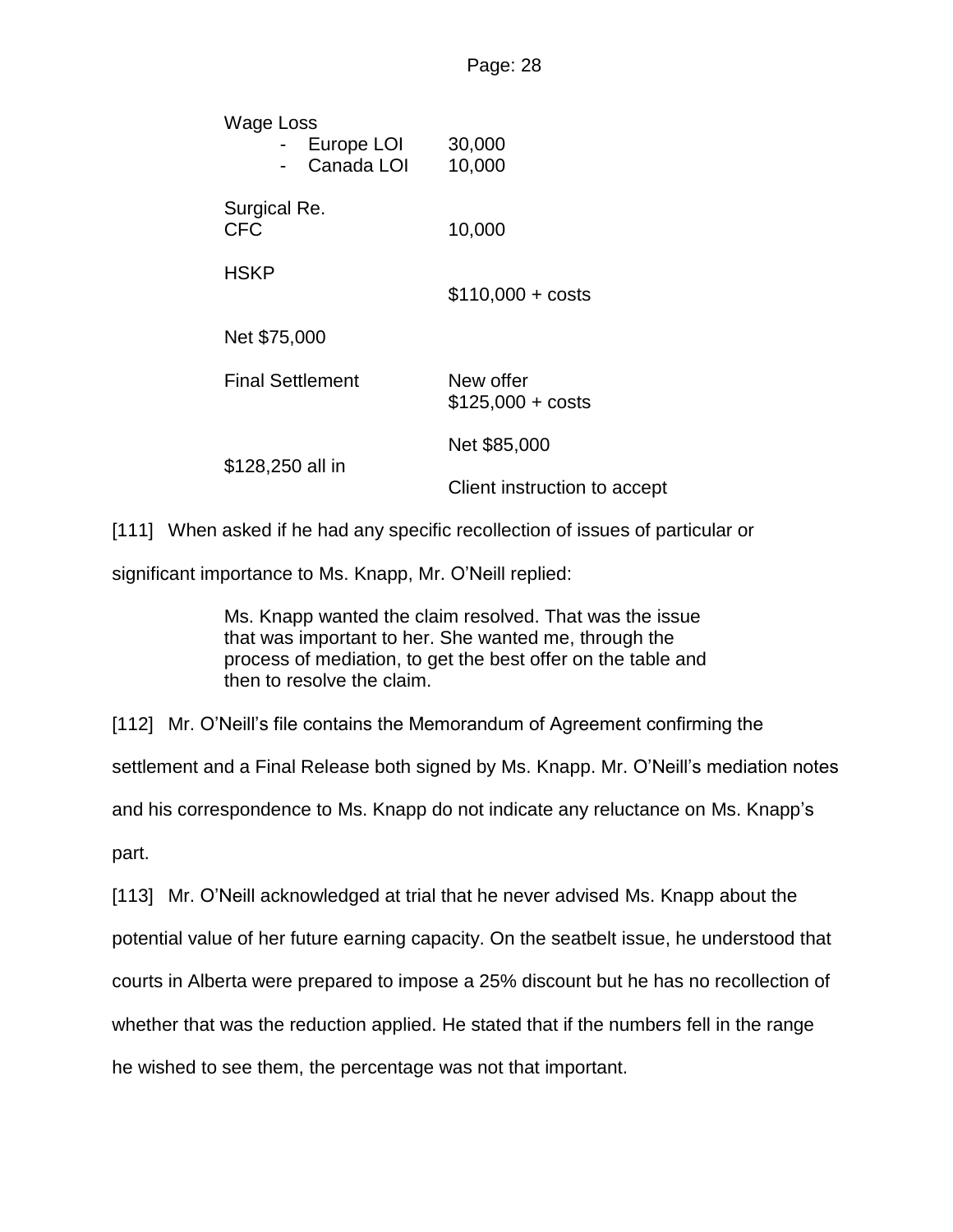| | |
|---|---|
| Wage Loss | |
| - Europe LOI | 30,000 |
| - Canada LOI | 10,000 |
| Surgical Re. CFC | 10,000 |
| HSKP | |
| | $110,000 + costs |
| Net $75,000 | |
| Final Settlement | New offer $125,000 + costs |
| | Net $85,000 |
| $128,250 all in | |
| | Client instruction to accept |

[111] When asked if he had any specific recollection of issues of particular or significant importance to Ms. Knapp, Mr. O'Neill replied:

> Ms. Knapp wanted the claim resolved. That was the issue that was important to her. She wanted me, through the process of mediation, to get the best offer on the table and then to resolve the claim.

[112] Mr. O'Neill's file contains the Memorandum of Agreement confirming the settlement and a Final Release both signed by Ms. Knapp. Mr. O'Neill's mediation notes and his correspondence to Ms. Knapp do not indicate any reluctance on Ms. Knapp's part.

[113] Mr. O'Neill acknowledged at trial that he never advised Ms. Knapp about the potential value of her future earning capacity. On the seatbelt issue, he understood that courts in Alberta were prepared to impose a 25% discount but he has no recollection of whether that was the reduction applied. He stated that if the numbers fell in the range he wished to see them, the percentage was not that important.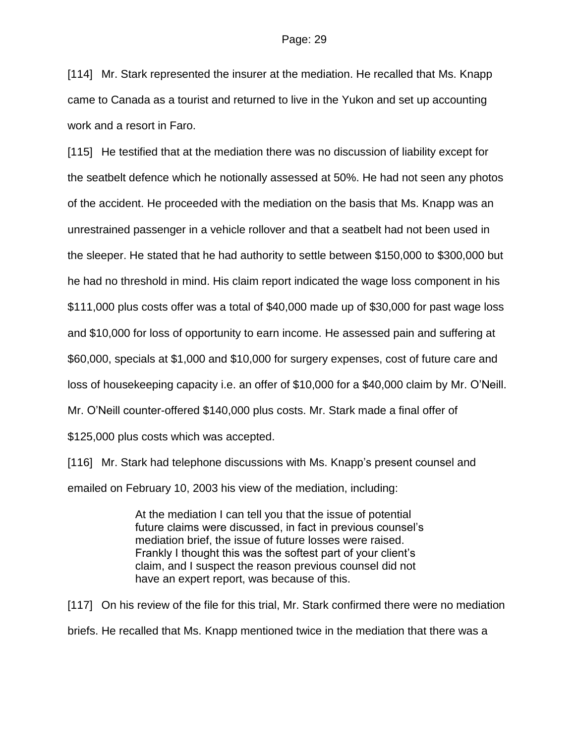[114] Mr. Stark represented the insurer at the mediation. He recalled that Ms. Knapp came to Canada as a tourist and returned to live in the Yukon and set up accounting work and a resort in Faro.

[115] He testified that at the mediation there was no discussion of liability except for the seatbelt defence which he notionally assessed at 50%. He had not seen any photos of the accident. He proceeded with the mediation on the basis that Ms. Knapp was an unrestrained passenger in a vehicle rollover and that a seatbelt had not been used in the sleeper. He stated that he had authority to settle between $150,000 to $300,000 but he had no threshold in mind. His claim report indicated the wage loss component in his $111,000 plus costs offer was a total of $40,000 made up of $30,000 for past wage loss and $10,000 for loss of opportunity to earn income. He assessed pain and suffering at $60,000, specials at $1,000 and $10,000 for surgery expenses, cost of future care and loss of housekeeping capacity i.e. an offer of $10,000 for a $40,000 claim by Mr. O'Neill. Mr. O'Neill counter-offered $140,000 plus costs. Mr. Stark made a final offer of $125,000 plus costs which was accepted.

[116] Mr. Stark had telephone discussions with Ms. Knapp's present counsel and emailed on February 10, 2003 his view of the mediation, including:

> At the mediation I can tell you that the issue of potential future claims were discussed, in fact in previous counsel's mediation brief, the issue of future losses were raised. Frankly I thought this was the softest part of your client's claim, and I suspect the reason previous counsel did not have an expert report, was because of this.

[117] On his review of the file for this trial, Mr. Stark confirmed there were no mediation briefs. He recalled that Ms. Knapp mentioned twice in the mediation that there was a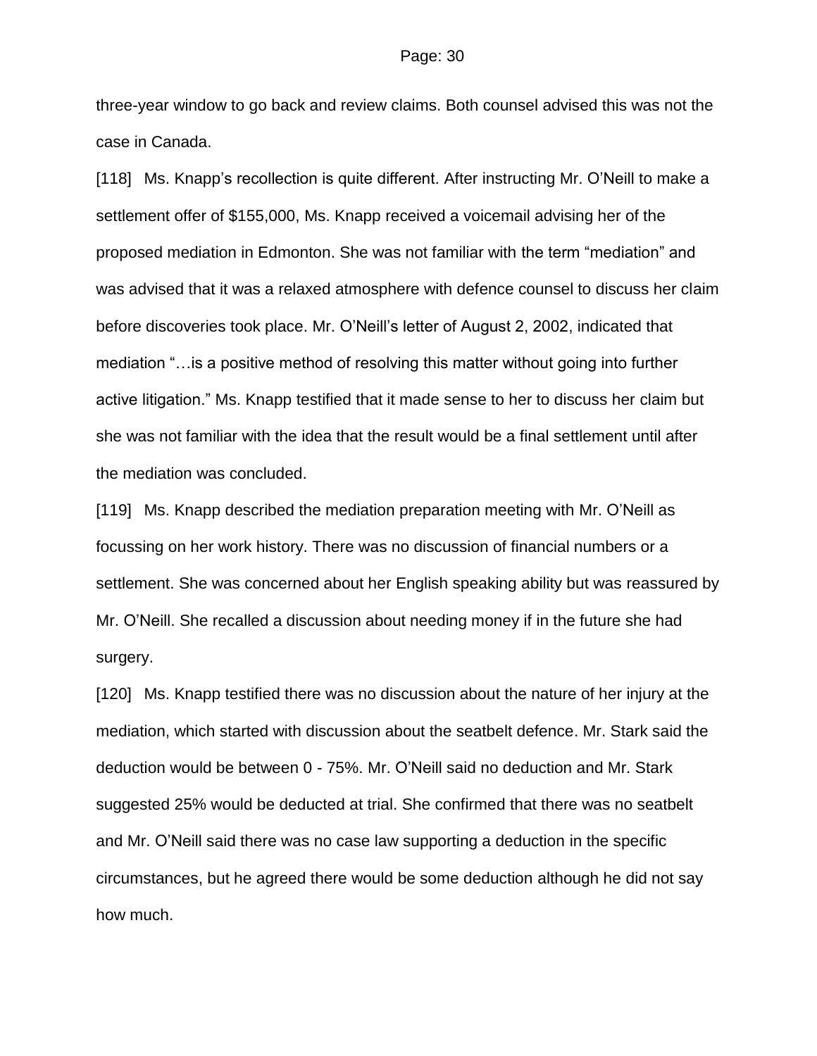three-year window to go back and review claims. Both counsel advised this was not the case in Canada.

[118] Ms. Knapp's recollection is quite different. After instructing Mr. O'Neill to make a settlement offer of $155,000, Ms. Knapp received a voicemail advising her of the proposed mediation in Edmonton. She was not familiar with the term "mediation" and was advised that it was a relaxed atmosphere with defence counsel to discuss her claim before discoveries took place. Mr. O'Neill's letter of August 2, 2002, indicated that mediation "…is a positive method of resolving this matter without going into further active litigation." Ms. Knapp testified that it made sense to her to discuss her claim but she was not familiar with the idea that the result would be a final settlement until after the mediation was concluded.

[119] Ms. Knapp described the mediation preparation meeting with Mr. O'Neill as focussing on her work history. There was no discussion of financial numbers or a settlement. She was concerned about her English speaking ability but was reassured by Mr. O'Neill. She recalled a discussion about needing money if in the future she had surgery.

[120] Ms. Knapp testified there was no discussion about the nature of her injury at the mediation, which started with discussion about the seatbelt defence. Mr. Stark said the deduction would be between 0 - 75%. Mr. O'Neill said no deduction and Mr. Stark suggested 25% would be deducted at trial. She confirmed that there was no seatbelt and Mr. O'Neill said there was no case law supporting a deduction in the specific circumstances, but he agreed there would be some deduction although he did not say how much.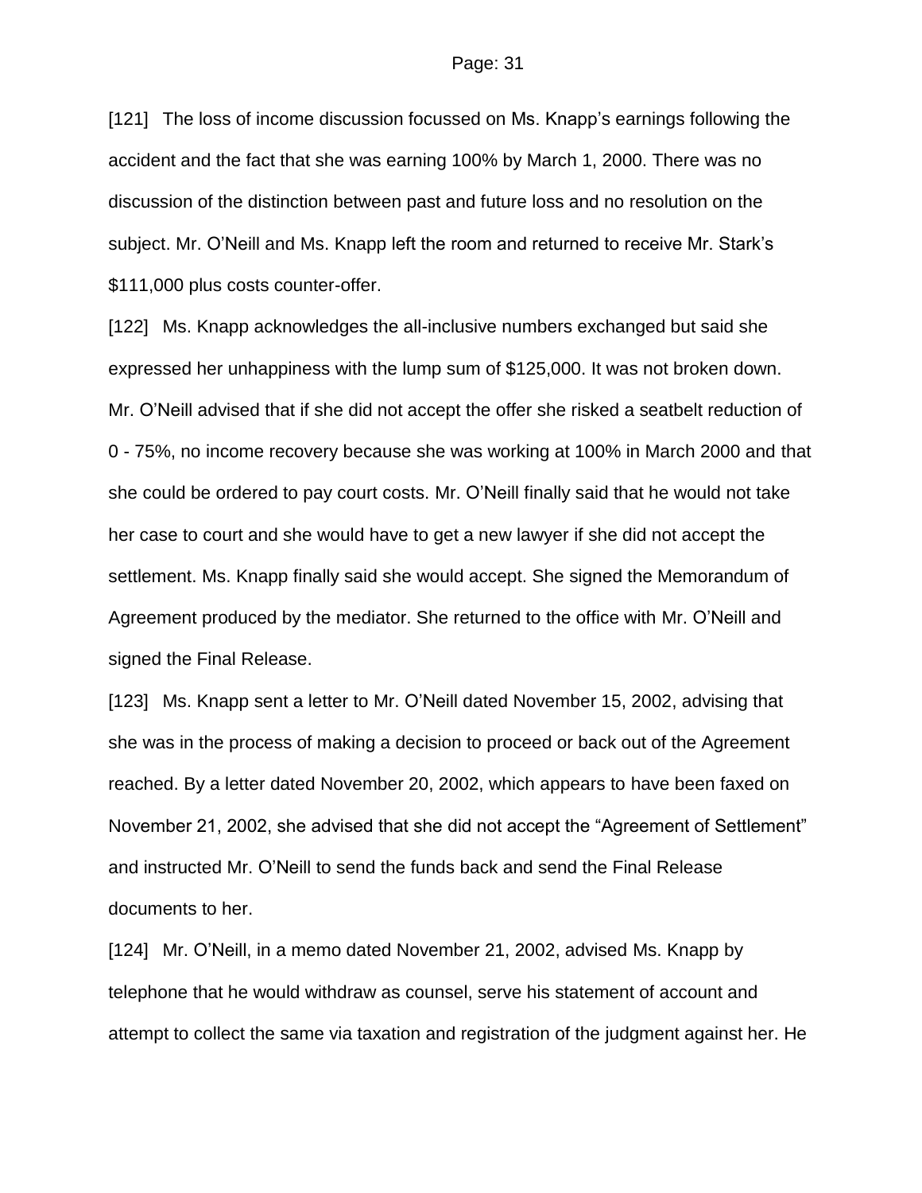[121] The loss of income discussion focussed on Ms. Knapp's earnings following the accident and the fact that she was earning 100% by March 1, 2000. There was no discussion of the distinction between past and future loss and no resolution on the subject. Mr. O'Neill and Ms. Knapp left the room and returned to receive Mr. Stark's $111,000 plus costs counter-offer.

[122] Ms. Knapp acknowledges the all-inclusive numbers exchanged but said she expressed her unhappiness with the lump sum of $125,000. It was not broken down. Mr. O'Neill advised that if she did not accept the offer she risked a seatbelt reduction of 0 - 75%, no income recovery because she was working at 100% in March 2000 and that she could be ordered to pay court costs. Mr. O'Neill finally said that he would not take her case to court and she would have to get a new lawyer if she did not accept the settlement. Ms. Knapp finally said she would accept. She signed the Memorandum of Agreement produced by the mediator. She returned to the office with Mr. O'Neill and signed the Final Release.

[123] Ms. Knapp sent a letter to Mr. O'Neill dated November 15, 2002, advising that she was in the process of making a decision to proceed or back out of the Agreement reached. By a letter dated November 20, 2002, which appears to have been faxed on November 21, 2002, she advised that she did not accept the "Agreement of Settlement" and instructed Mr. O'Neill to send the funds back and send the Final Release documents to her.

[124] Mr. O'Neill, in a memo dated November 21, 2002, advised Ms. Knapp by telephone that he would withdraw as counsel, serve his statement of account and attempt to collect the same via taxation and registration of the judgment against her. He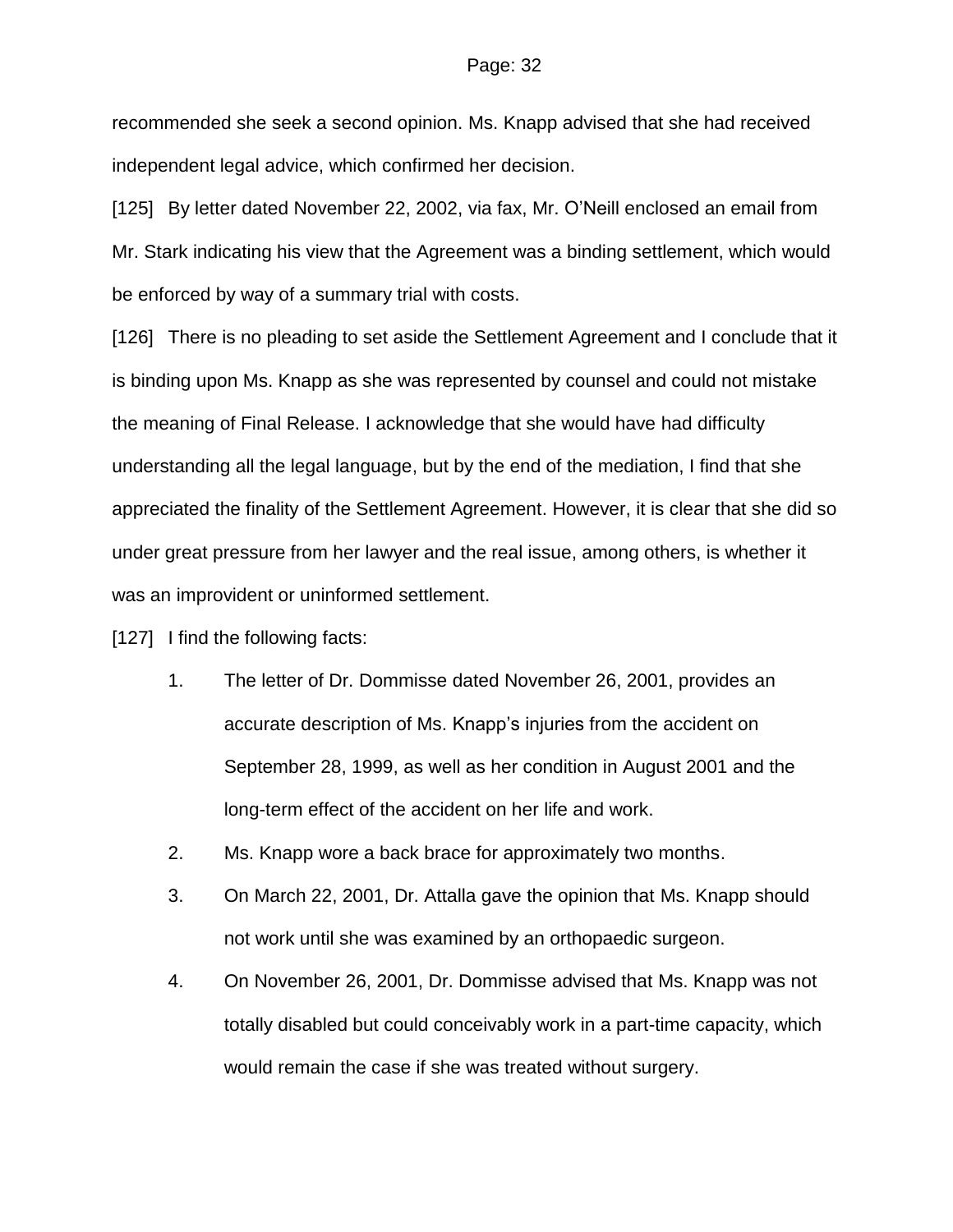recommended she seek a second opinion. Ms. Knapp advised that she had received independent legal advice, which confirmed her decision.

[125] By letter dated November 22, 2002, via fax, Mr. O'Neill enclosed an email from Mr. Stark indicating his view that the Agreement was a binding settlement, which would be enforced by way of a summary trial with costs.

[126] There is no pleading to set aside the Settlement Agreement and I conclude that it is binding upon Ms. Knapp as she was represented by counsel and could not mistake the meaning of Final Release. I acknowledge that she would have had difficulty understanding all the legal language, but by the end of the mediation, I find that she appreciated the finality of the Settlement Agreement. However, it is clear that she did so under great pressure from her lawyer and the real issue, among others, is whether it was an improvident or uninformed settlement.

[127] I find the following facts:

1. The letter of Dr. Dommisse dated November 26, 2001, provides an accurate description of Ms. Knapp's injuries from the accident on September 28, 1999, as well as her condition in August 2001 and the long-term effect of the accident on her life and work.
2. Ms. Knapp wore a back brace for approximately two months.
3. On March 22, 2001, Dr. Attalla gave the opinion that Ms. Knapp should not work until she was examined by an orthopaedic surgeon.
4. On November 26, 2001, Dr. Dommisse advised that Ms. Knapp was not totally disabled but could conceivably work in a part-time capacity, which would remain the case if she was treated without surgery.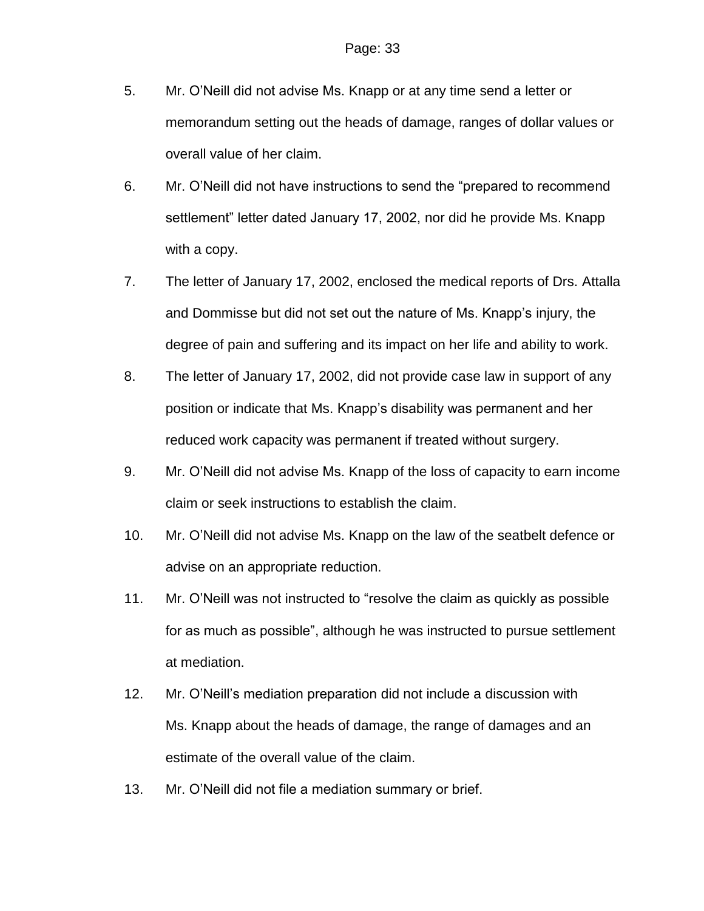5. Mr. O'Neill did not advise Ms. Knapp or at any time send a letter or memorandum setting out the heads of damage, ranges of dollar values or overall value of her claim.

6. Mr. O'Neill did not have instructions to send the "prepared to recommend settlement" letter dated January 17, 2002, nor did he provide Ms. Knapp with a copy.

7. The letter of January 17, 2002, enclosed the medical reports of Drs. Attalla and Dommisse but did not set out the nature of Ms. Knapp's injury, the degree of pain and suffering and its impact on her life and ability to work.

8. The letter of January 17, 2002, did not provide case law in support of any position or indicate that Ms. Knapp's disability was permanent and her reduced work capacity was permanent if treated without surgery.

9. Mr. O'Neill did not advise Ms. Knapp of the loss of capacity to earn income claim or seek instructions to establish the claim.

10. Mr. O'Neill did not advise Ms. Knapp on the law of the seatbelt defence or advise on an appropriate reduction.

11. Mr. O'Neill was not instructed to "resolve the claim as quickly as possible for as much as possible", although he was instructed to pursue settlement at mediation.

12. Mr. O'Neill's mediation preparation did not include a discussion with Ms. Knapp about the heads of damage, the range of damages and an estimate of the overall value of the claim.

13. Mr. O'Neill did not file a mediation summary or brief.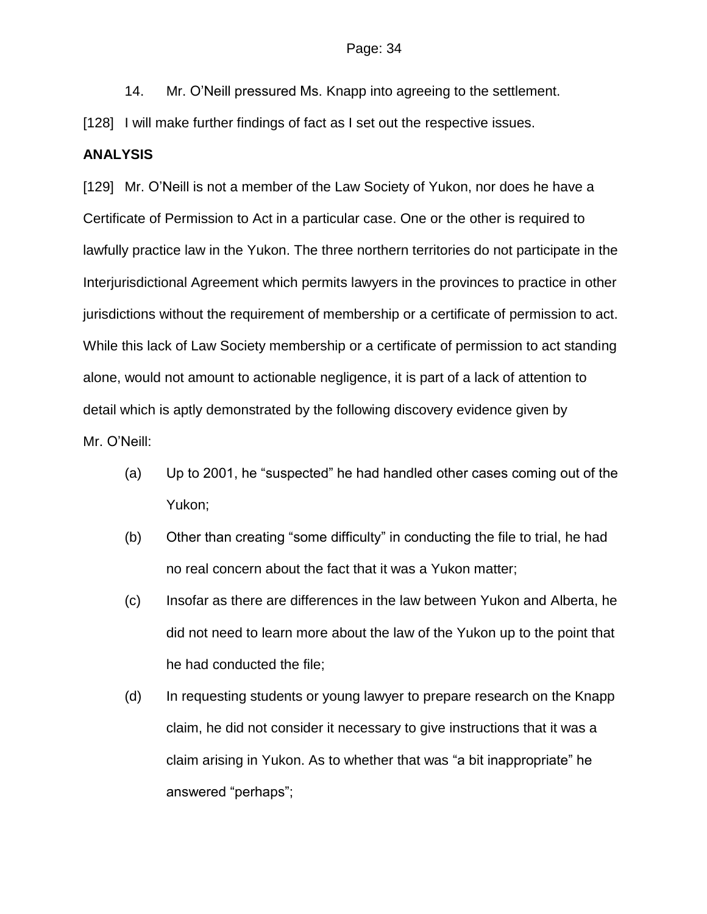14. Mr. O'Neill pressured Ms. Knapp into agreeing to the settlement.

[128] I will make further findings of fact as I set out the respective issues.

**ANALYSIS**

[129] Mr. O'Neill is not a member of the Law Society of Yukon, nor does he have a Certificate of Permission to Act in a particular case. One or the other is required to lawfully practice law in the Yukon. The three northern territories do not participate in the Interjurisdictional Agreement which permits lawyers in the provinces to practice in other jurisdictions without the requirement of membership or a certificate of permission to act. While this lack of Law Society membership or a certificate of permission to act standing alone, would not amount to actionable negligence, it is part of a lack of attention to detail which is aptly demonstrated by the following discovery evidence given by Mr. O'Neill:

(a) Up to 2001, he "suspected" he had handled other cases coming out of the Yukon;

(b) Other than creating "some difficulty" in conducting the file to trial, he had no real concern about the fact that it was a Yukon matter;

(c) Insofar as there are differences in the law between Yukon and Alberta, he did not need to learn more about the law of the Yukon up to the point that he had conducted the file;

(d) In requesting students or young lawyer to prepare research on the Knapp claim, he did not consider it necessary to give instructions that it was a claim arising in Yukon. As to whether that was "a bit inappropriate" he answered "perhaps";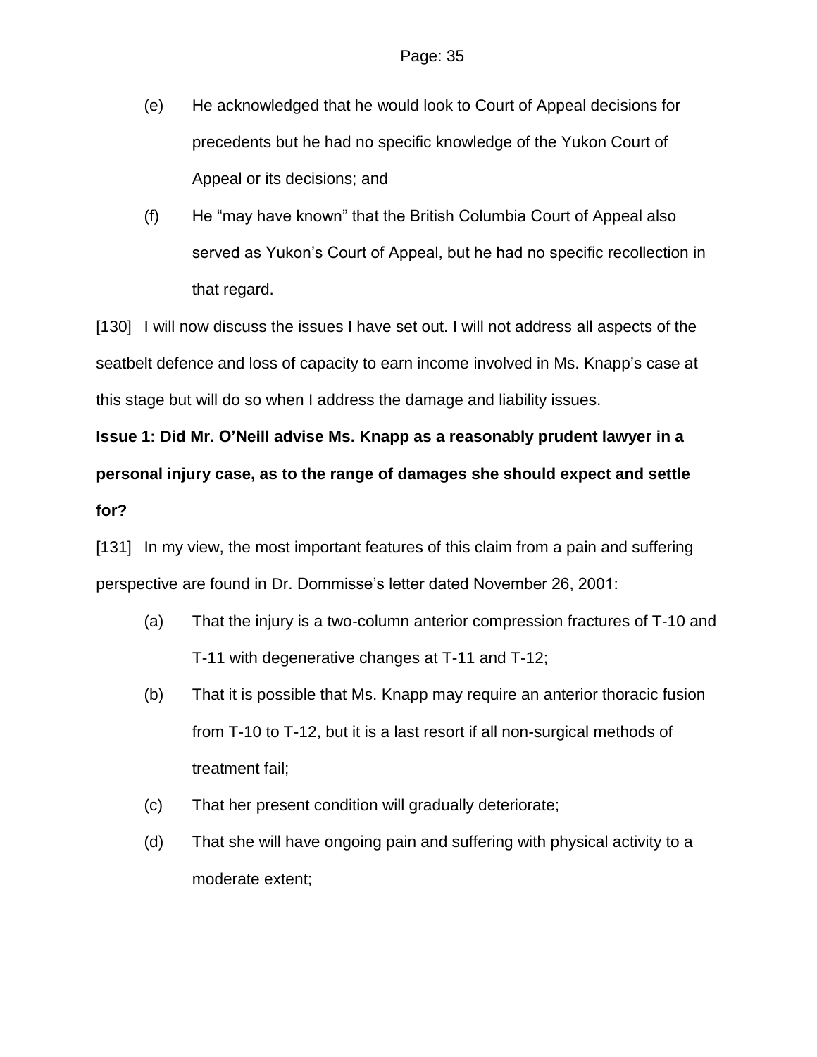(e) He acknowledged that he would look to Court of Appeal decisions for precedents but he had no specific knowledge of the Yukon Court of Appeal or its decisions; and

(f) He "may have known" that the British Columbia Court of Appeal also served as Yukon's Court of Appeal, but he had no specific recollection in that regard.

[130] I will now discuss the issues I have set out. I will not address all aspects of the seatbelt defence and loss of capacity to earn income involved in Ms. Knapp's case at this stage but will do so when I address the damage and liability issues.

**Issue 1: Did Mr. O'Neill advise Ms. Knapp as a reasonably prudent lawyer in a personal injury case, as to the range of damages she should expect and settle for?**

[131] In my view, the most important features of this claim from a pain and suffering perspective are found in Dr. Dommisse's letter dated November 26, 2001:

(a) That the injury is a two-column anterior compression fractures of T-10 and T-11 with degenerative changes at T-11 and T-12;

(b) That it is possible that Ms. Knapp may require an anterior thoracic fusion from T-10 to T-12, but it is a last resort if all non-surgical methods of treatment fail;

(c) That her present condition will gradually deteriorate;

(d) That she will have ongoing pain and suffering with physical activity to a moderate extent;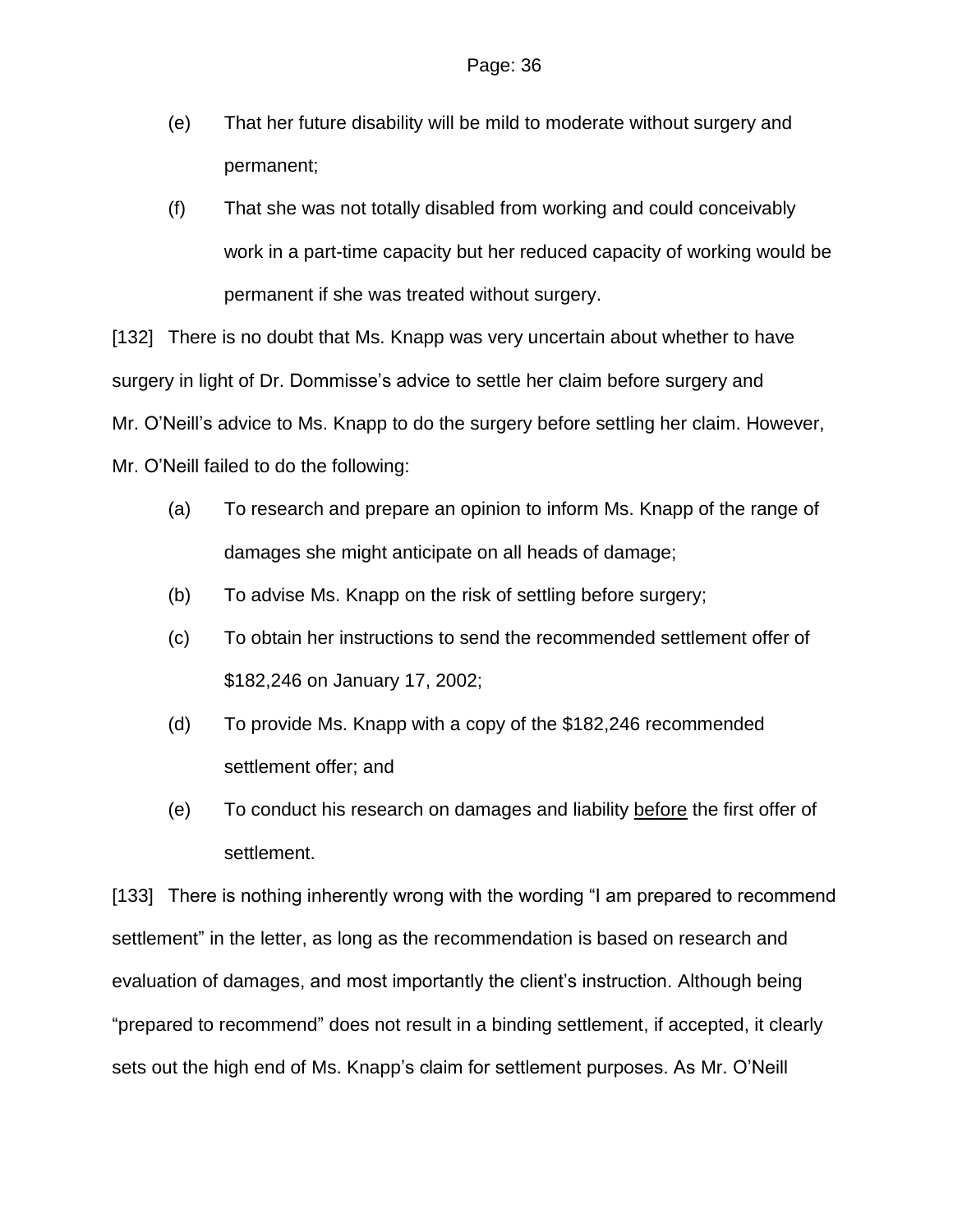(e) That her future disability will be mild to moderate without surgery and permanent;

(f) That she was not totally disabled from working and could conceivably work in a part-time capacity but her reduced capacity of working would be permanent if she was treated without surgery.

[132] There is no doubt that Ms. Knapp was very uncertain about whether to have surgery in light of Dr. Dommisse's advice to settle her claim before surgery and Mr. O'Neill's advice to Ms. Knapp to do the surgery before settling her claim. However, Mr. O'Neill failed to do the following:

(a) To research and prepare an opinion to inform Ms. Knapp of the range of damages she might anticipate on all heads of damage;

(b) To advise Ms. Knapp on the risk of settling before surgery;

(c) To obtain her instructions to send the recommended settlement offer of $182,246 on January 17, 2002;

(d) To provide Ms. Knapp with a copy of the $182,246 recommended settlement offer; and

(e) To conduct his research on damages and liability <u>before</u> the first offer of settlement.

[133] There is nothing inherently wrong with the wording "I am prepared to recommend settlement" in the letter, as long as the recommendation is based on research and evaluation of damages, and most importantly the client's instruction. Although being "prepared to recommend" does not result in a binding settlement, if accepted, it clearly sets out the high end of Ms. Knapp's claim for settlement purposes. As Mr. O'Neill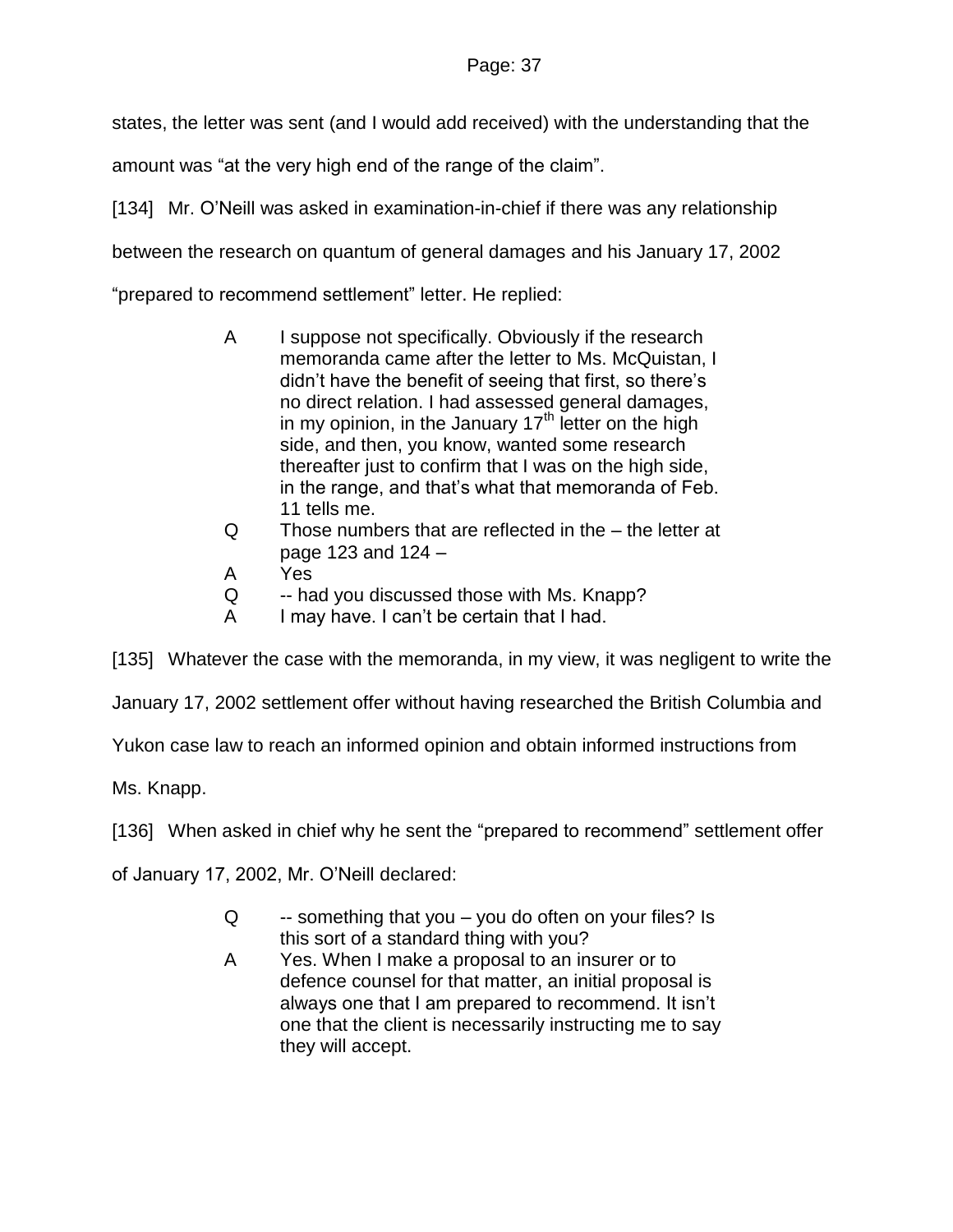states, the letter was sent (and I would add received) with the understanding that the amount was "at the very high end of the range of the claim".

[134] Mr. O'Neill was asked in examination-in-chief if there was any relationship between the research on quantum of general damages and his January 17, 2002 "prepared to recommend settlement" letter. He replied:

> A I suppose not specifically. Obviously if the research memoranda came after the letter to Ms. McQuistan, I didn't have the benefit of seeing that first, so there's no direct relation. I had assessed general damages, in my opinion, in the January 17th letter on the high side, and then, you know, wanted some research thereafter just to confirm that I was on the high side, in the range, and that's what that memoranda of Feb. 11 tells me.
>
> Q Those numbers that are reflected in the – the letter at page 123 and 124 –
>
> A Yes
>
> Q -- had you discussed those with Ms. Knapp?
>
> A I may have. I can't be certain that I had.

[135] Whatever the case with the memoranda, in my view, it was negligent to write the January 17, 2002 settlement offer without having researched the British Columbia and Yukon case law to reach an informed opinion and obtain informed instructions from Ms. Knapp.

[136] When asked in chief why he sent the "prepared to recommend" settlement offer of January 17, 2002, Mr. O'Neill declared:

> Q -- something that you – you do often on your files? Is this sort of a standard thing with you?
>
> A Yes. When I make a proposal to an insurer or to defence counsel for that matter, an initial proposal is always one that I am prepared to recommend. It isn't one that the client is necessarily instructing me to say they will accept.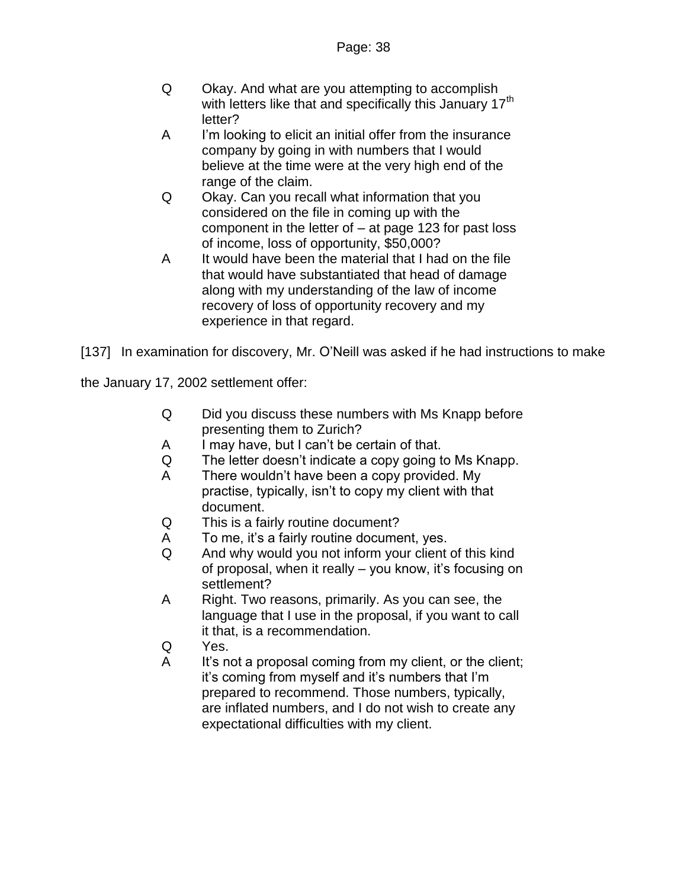> Q Okay. And what are you attempting to accomplish with letters like that and specifically this January 17th letter?
>
> A I'm looking to elicit an initial offer from the insurance company by going in with numbers that I would believe at the time were at the very high end of the range of the claim.
>
> Q Okay. Can you recall what information that you considered on the file in coming up with the component in the letter of – at page 123 for past loss of income, loss of opportunity, $50,000?
>
> A It would have been the material that I had on the file that would have substantiated that head of damage along with my understanding of the law of income recovery of loss of opportunity recovery and my experience in that regard.

[137] In examination for discovery, Mr. O'Neill was asked if he had instructions to make the January 17, 2002 settlement offer:

> Q Did you discuss these numbers with Ms Knapp before presenting them to Zurich?
>
> A I may have, but I can't be certain of that.
>
> Q The letter doesn't indicate a copy going to Ms Knapp.
>
> A There wouldn't have been a copy provided. My practise, typically, isn't to copy my client with that document.
>
> Q This is a fairly routine document?
>
> A To me, it's a fairly routine document, yes.
>
> Q And why would you not inform your client of this kind of proposal, when it really – you know, it's focusing on settlement?
>
> A Right. Two reasons, primarily. As you can see, the language that I use in the proposal, if you want to call it that, is a recommendation.
>
> Q Yes.
>
> A It's not a proposal coming from my client, or the client; it's coming from myself and it's numbers that I'm prepared to recommend. Those numbers, typically, are inflated numbers, and I do not wish to create any expectational difficulties with my client.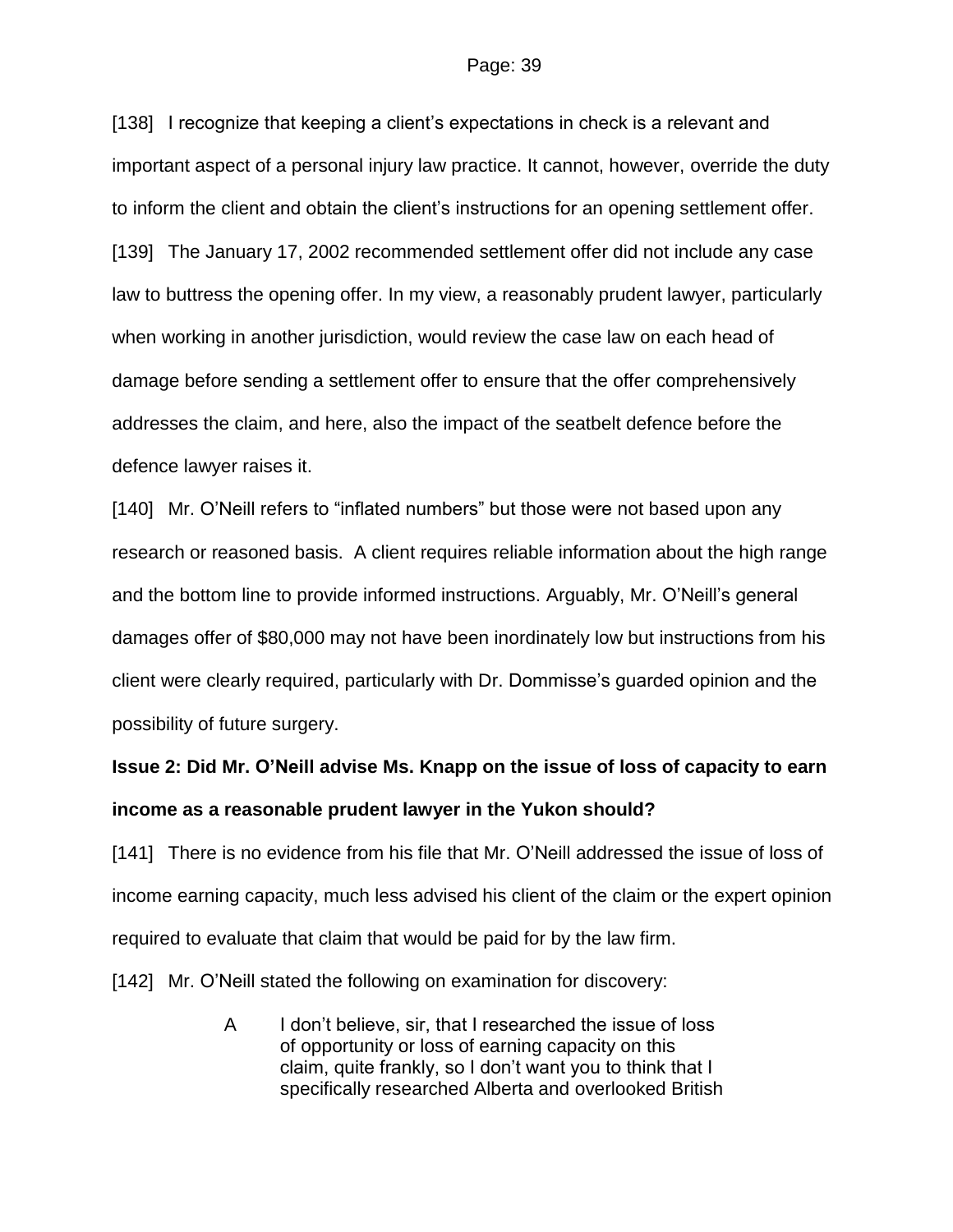[138] I recognize that keeping a client's expectations in check is a relevant and important aspect of a personal injury law practice. It cannot, however, override the duty to inform the client and obtain the client's instructions for an opening settlement offer.

[139] The January 17, 2002 recommended settlement offer did not include any case law to buttress the opening offer. In my view, a reasonably prudent lawyer, particularly when working in another jurisdiction, would review the case law on each head of damage before sending a settlement offer to ensure that the offer comprehensively addresses the claim, and here, also the impact of the seatbelt defence before the defence lawyer raises it.

[140] Mr. O'Neill refers to "inflated numbers" but those were not based upon any research or reasoned basis. A client requires reliable information about the high range and the bottom line to provide informed instructions. Arguably, Mr. O'Neill's general damages offer of $80,000 may not have been inordinately low but instructions from his client were clearly required, particularly with Dr. Dommisse's guarded opinion and the possibility of future surgery.

**Issue 2: Did Mr. O'Neill advise Ms. Knapp on the issue of loss of capacity to earn income as a reasonable prudent lawyer in the Yukon should?**

[141] There is no evidence from his file that Mr. O'Neill addressed the issue of loss of income earning capacity, much less advised his client of the claim or the expert opinion required to evaluate that claim that would be paid for by the law firm.

[142] Mr. O'Neill stated the following on examination for discovery:

> A I don't believe, sir, that I researched the issue of loss of opportunity or loss of earning capacity on this claim, quite frankly, so I don't want you to think that I specifically researched Alberta and overlooked British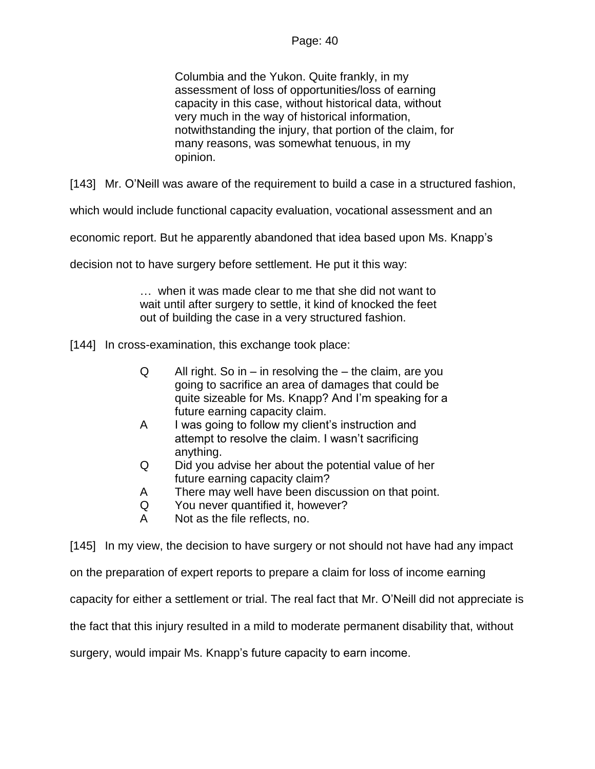> Columbia and the Yukon. Quite frankly, in my assessment of loss of opportunities/loss of earning capacity in this case, without historical data, without very much in the way of historical information, notwithstanding the injury, that portion of the claim, for many reasons, was somewhat tenuous, in my opinion.

[143] Mr. O'Neill was aware of the requirement to build a case in a structured fashion, which would include functional capacity evaluation, vocational assessment and an economic report. But he apparently abandoned that idea based upon Ms. Knapp's decision not to have surgery before settlement. He put it this way:

> … when it was made clear to me that she did not want to wait until after surgery to settle, it kind of knocked the feet out of building the case in a very structured fashion.

[144] In cross-examination, this exchange took place:

> Q All right. So in – in resolving the – the claim, are you going to sacrifice an area of damages that could be quite sizeable for Ms. Knapp? And I'm speaking for a future earning capacity claim.
>
> A I was going to follow my client's instruction and attempt to resolve the claim. I wasn't sacrificing anything.
>
> Q Did you advise her about the potential value of her future earning capacity claim?
>
> A There may well have been discussion on that point.
>
> Q You never quantified it, however?
>
> A Not as the file reflects, no.

[145] In my view, the decision to have surgery or not should not have had any impact on the preparation of expert reports to prepare a claim for loss of income earning capacity for either a settlement or trial. The real fact that Mr. O'Neill did not appreciate is the fact that this injury resulted in a mild to moderate permanent disability that, without surgery, would impair Ms. Knapp's future capacity to earn income.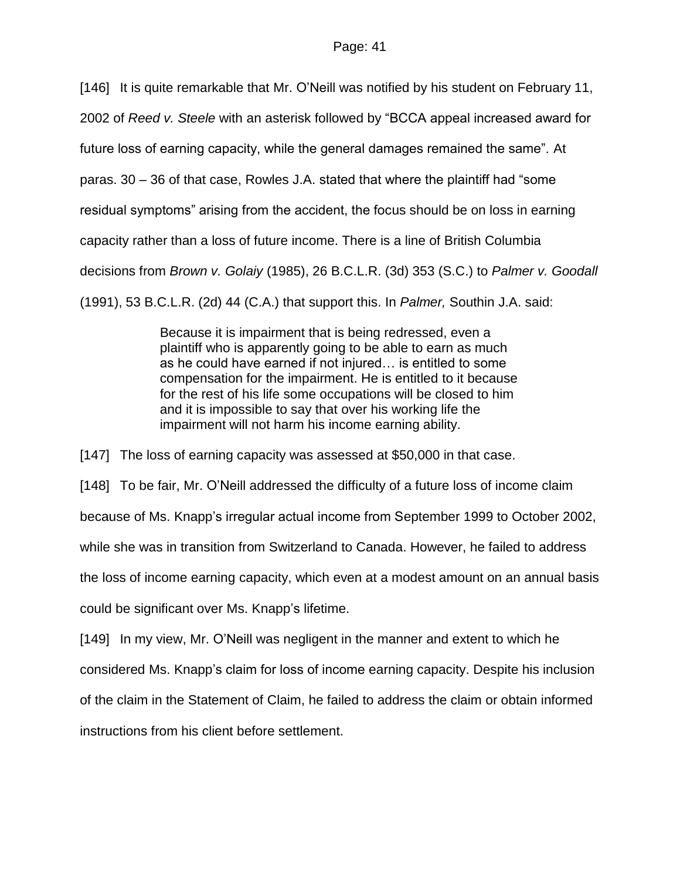[146] It is quite remarkable that Mr. O'Neill was notified by his student on February 11, 2002 of *Reed v. Steele* with an asterisk followed by "BCCA appeal increased award for future loss of earning capacity, while the general damages remained the same". At paras. 30 – 36 of that case, Rowles J.A. stated that where the plaintiff had "some residual symptoms" arising from the accident, the focus should be on loss in earning capacity rather than a loss of future income. There is a line of British Columbia decisions from *Brown v. Golaiy* (1985), 26 B.C.L.R. (3d) 353 (S.C.) to *Palmer v. Goodall* (1991), 53 B.C.L.R. (2d) 44 (C.A.) that support this. In *Palmer,* Southin J.A. said:

> Because it is impairment that is being redressed, even a plaintiff who is apparently going to be able to earn as much as he could have earned if not injured… is entitled to some compensation for the impairment. He is entitled to it because for the rest of his life some occupations will be closed to him and it is impossible to say that over his working life the impairment will not harm his income earning ability.

[147] The loss of earning capacity was assessed at $50,000 in that case.

[148] To be fair, Mr. O'Neill addressed the difficulty of a future loss of income claim because of Ms. Knapp's irregular actual income from September 1999 to October 2002, while she was in transition from Switzerland to Canada. However, he failed to address the loss of income earning capacity, which even at a modest amount on an annual basis could be significant over Ms. Knapp's lifetime.

[149] In my view, Mr. O'Neill was negligent in the manner and extent to which he considered Ms. Knapp's claim for loss of income earning capacity. Despite his inclusion of the claim in the Statement of Claim, he failed to address the claim or obtain informed instructions from his client before settlement.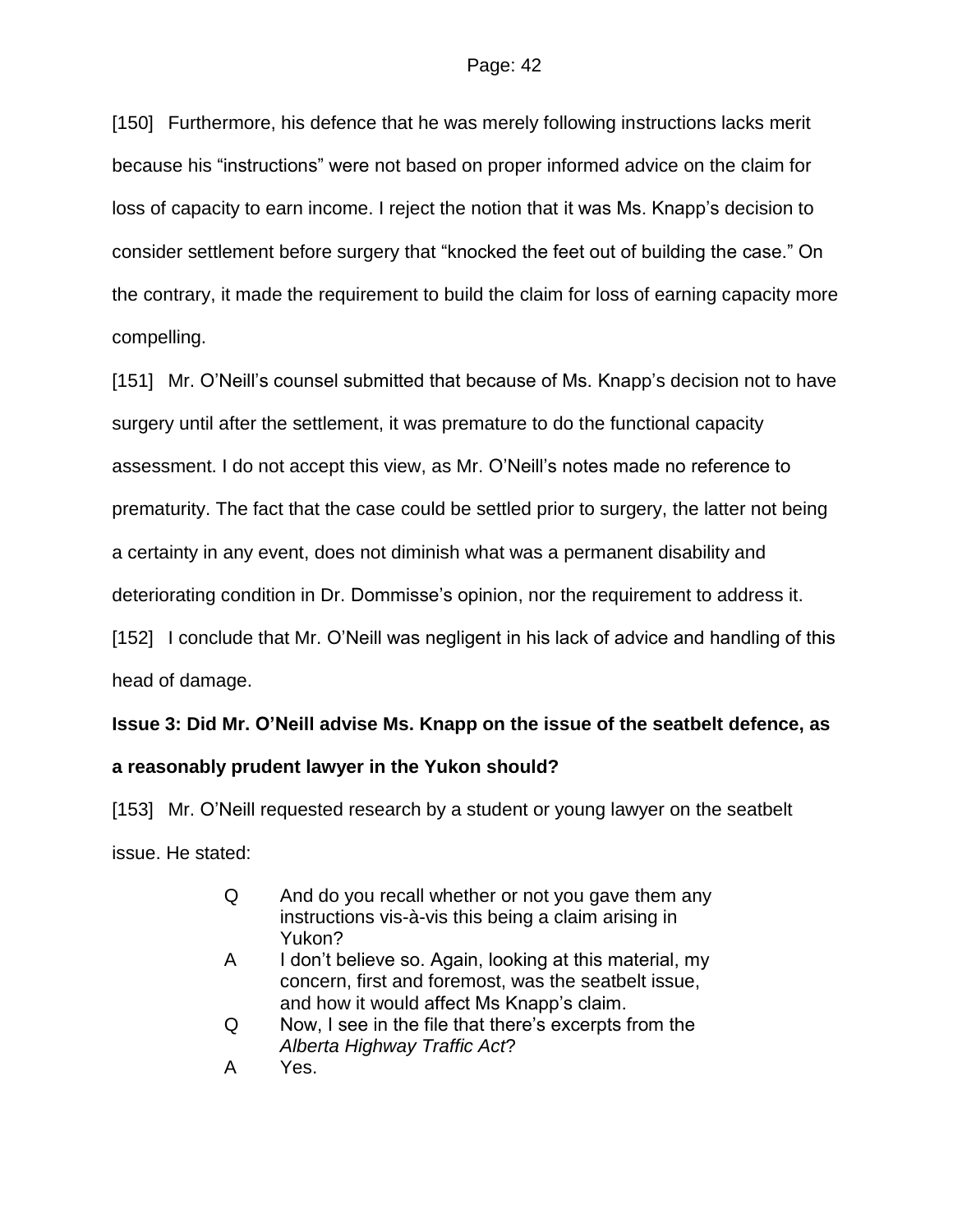[150] Furthermore, his defence that he was merely following instructions lacks merit because his "instructions" were not based on proper informed advice on the claim for loss of capacity to earn income. I reject the notion that it was Ms. Knapp's decision to consider settlement before surgery that "knocked the feet out of building the case." On the contrary, it made the requirement to build the claim for loss of earning capacity more compelling.

[151] Mr. O'Neill's counsel submitted that because of Ms. Knapp's decision not to have surgery until after the settlement, it was premature to do the functional capacity assessment. I do not accept this view, as Mr. O'Neill's notes made no reference to prematurity. The fact that the case could be settled prior to surgery, the latter not being a certainty in any event, does not diminish what was a permanent disability and deteriorating condition in Dr. Dommisse's opinion, nor the requirement to address it.

[152] I conclude that Mr. O'Neill was negligent in his lack of advice and handling of this head of damage.

**Issue 3: Did Mr. O'Neill advise Ms. Knapp on the issue of the seatbelt defence, as a reasonably prudent lawyer in the Yukon should?**

[153] Mr. O'Neill requested research by a student or young lawyer on the seatbelt issue. He stated:

> Q And do you recall whether or not you gave them any instructions vis-à-vis this being a claim arising in Yukon?
>
> A I don't believe so. Again, looking at this material, my concern, first and foremost, was the seatbelt issue, and how it would affect Ms Knapp's claim.
>
> Q Now, I see in the file that there's excerpts from the *Alberta Highway Traffic Act*?
>
> A Yes.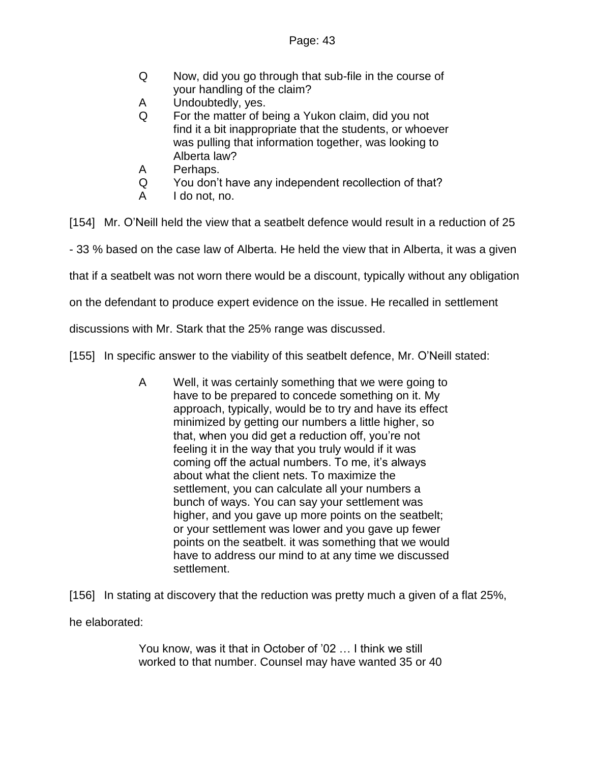> Q Now, did you go through that sub-file in the course of your handling of the claim?
> A Undoubtedly, yes.
> Q For the matter of being a Yukon claim, did you not find it a bit inappropriate that the students, or whoever was pulling that information together, was looking to Alberta law?
> A Perhaps.
> Q You don't have any independent recollection of that?
> A I do not, no.

[154] Mr. O'Neill held the view that a seatbelt defence would result in a reduction of 25 - 33 % based on the case law of Alberta. He held the view that in Alberta, it was a given that if a seatbelt was not worn there would be a discount, typically without any obligation on the defendant to produce expert evidence on the issue. He recalled in settlement discussions with Mr. Stark that the 25% range was discussed.

[155] In specific answer to the viability of this seatbelt defence, Mr. O'Neill stated:

> A Well, it was certainly something that we were going to have to be prepared to concede something on it. My approach, typically, would be to try and have its effect minimized by getting our numbers a little higher, so that, when you did get a reduction off, you're not feeling it in the way that you truly would if it was coming off the actual numbers. To me, it's always about what the client nets. To maximize the settlement, you can calculate all your numbers a bunch of ways. You can say your settlement was higher, and you gave up more points on the seatbelt; or your settlement was lower and you gave up fewer points on the seatbelt. it was something that we would have to address our mind to at any time we discussed settlement.

[156] In stating at discovery that the reduction was pretty much a given of a flat 25%, he elaborated:

> You know, was it that in October of '02 … I think we still worked to that number. Counsel may have wanted 35 or 40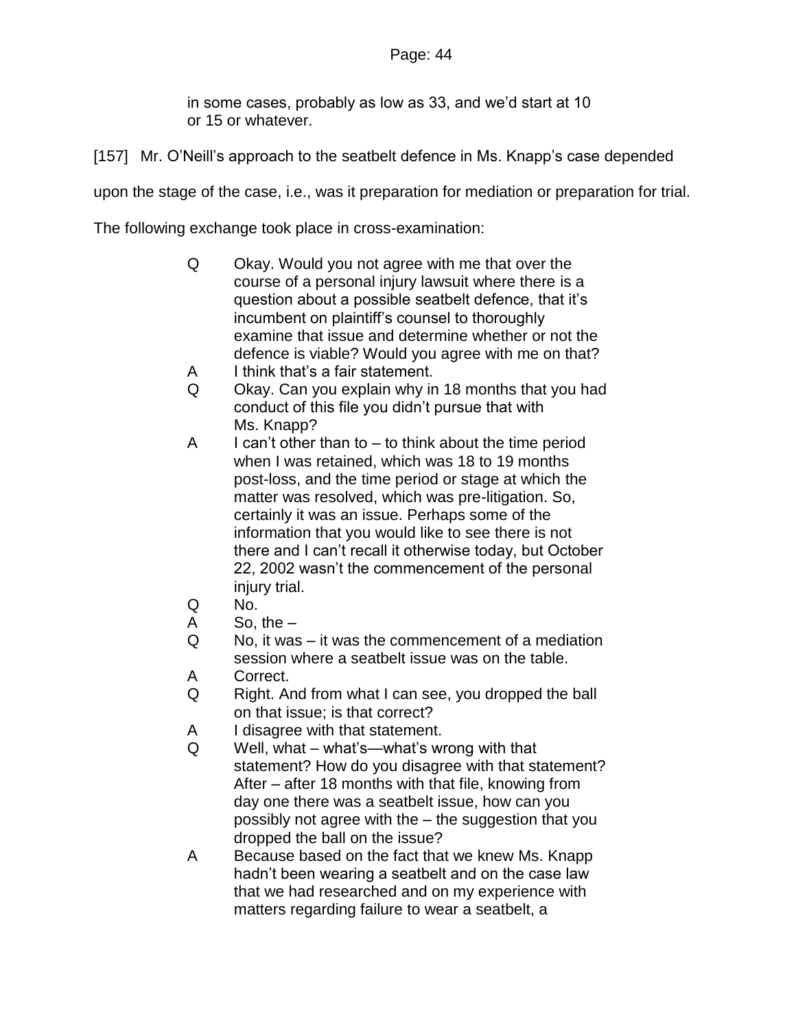in some cases, probably as low as 33, and we'd start at 10 or 15 or whatever.

[157] Mr. O'Neill's approach to the seatbelt defence in Ms. Knapp's case depended upon the stage of the case, i.e., was it preparation for mediation or preparation for trial. The following exchange took place in cross-examination:

> Q Okay. Would you not agree with me that over the course of a personal injury lawsuit where there is a question about a possible seatbelt defence, that it's incumbent on plaintiff's counsel to thoroughly examine that issue and determine whether or not the defence is viable? Would you agree with me on that?
>
> A I think that's a fair statement.
>
> Q Okay. Can you explain why in 18 months that you had conduct of this file you didn't pursue that with Ms. Knapp?
>
> A I can't other than to – to think about the time period when I was retained, which was 18 to 19 months post-loss, and the time period or stage at which the matter was resolved, which was pre-litigation. So, certainly it was an issue. Perhaps some of the information that you would like to see there is not there and I can't recall it otherwise today, but October 22, 2002 wasn't the commencement of the personal injury trial.
>
> Q No.
>
> A So, the –
>
> Q No, it was – it was the commencement of a mediation session where a seatbelt issue was on the table.
>
> A Correct.
>
> Q Right. And from what I can see, you dropped the ball on that issue; is that correct?
>
> A I disagree with that statement.
>
> Q Well, what – what's—what's wrong with that statement? How do you disagree with that statement? After – after 18 months with that file, knowing from day one there was a seatbelt issue, how can you possibly not agree with the – the suggestion that you dropped the ball on the issue?
>
> A Because based on the fact that we knew Ms. Knapp hadn't been wearing a seatbelt and on the case law that we had researched and on my experience with matters regarding failure to wear a seatbelt, a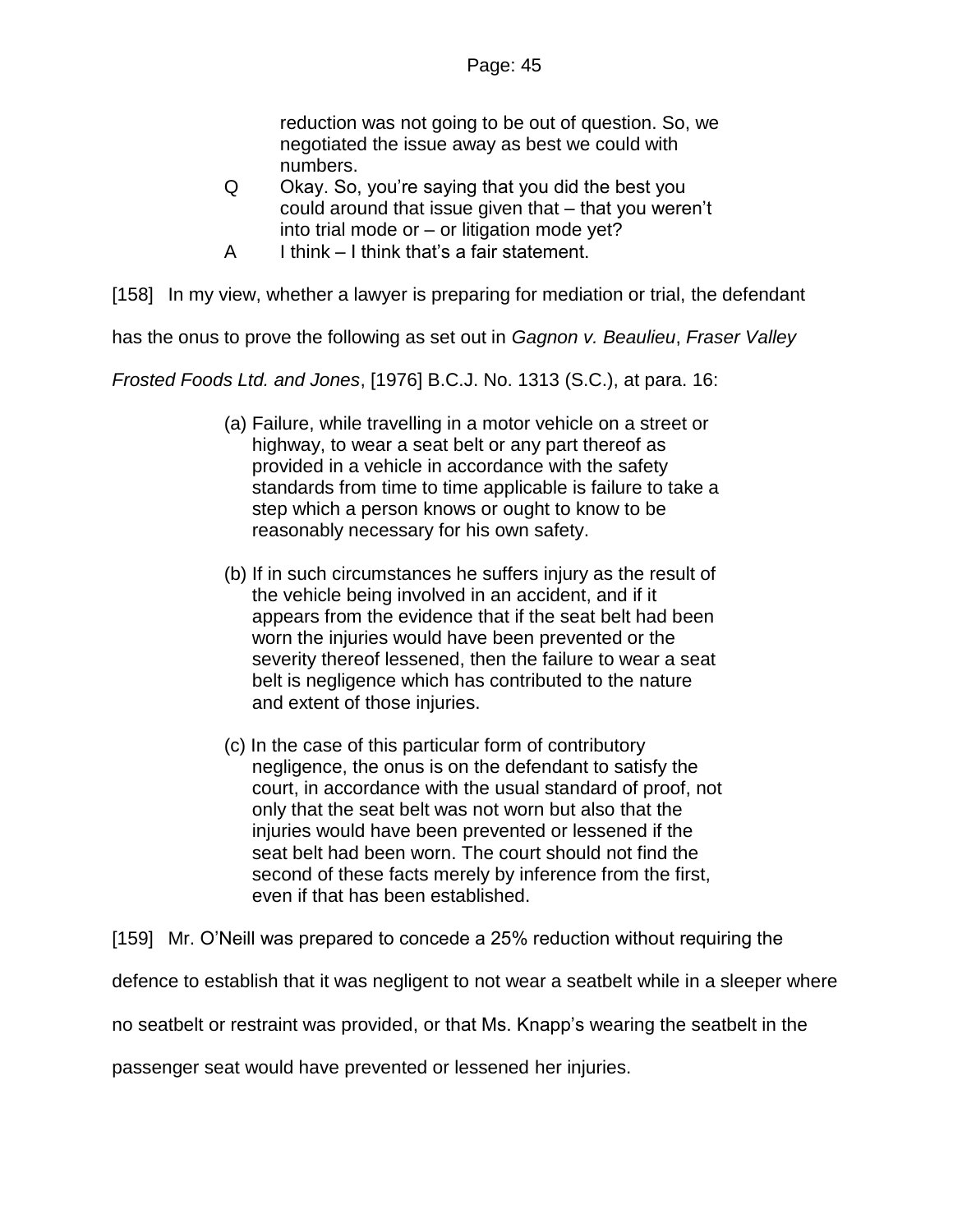> reduction was not going to be out of question. So, we negotiated the issue away as best we could with numbers.
>
> Q Okay. So, you're saying that you did the best you could around that issue given that – that you weren't into trial mode or – or litigation mode yet?
>
> A I think – I think that's a fair statement.

[158] In my view, whether a lawyer is preparing for mediation or trial, the defendant has the onus to prove the following as set out in *Gagnon v. Beaulieu*, *Fraser Valley Frosted Foods Ltd. and Jones*, [1976] B.C.J. No. 1313 (S.C.), at para. 16:

> (a) Failure, while travelling in a motor vehicle on a street or highway, to wear a seat belt or any part thereof as provided in a vehicle in accordance with the safety standards from time to time applicable is failure to take a step which a person knows or ought to know to be reasonably necessary for his own safety.
>
> (b) If in such circumstances he suffers injury as the result of the vehicle being involved in an accident, and if it appears from the evidence that if the seat belt had been worn the injuries would have been prevented or the severity thereof lessened, then the failure to wear a seat belt is negligence which has contributed to the nature and extent of those injuries.
>
> (c) In the case of this particular form of contributory negligence, the onus is on the defendant to satisfy the court, in accordance with the usual standard of proof, not only that the seat belt was not worn but also that the injuries would have been prevented or lessened if the seat belt had been worn. The court should not find the second of these facts merely by inference from the first, even if that has been established.

[159] Mr. O'Neill was prepared to concede a 25% reduction without requiring the defence to establish that it was negligent to not wear a seatbelt while in a sleeper where no seatbelt or restraint was provided, or that Ms. Knapp's wearing the seatbelt in the passenger seat would have prevented or lessened her injuries.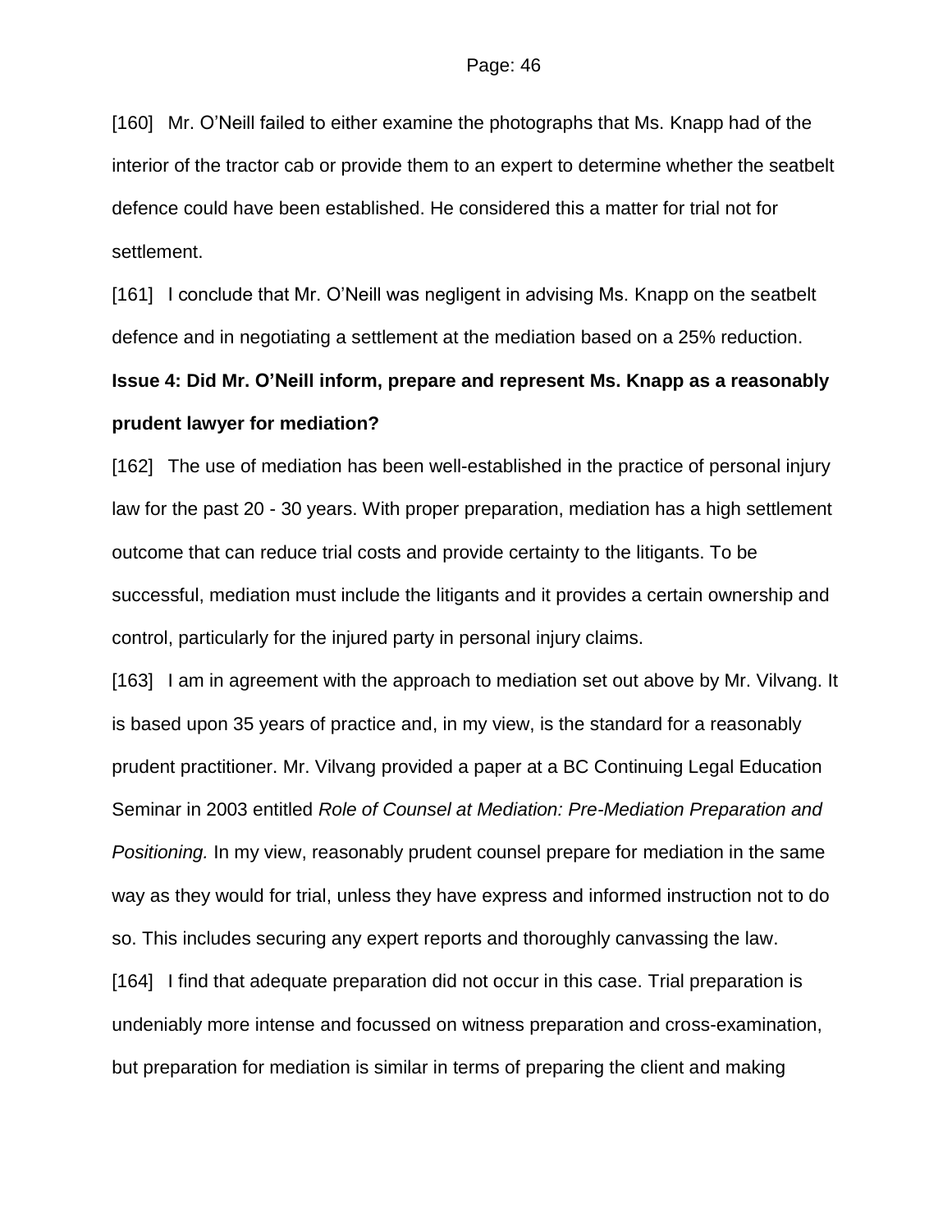[160] Mr. O'Neill failed to either examine the photographs that Ms. Knapp had of the interior of the tractor cab or provide them to an expert to determine whether the seatbelt defence could have been established. He considered this a matter for trial not for settlement.

[161] I conclude that Mr. O'Neill was negligent in advising Ms. Knapp on the seatbelt defence and in negotiating a settlement at the mediation based on a 25% reduction.

**Issue 4: Did Mr. O'Neill inform, prepare and represent Ms. Knapp as a reasonably prudent lawyer for mediation?**

[162] The use of mediation has been well-established in the practice of personal injury law for the past 20 - 30 years. With proper preparation, mediation has a high settlement outcome that can reduce trial costs and provide certainty to the litigants. To be successful, mediation must include the litigants and it provides a certain ownership and control, particularly for the injured party in personal injury claims.

[163] I am in agreement with the approach to mediation set out above by Mr. Vilvang. It is based upon 35 years of practice and, in my view, is the standard for a reasonably prudent practitioner. Mr. Vilvang provided a paper at a BC Continuing Legal Education Seminar in 2003 entitled *Role of Counsel at Mediation: Pre-Mediation Preparation and Positioning.* In my view, reasonably prudent counsel prepare for mediation in the same way as they would for trial, unless they have express and informed instruction not to do so. This includes securing any expert reports and thoroughly canvassing the law.

[164] I find that adequate preparation did not occur in this case. Trial preparation is undeniably more intense and focussed on witness preparation and cross-examination, but preparation for mediation is similar in terms of preparing the client and making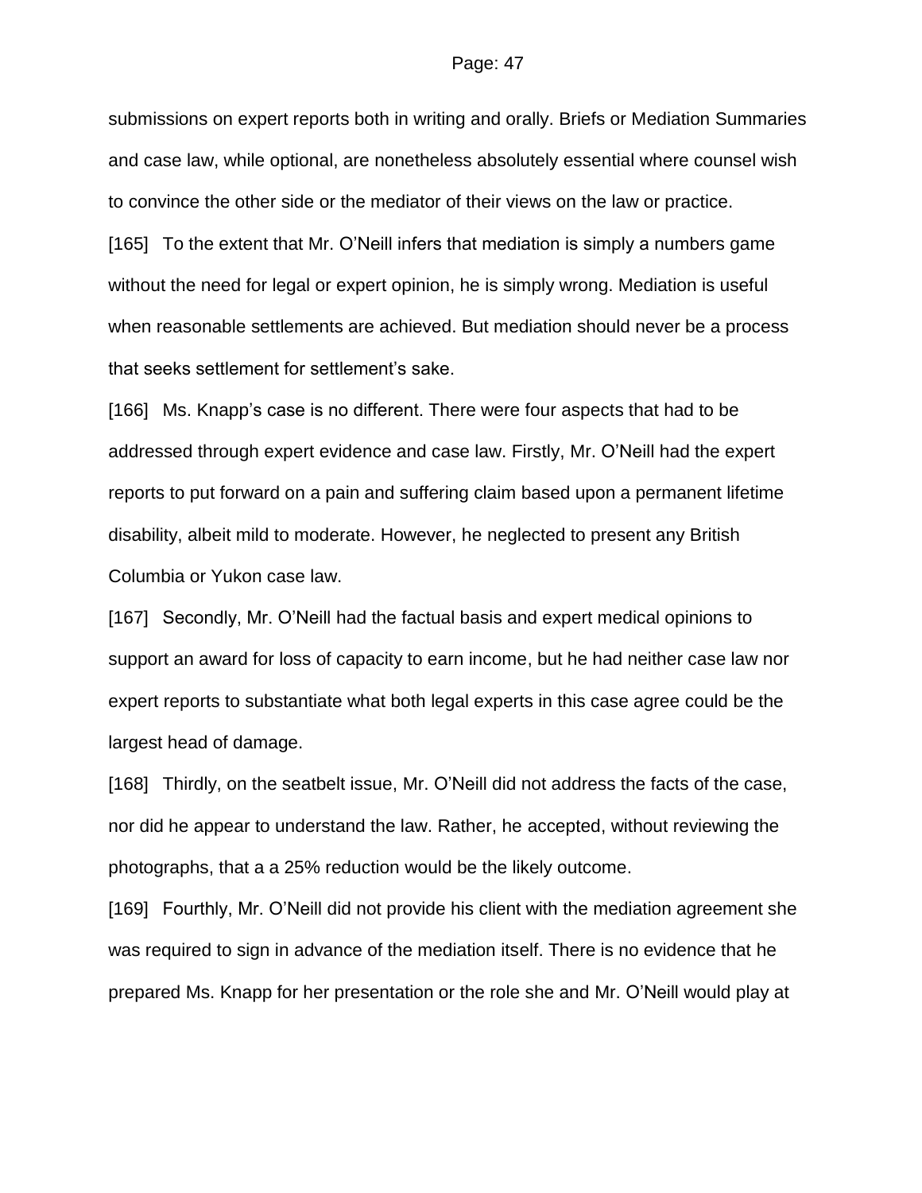submissions on expert reports both in writing and orally. Briefs or Mediation Summaries and case law, while optional, are nonetheless absolutely essential where counsel wish to convince the other side or the mediator of their views on the law or practice.

[165] To the extent that Mr. O'Neill infers that mediation is simply a numbers game without the need for legal or expert opinion, he is simply wrong. Mediation is useful when reasonable settlements are achieved. But mediation should never be a process that seeks settlement for settlement's sake.

[166] Ms. Knapp's case is no different. There were four aspects that had to be addressed through expert evidence and case law. Firstly, Mr. O'Neill had the expert reports to put forward on a pain and suffering claim based upon a permanent lifetime disability, albeit mild to moderate. However, he neglected to present any British Columbia or Yukon case law.

[167] Secondly, Mr. O'Neill had the factual basis and expert medical opinions to support an award for loss of capacity to earn income, but he had neither case law nor expert reports to substantiate what both legal experts in this case agree could be the largest head of damage.

[168] Thirdly, on the seatbelt issue, Mr. O'Neill did not address the facts of the case, nor did he appear to understand the law. Rather, he accepted, without reviewing the photographs, that a a 25% reduction would be the likely outcome.

[169] Fourthly, Mr. O'Neill did not provide his client with the mediation agreement she was required to sign in advance of the mediation itself. There is no evidence that he prepared Ms. Knapp for her presentation or the role she and Mr. O'Neill would play at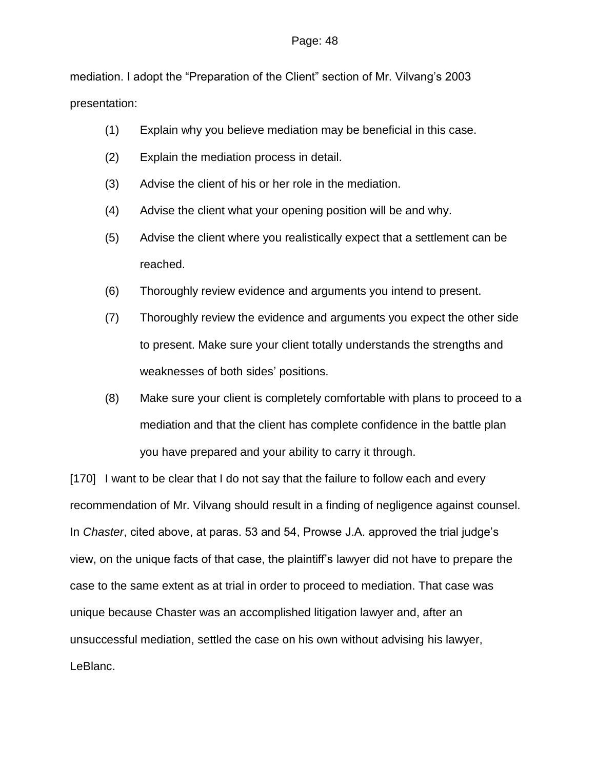mediation. I adopt the "Preparation of the Client" section of Mr. Vilvang's 2003 presentation:

(1) Explain why you believe mediation may be beneficial in this case.

(2) Explain the mediation process in detail.

(3) Advise the client of his or her role in the mediation.

(4) Advise the client what your opening position will be and why.

(5) Advise the client where you realistically expect that a settlement can be reached.

(6) Thoroughly review evidence and arguments you intend to present.

(7) Thoroughly review the evidence and arguments you expect the other side to present. Make sure your client totally understands the strengths and weaknesses of both sides' positions.

(8) Make sure your client is completely comfortable with plans to proceed to a mediation and that the client has complete confidence in the battle plan you have prepared and your ability to carry it through.

[170] I want to be clear that I do not say that the failure to follow each and every recommendation of Mr. Vilvang should result in a finding of negligence against counsel. In *Chaster*, cited above, at paras. 53 and 54, Prowse J.A. approved the trial judge's view, on the unique facts of that case, the plaintiff's lawyer did not have to prepare the case to the same extent as at trial in order to proceed to mediation. That case was unique because Chaster was an accomplished litigation lawyer and, after an unsuccessful mediation, settled the case on his own without advising his lawyer, LeBlanc.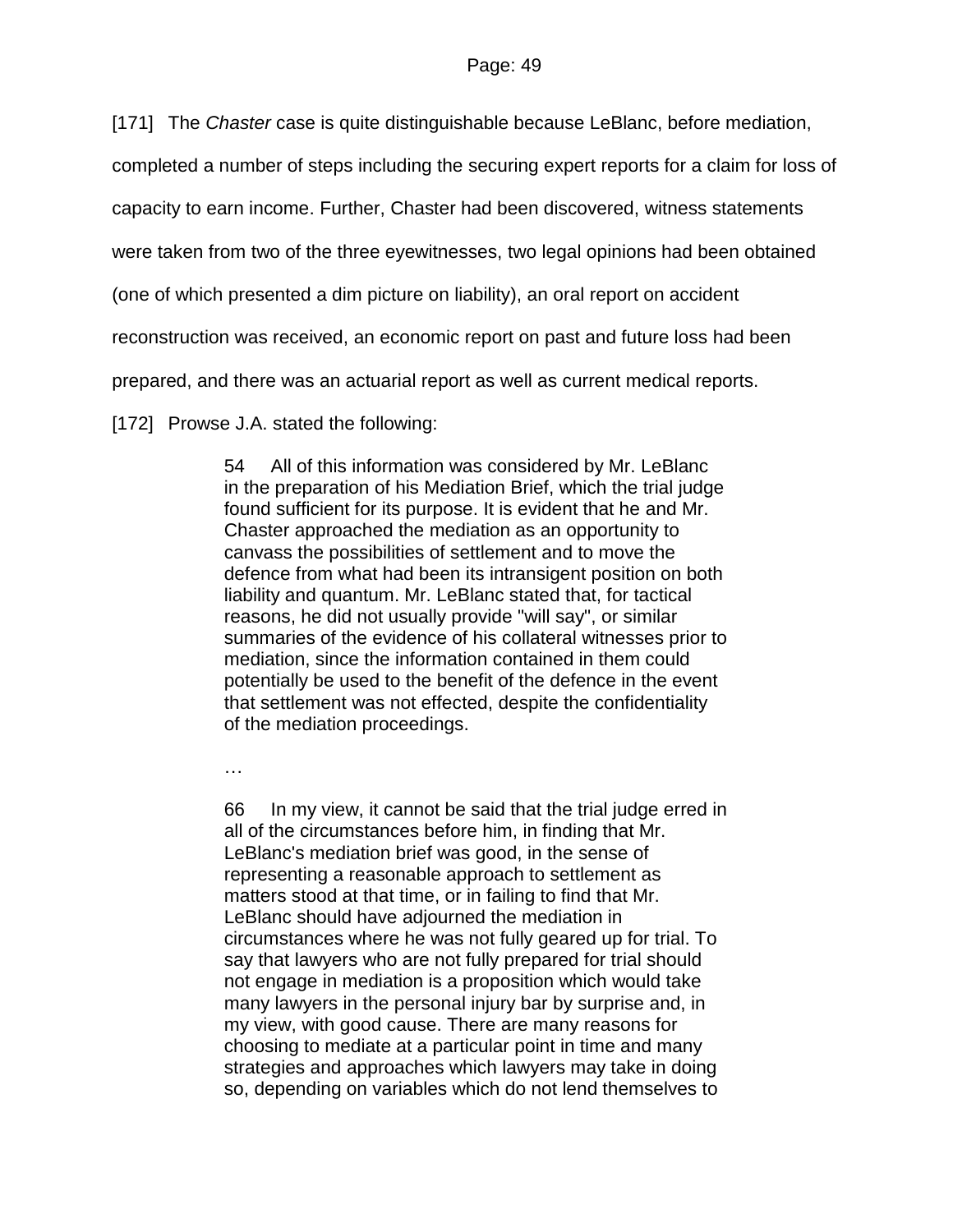[171] The *Chaster* case is quite distinguishable because LeBlanc, before mediation, completed a number of steps including the securing expert reports for a claim for loss of capacity to earn income. Further, Chaster had been discovered, witness statements were taken from two of the three eyewitnesses, two legal opinions had been obtained (one of which presented a dim picture on liability), an oral report on accident reconstruction was received, an economic report on past and future loss had been prepared, and there was an actuarial report as well as current medical reports.

[172] Prowse J.A. stated the following:

> 54 All of this information was considered by Mr. LeBlanc in the preparation of his Mediation Brief, which the trial judge found sufficient for its purpose. It is evident that he and Mr. Chaster approached the mediation as an opportunity to canvass the possibilities of settlement and to move the defence from what had been its intransigent position on both liability and quantum. Mr. LeBlanc stated that, for tactical reasons, he did not usually provide "will say", or similar summaries of the evidence of his collateral witnesses prior to mediation, since the information contained in them could potentially be used to the benefit of the defence in the event that settlement was not effected, despite the confidentiality of the mediation proceedings.
>
> …
>
> 66 In my view, it cannot be said that the trial judge erred in all of the circumstances before him, in finding that Mr. LeBlanc's mediation brief was good, in the sense of representing a reasonable approach to settlement as matters stood at that time, or in failing to find that Mr. LeBlanc should have adjourned the mediation in circumstances where he was not fully geared up for trial. To say that lawyers who are not fully prepared for trial should not engage in mediation is a proposition which would take many lawyers in the personal injury bar by surprise and, in my view, with good cause. There are many reasons for choosing to mediate at a particular point in time and many strategies and approaches which lawyers may take in doing so, depending on variables which do not lend themselves to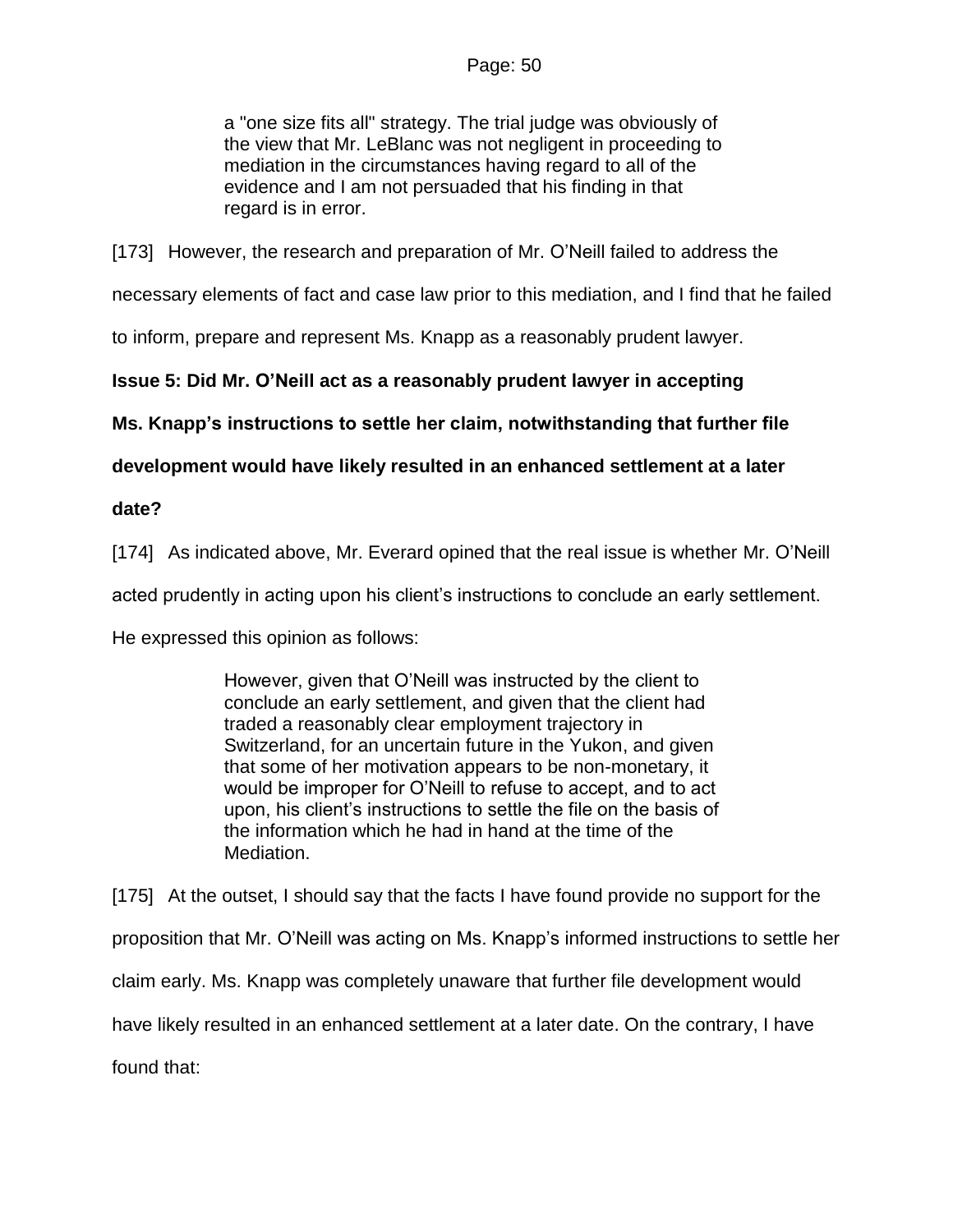> a "one size fits all" strategy. The trial judge was obviously of the view that Mr. LeBlanc was not negligent in proceeding to mediation in the circumstances having regard to all of the evidence and I am not persuaded that his finding in that regard is in error.

[173] However, the research and preparation of Mr. O'Neill failed to address the necessary elements of fact and case law prior to this mediation, and I find that he failed to inform, prepare and represent Ms. Knapp as a reasonably prudent lawyer.

**Issue 5: Did Mr. O'Neill act as a reasonably prudent lawyer in accepting Ms. Knapp's instructions to settle her claim, notwithstanding that further file development would have likely resulted in an enhanced settlement at a later date?**

[174] As indicated above, Mr. Everard opined that the real issue is whether Mr. O'Neill acted prudently in acting upon his client's instructions to conclude an early settlement. He expressed this opinion as follows:

> However, given that O'Neill was instructed by the client to conclude an early settlement, and given that the client had traded a reasonably clear employment trajectory in Switzerland, for an uncertain future in the Yukon, and given that some of her motivation appears to be non-monetary, it would be improper for O'Neill to refuse to accept, and to act upon, his client's instructions to settle the file on the basis of the information which he had in hand at the time of the Mediation.

[175] At the outset, I should say that the facts I have found provide no support for the proposition that Mr. O'Neill was acting on Ms. Knapp's informed instructions to settle her claim early. Ms. Knapp was completely unaware that further file development would have likely resulted in an enhanced settlement at a later date. On the contrary, I have found that: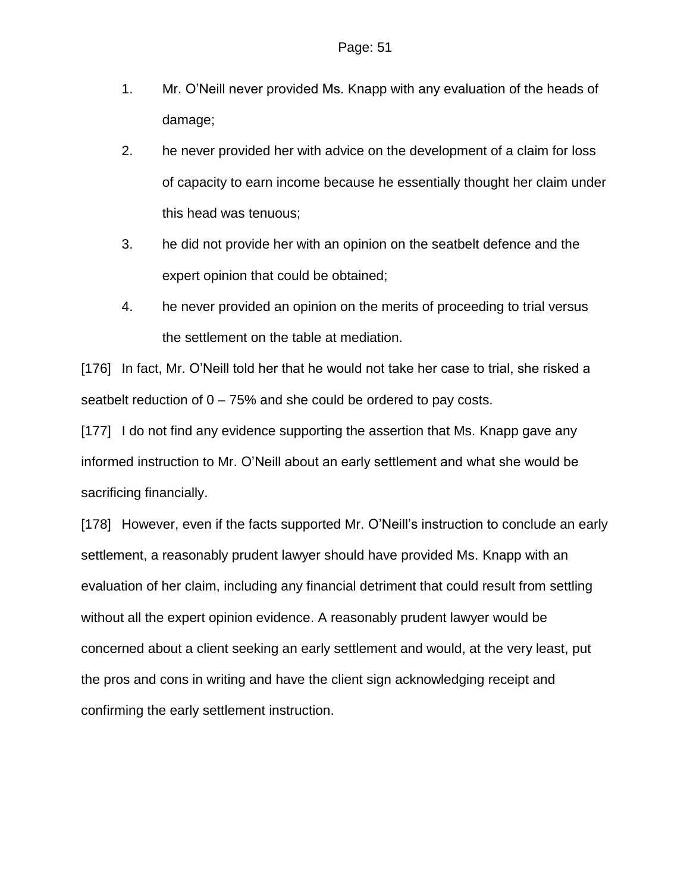1. Mr. O'Neill never provided Ms. Knapp with any evaluation of the heads of damage;
2. he never provided her with advice on the development of a claim for loss of capacity to earn income because he essentially thought her claim under this head was tenuous;
3. he did not provide her with an opinion on the seatbelt defence and the expert opinion that could be obtained;
4. he never provided an opinion on the merits of proceeding to trial versus the settlement on the table at mediation.

[176] In fact, Mr. O'Neill told her that he would not take her case to trial, she risked a seatbelt reduction of 0 – 75% and she could be ordered to pay costs.

[177] I do not find any evidence supporting the assertion that Ms. Knapp gave any informed instruction to Mr. O'Neill about an early settlement and what she would be sacrificing financially.

[178] However, even if the facts supported Mr. O'Neill's instruction to conclude an early settlement, a reasonably prudent lawyer should have provided Ms. Knapp with an evaluation of her claim, including any financial detriment that could result from settling without all the expert opinion evidence. A reasonably prudent lawyer would be concerned about a client seeking an early settlement and would, at the very least, put the pros and cons in writing and have the client sign acknowledging receipt and confirming the early settlement instruction.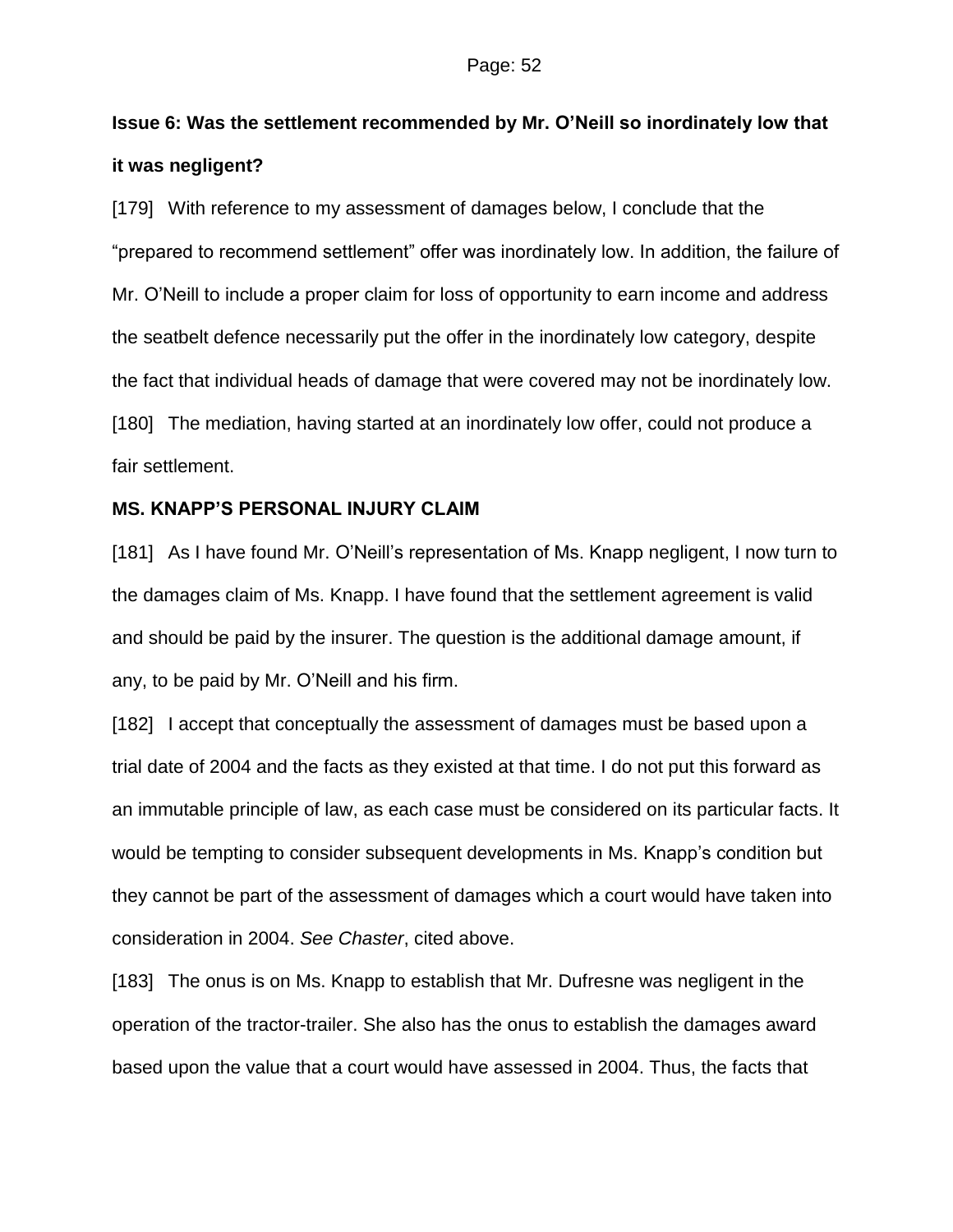**Issue 6: Was the settlement recommended by Mr. O'Neill so inordinately low that it was negligent?**

[179] With reference to my assessment of damages below, I conclude that the "prepared to recommend settlement" offer was inordinately low. In addition, the failure of Mr. O'Neill to include a proper claim for loss of opportunity to earn income and address the seatbelt defence necessarily put the offer in the inordinately low category, despite the fact that individual heads of damage that were covered may not be inordinately low.

[180] The mediation, having started at an inordinately low offer, could not produce a fair settlement.

**MS. KNAPP'S PERSONAL INJURY CLAIM**

[181] As I have found Mr. O'Neill's representation of Ms. Knapp negligent, I now turn to the damages claim of Ms. Knapp. I have found that the settlement agreement is valid and should be paid by the insurer. The question is the additional damage amount, if any, to be paid by Mr. O'Neill and his firm.

[182] I accept that conceptually the assessment of damages must be based upon a trial date of 2004 and the facts as they existed at that time. I do not put this forward as an immutable principle of law, as each case must be considered on its particular facts. It would be tempting to consider subsequent developments in Ms. Knapp's condition but they cannot be part of the assessment of damages which a court would have taken into consideration in 2004. *See Chaster*, cited above.

[183] The onus is on Ms. Knapp to establish that Mr. Dufresne was negligent in the operation of the tractor-trailer. She also has the onus to establish the damages award based upon the value that a court would have assessed in 2004. Thus, the facts that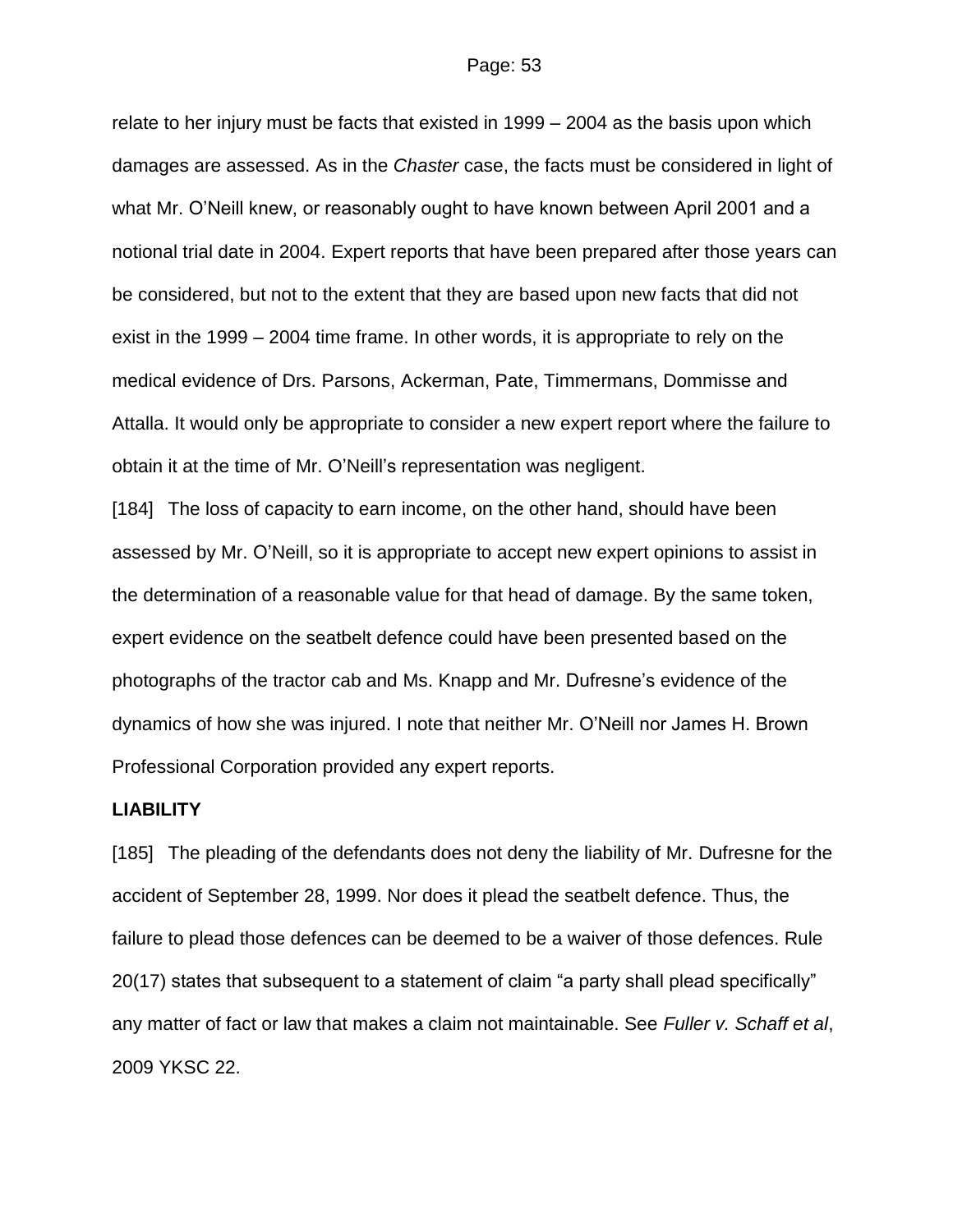relate to her injury must be facts that existed in 1999 – 2004 as the basis upon which damages are assessed. As in the *Chaster* case, the facts must be considered in light of what Mr. O'Neill knew, or reasonably ought to have known between April 2001 and a notional trial date in 2004. Expert reports that have been prepared after those years can be considered, but not to the extent that they are based upon new facts that did not exist in the 1999 – 2004 time frame. In other words, it is appropriate to rely on the medical evidence of Drs. Parsons, Ackerman, Pate, Timmermans, Dommisse and Attalla. It would only be appropriate to consider a new expert report where the failure to obtain it at the time of Mr. O'Neill's representation was negligent.

[184] The loss of capacity to earn income, on the other hand, should have been assessed by Mr. O'Neill, so it is appropriate to accept new expert opinions to assist in the determination of a reasonable value for that head of damage. By the same token, expert evidence on the seatbelt defence could have been presented based on the photographs of the tractor cab and Ms. Knapp and Mr. Dufresne's evidence of the dynamics of how she was injured. I note that neither Mr. O'Neill nor James H. Brown Professional Corporation provided any expert reports.

**LIABILITY**

[185] The pleading of the defendants does not deny the liability of Mr. Dufresne for the accident of September 28, 1999. Nor does it plead the seatbelt defence. Thus, the failure to plead those defences can be deemed to be a waiver of those defences. Rule 20(17) states that subsequent to a statement of claim "a party shall plead specifically" any matter of fact or law that makes a claim not maintainable. See *Fuller v. Schaff et al*, 2009 YKSC 22.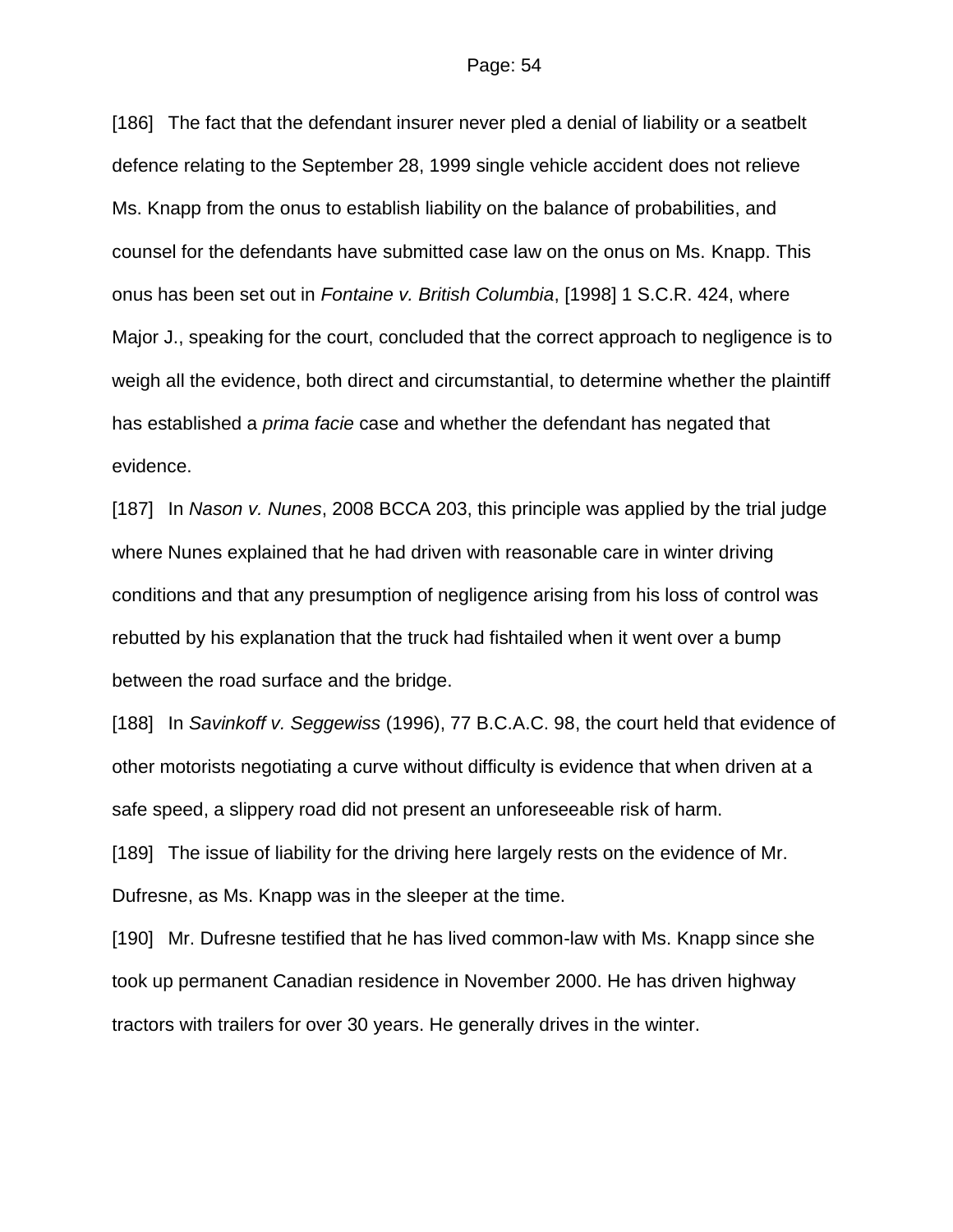[186] The fact that the defendant insurer never pled a denial of liability or a seatbelt defence relating to the September 28, 1999 single vehicle accident does not relieve Ms. Knapp from the onus to establish liability on the balance of probabilities, and counsel for the defendants have submitted case law on the onus on Ms. Knapp. This onus has been set out in *Fontaine v. British Columbia*, [1998] 1 S.C.R. 424, where Major J., speaking for the court, concluded that the correct approach to negligence is to weigh all the evidence, both direct and circumstantial, to determine whether the plaintiff has established a *prima facie* case and whether the defendant has negated that evidence.

[187] In *Nason v. Nunes*, 2008 BCCA 203, this principle was applied by the trial judge where Nunes explained that he had driven with reasonable care in winter driving conditions and that any presumption of negligence arising from his loss of control was rebutted by his explanation that the truck had fishtailed when it went over a bump between the road surface and the bridge.

[188] In *Savinkoff v. Seggewiss* (1996), 77 B.C.A.C. 98, the court held that evidence of other motorists negotiating a curve without difficulty is evidence that when driven at a safe speed, a slippery road did not present an unforeseeable risk of harm.

[189] The issue of liability for the driving here largely rests on the evidence of Mr. Dufresne, as Ms. Knapp was in the sleeper at the time.

[190] Mr. Dufresne testified that he has lived common-law with Ms. Knapp since she took up permanent Canadian residence in November 2000. He has driven highway tractors with trailers for over 30 years. He generally drives in the winter.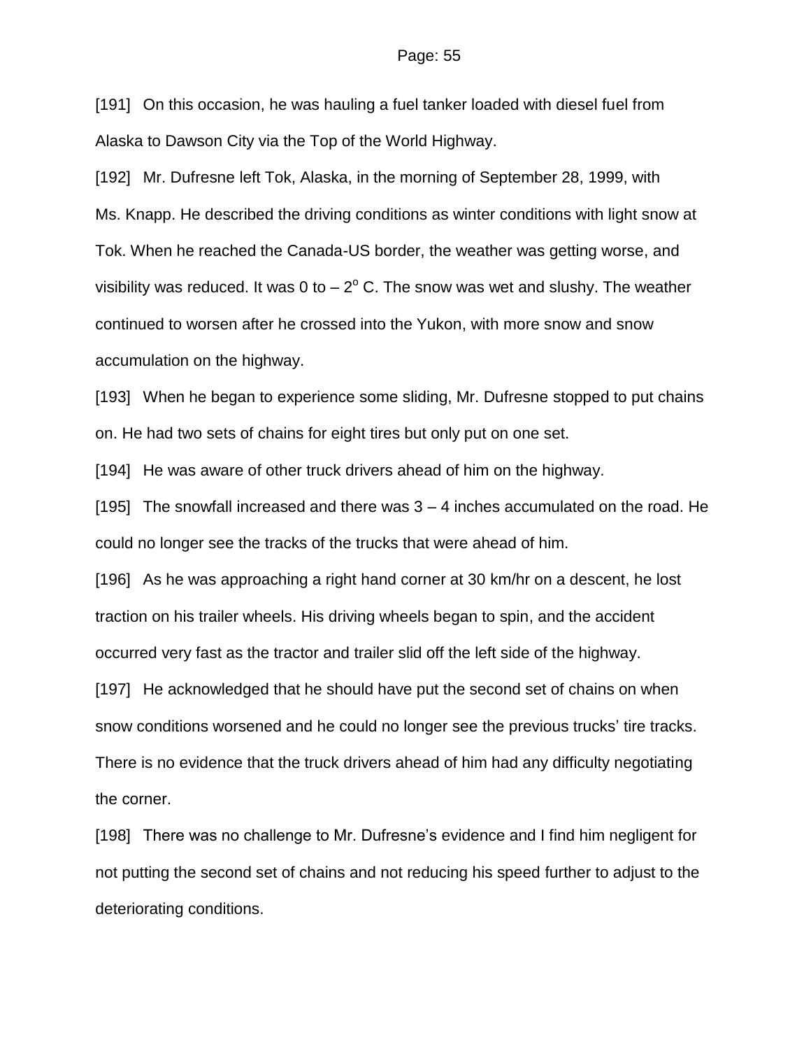[191] On this occasion, he was hauling a fuel tanker loaded with diesel fuel from Alaska to Dawson City via the Top of the World Highway.

[192] Mr. Dufresne left Tok, Alaska, in the morning of September 28, 1999, with Ms. Knapp. He described the driving conditions as winter conditions with light snow at Tok. When he reached the Canada-US border, the weather was getting worse, and visibility was reduced. It was 0 to – 2$^{o}$ C. The snow was wet and slushy. The weather continued to worsen after he crossed into the Yukon, with more snow and snow accumulation on the highway.

[193] When he began to experience some sliding, Mr. Dufresne stopped to put chains on. He had two sets of chains for eight tires but only put on one set.

[194] He was aware of other truck drivers ahead of him on the highway.

[195] The snowfall increased and there was 3 – 4 inches accumulated on the road. He could no longer see the tracks of the trucks that were ahead of him.

[196] As he was approaching a right hand corner at 30 km/hr on a descent, he lost traction on his trailer wheels. His driving wheels began to spin, and the accident occurred very fast as the tractor and trailer slid off the left side of the highway.

[197] He acknowledged that he should have put the second set of chains on when snow conditions worsened and he could no longer see the previous trucks' tire tracks. There is no evidence that the truck drivers ahead of him had any difficulty negotiating the corner.

[198] There was no challenge to Mr. Dufresne's evidence and I find him negligent for not putting the second set of chains and not reducing his speed further to adjust to the deteriorating conditions.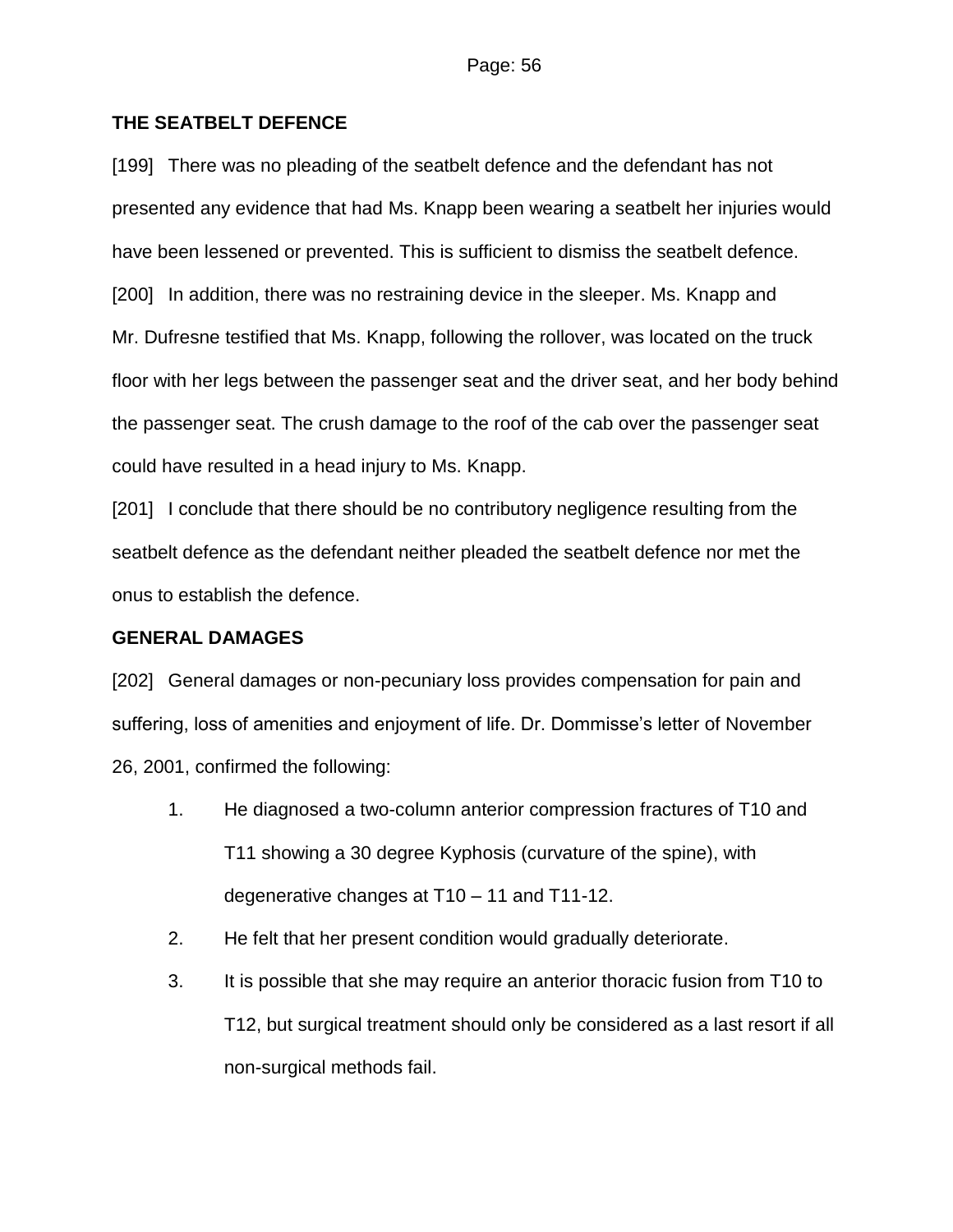## THE SEATBELT DEFENCE

[199] There was no pleading of the seatbelt defence and the defendant has not presented any evidence that had Ms. Knapp been wearing a seatbelt her injuries would have been lessened or prevented. This is sufficient to dismiss the seatbelt defence.

[200] In addition, there was no restraining device in the sleeper. Ms. Knapp and Mr. Dufresne testified that Ms. Knapp, following the rollover, was located on the truck floor with her legs between the passenger seat and the driver seat, and her body behind the passenger seat. The crush damage to the roof of the cab over the passenger seat could have resulted in a head injury to Ms. Knapp.

[201] I conclude that there should be no contributory negligence resulting from the seatbelt defence as the defendant neither pleaded the seatbelt defence nor met the onus to establish the defence.

## GENERAL DAMAGES

[202] General damages or non-pecuniary loss provides compensation for pain and suffering, loss of amenities and enjoyment of life. Dr. Dommisse's letter of November 26, 2001, confirmed the following:

1. He diagnosed a two-column anterior compression fractures of T10 and T11 showing a 30 degree Kyphosis (curvature of the spine), with degenerative changes at T10 – 11 and T11-12.
2. He felt that her present condition would gradually deteriorate.
3. It is possible that she may require an anterior thoracic fusion from T10 to T12, but surgical treatment should only be considered as a last resort if all non-surgical methods fail.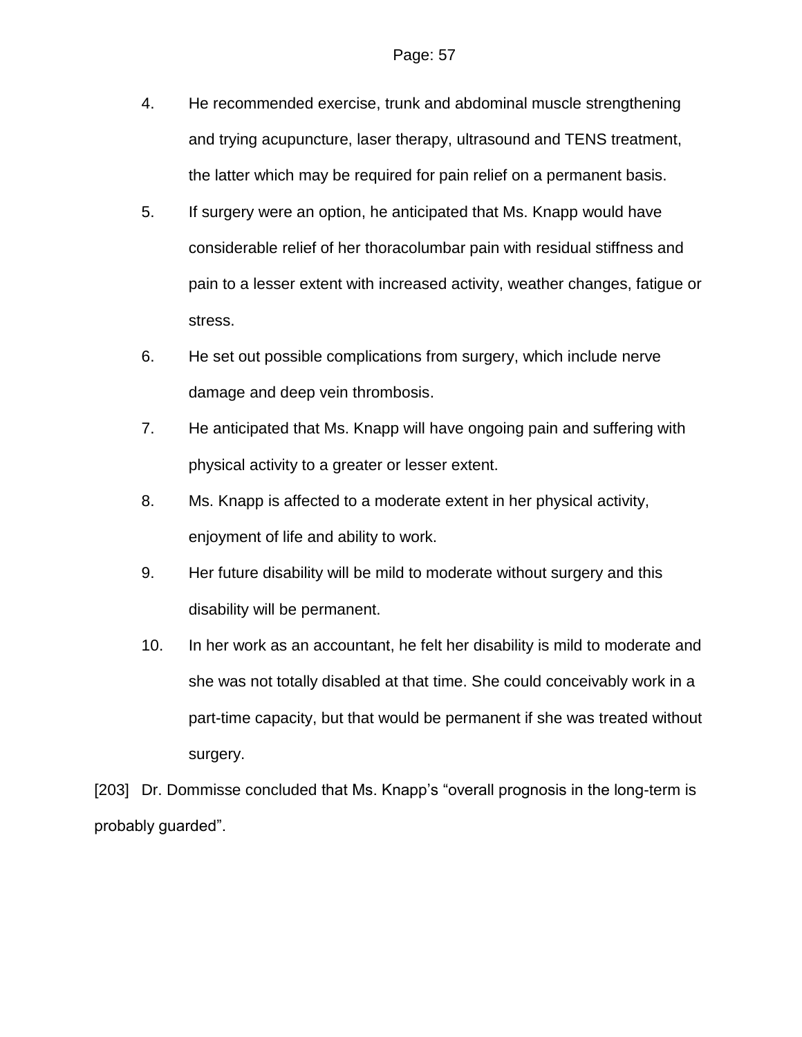4. He recommended exercise, trunk and abdominal muscle strengthening and trying acupuncture, laser therapy, ultrasound and TENS treatment, the latter which may be required for pain relief on a permanent basis.

5. If surgery were an option, he anticipated that Ms. Knapp would have considerable relief of her thoracolumbar pain with residual stiffness and pain to a lesser extent with increased activity, weather changes, fatigue or stress.

6. He set out possible complications from surgery, which include nerve damage and deep vein thrombosis.

7. He anticipated that Ms. Knapp will have ongoing pain and suffering with physical activity to a greater or lesser extent.

8. Ms. Knapp is affected to a moderate extent in her physical activity, enjoyment of life and ability to work.

9. Her future disability will be mild to moderate without surgery and this disability will be permanent.

10. In her work as an accountant, he felt her disability is mild to moderate and she was not totally disabled at that time. She could conceivably work in a part-time capacity, but that would be permanent if she was treated without surgery.

[203] Dr. Dommisse concluded that Ms. Knapp's "overall prognosis in the long-term is probably guarded".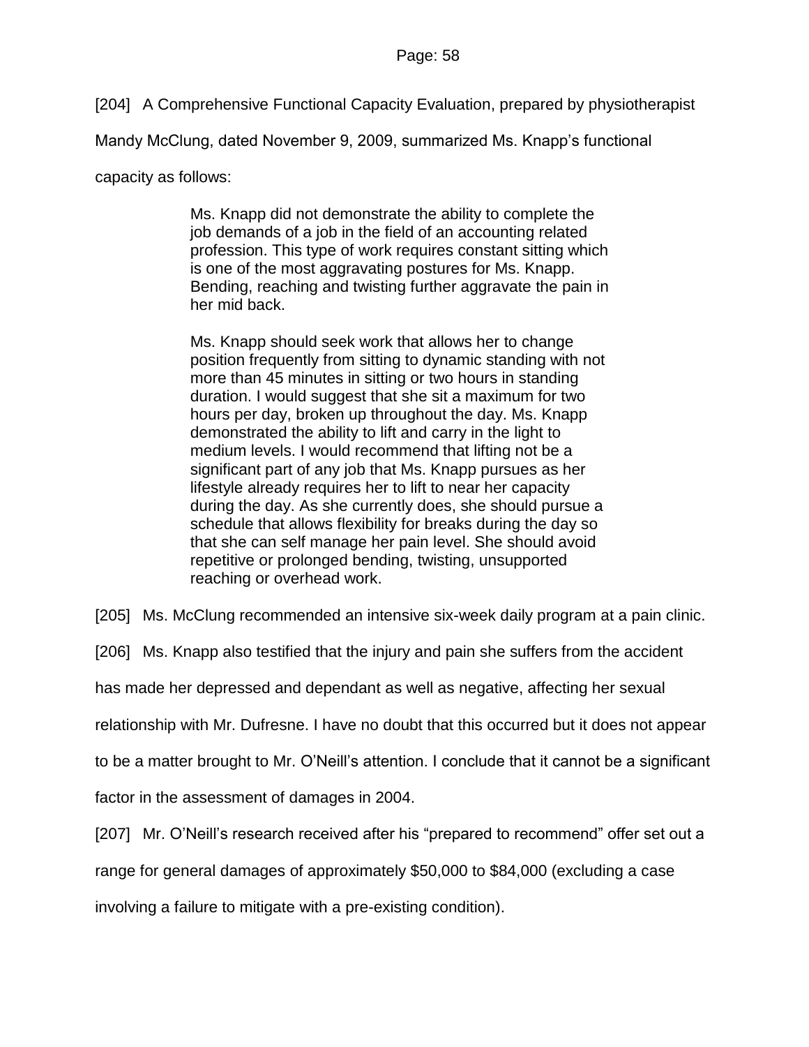[204] A Comprehensive Functional Capacity Evaluation, prepared by physiotherapist Mandy McClung, dated November 9, 2009, summarized Ms. Knapp's functional capacity as follows:

> Ms. Knapp did not demonstrate the ability to complete the job demands of a job in the field of an accounting related profession. This type of work requires constant sitting which is one of the most aggravating postures for Ms. Knapp. Bending, reaching and twisting further aggravate the pain in her mid back.
>
> Ms. Knapp should seek work that allows her to change position frequently from sitting to dynamic standing with not more than 45 minutes in sitting or two hours in standing duration. I would suggest that she sit a maximum for two hours per day, broken up throughout the day. Ms. Knapp demonstrated the ability to lift and carry in the light to medium levels. I would recommend that lifting not be a significant part of any job that Ms. Knapp pursues as her lifestyle already requires her to lift to near her capacity during the day. As she currently does, she should pursue a schedule that allows flexibility for breaks during the day so that she can self manage her pain level. She should avoid repetitive or prolonged bending, twisting, unsupported reaching or overhead work.

[205] Ms. McClung recommended an intensive six-week daily program at a pain clinic.

[206] Ms. Knapp also testified that the injury and pain she suffers from the accident has made her depressed and dependant as well as negative, affecting her sexual relationship with Mr. Dufresne. I have no doubt that this occurred but it does not appear to be a matter brought to Mr. O'Neill's attention. I conclude that it cannot be a significant factor in the assessment of damages in 2004.

[207] Mr. O'Neill's research received after his "prepared to recommend" offer set out a range for general damages of approximately $50,000 to $84,000 (excluding a case involving a failure to mitigate with a pre-existing condition).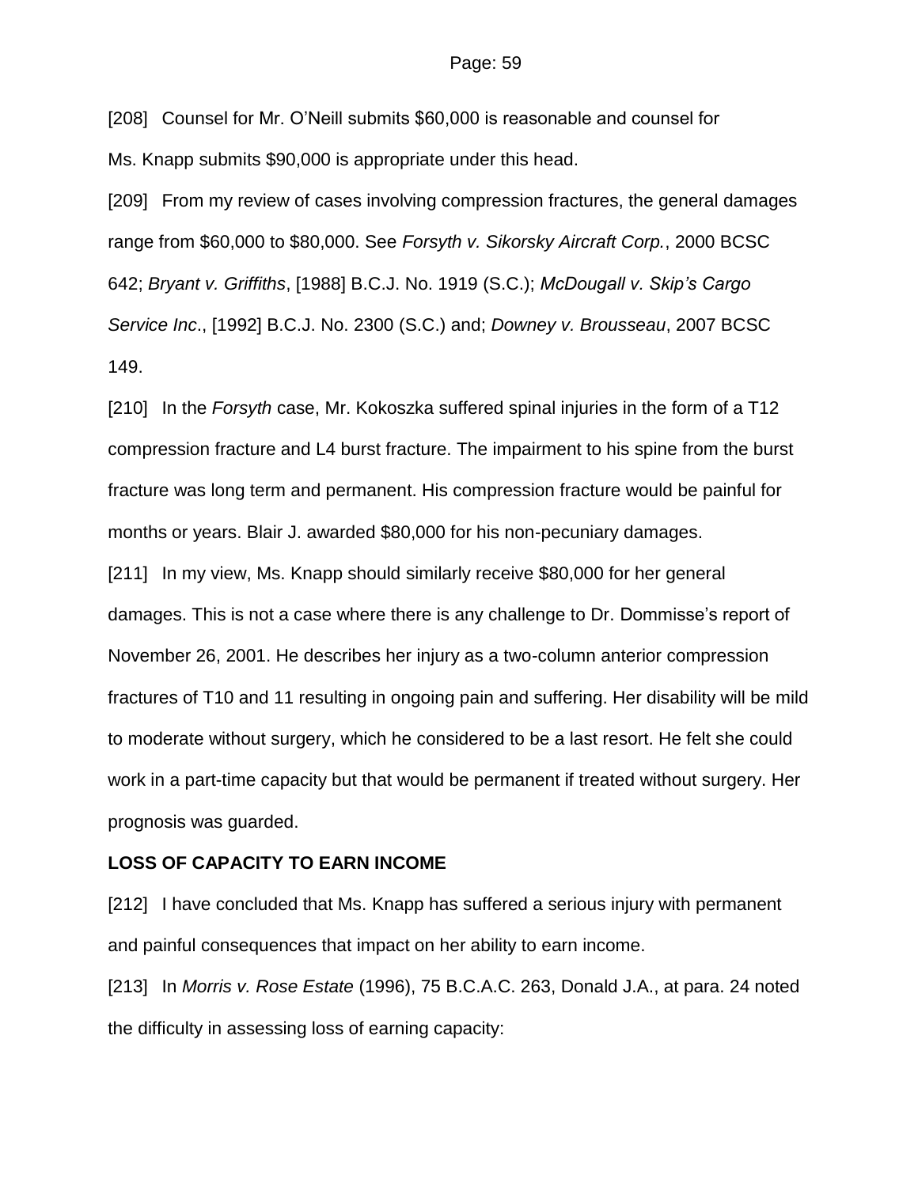[208] Counsel for Mr. O'Neill submits $60,000 is reasonable and counsel for Ms. Knapp submits $90,000 is appropriate under this head.

[209] From my review of cases involving compression fractures, the general damages range from $60,000 to $80,000. See *Forsyth v. Sikorsky Aircraft Corp.*, 2000 BCSC 642; *Bryant v. Griffiths*, [1988] B.C.J. No. 1919 (S.C.); *McDougall v. Skip's Cargo Service Inc*., [1992] B.C.J. No. 2300 (S.C.) and; *Downey v. Brousseau*, 2007 BCSC 149.

[210] In the *Forsyth* case, Mr. Kokoszka suffered spinal injuries in the form of a T12 compression fracture and L4 burst fracture. The impairment to his spine from the burst fracture was long term and permanent. His compression fracture would be painful for months or years. Blair J. awarded $80,000 for his non-pecuniary damages.

[211] In my view, Ms. Knapp should similarly receive $80,000 for her general damages. This is not a case where there is any challenge to Dr. Dommisse's report of November 26, 2001. He describes her injury as a two-column anterior compression fractures of T10 and 11 resulting in ongoing pain and suffering. Her disability will be mild to moderate without surgery, which he considered to be a last resort. He felt she could work in a part-time capacity but that would be permanent if treated without surgery. Her prognosis was guarded.

**LOSS OF CAPACITY TO EARN INCOME**

[212] I have concluded that Ms. Knapp has suffered a serious injury with permanent and painful consequences that impact on her ability to earn income.

[213] In *Morris v. Rose Estate* (1996), 75 B.C.A.C. 263, Donald J.A., at para. 24 noted the difficulty in assessing loss of earning capacity: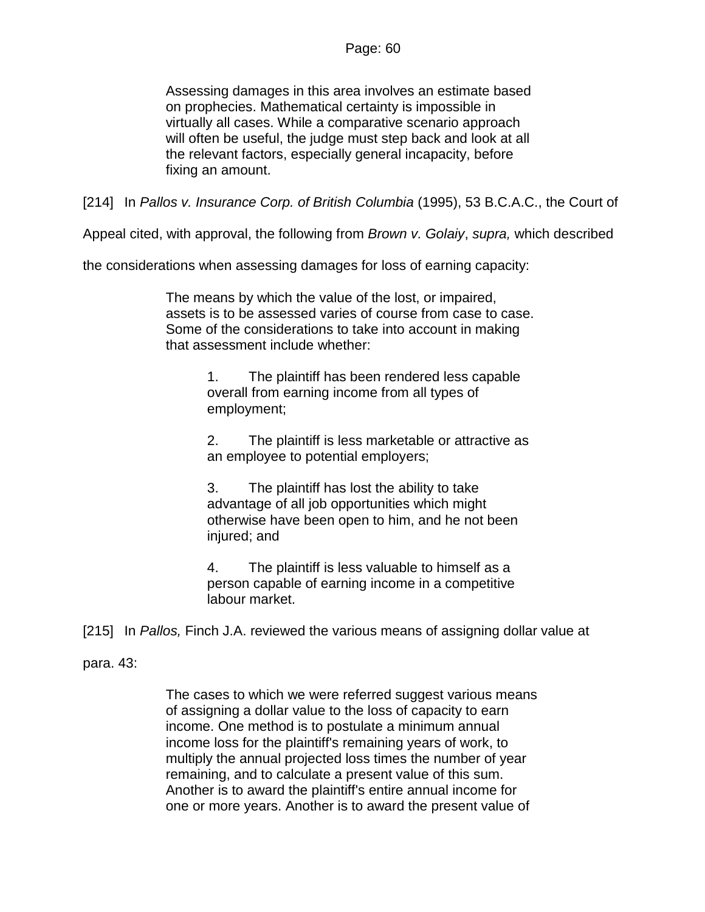> Assessing damages in this area involves an estimate based on prophecies. Mathematical certainty is impossible in virtually all cases. While a comparative scenario approach will often be useful, the judge must step back and look at all the relevant factors, especially general incapacity, before fixing an amount.

[214] In *Pallos v. Insurance Corp. of British Columbia* (1995), 53 B.C.A.C., the Court of Appeal cited, with approval, the following from *Brown v. Golaiy*, *supra,* which described the considerations when assessing damages for loss of earning capacity:

> The means by which the value of the lost, or impaired, assets is to be assessed varies of course from case to case. Some of the considerations to take into account in making that assessment include whether:
>
> > 1. The plaintiff has been rendered less capable overall from earning income from all types of employment;
> >
> > 2. The plaintiff is less marketable or attractive as an employee to potential employers;
> >
> > 3. The plaintiff has lost the ability to take advantage of all job opportunities which might otherwise have been open to him, and he not been injured; and
> >
> > 4. The plaintiff is less valuable to himself as a person capable of earning income in a competitive labour market.

[215] In *Pallos,* Finch J.A. reviewed the various means of assigning dollar value at para. 43:

> The cases to which we were referred suggest various means of assigning a dollar value to the loss of capacity to earn income. One method is to postulate a minimum annual income loss for the plaintiff's remaining years of work, to multiply the annual projected loss times the number of year remaining, and to calculate a present value of this sum. Another is to award the plaintiff's entire annual income for one or more years. Another is to award the present value of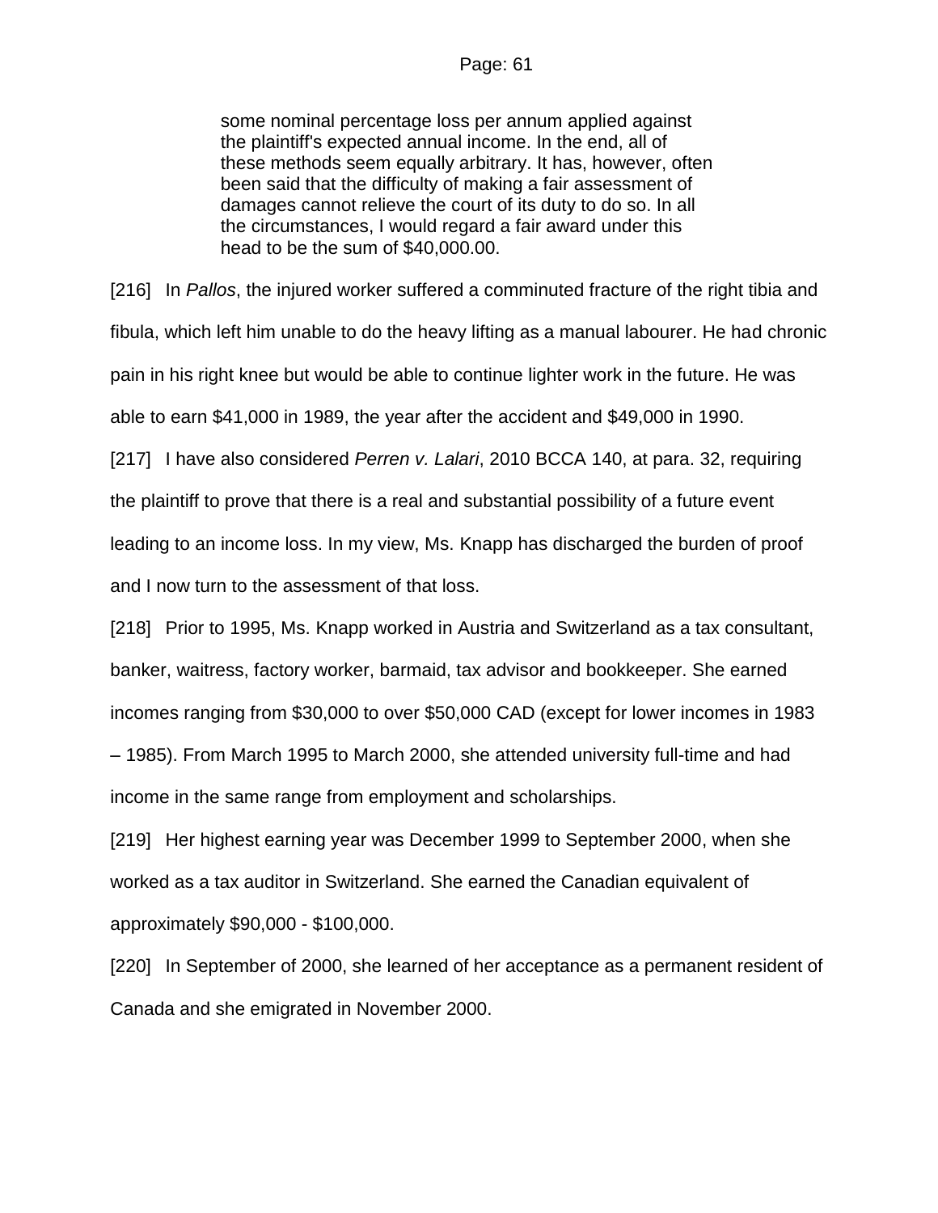> some nominal percentage loss per annum applied against the plaintiff's expected annual income. In the end, all of these methods seem equally arbitrary. It has, however, often been said that the difficulty of making a fair assessment of damages cannot relieve the court of its duty to do so. In all the circumstances, I would regard a fair award under this head to be the sum of $40,000.00.

[216] In *Pallos*, the injured worker suffered a comminuted fracture of the right tibia and fibula, which left him unable to do the heavy lifting as a manual labourer. He had chronic pain in his right knee but would be able to continue lighter work in the future. He was able to earn $41,000 in 1989, the year after the accident and $49,000 in 1990.

[217] I have also considered *Perren v. Lalari*, 2010 BCCA 140, at para. 32, requiring the plaintiff to prove that there is a real and substantial possibility of a future event leading to an income loss. In my view, Ms. Knapp has discharged the burden of proof and I now turn to the assessment of that loss.

[218] Prior to 1995, Ms. Knapp worked in Austria and Switzerland as a tax consultant, banker, waitress, factory worker, barmaid, tax advisor and bookkeeper. She earned incomes ranging from $30,000 to over $50,000 CAD (except for lower incomes in 1983 – 1985). From March 1995 to March 2000, she attended university full-time and had income in the same range from employment and scholarships.

[219] Her highest earning year was December 1999 to September 2000, when she worked as a tax auditor in Switzerland. She earned the Canadian equivalent of approximately $90,000 - $100,000.

[220] In September of 2000, she learned of her acceptance as a permanent resident of Canada and she emigrated in November 2000.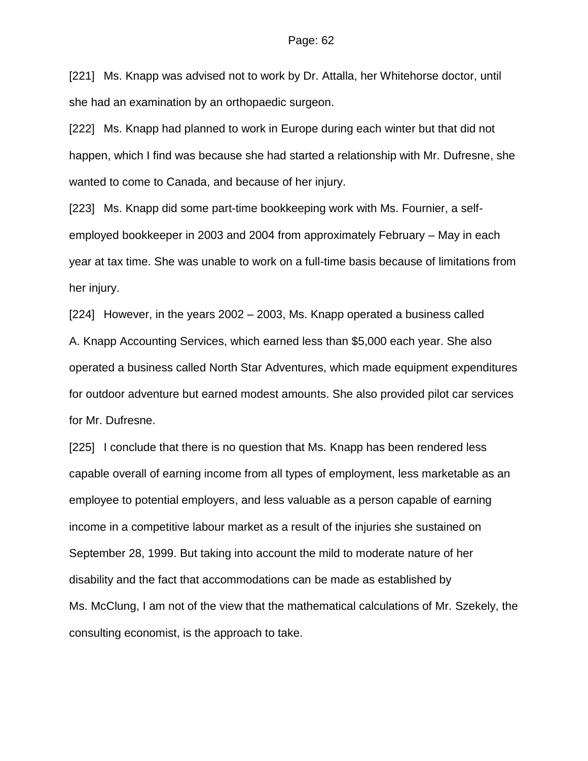[221] Ms. Knapp was advised not to work by Dr. Attalla, her Whitehorse doctor, until she had an examination by an orthopaedic surgeon.

[222] Ms. Knapp had planned to work in Europe during each winter but that did not happen, which I find was because she had started a relationship with Mr. Dufresne, she wanted to come to Canada, and because of her injury.

[223] Ms. Knapp did some part-time bookkeeping work with Ms. Fournier, a self-employed bookkeeper in 2003 and 2004 from approximately February – May in each year at tax time. She was unable to work on a full-time basis because of limitations from her injury.

[224] However, in the years 2002 – 2003, Ms. Knapp operated a business called A. Knapp Accounting Services, which earned less than $5,000 each year. She also operated a business called North Star Adventures, which made equipment expenditures for outdoor adventure but earned modest amounts. She also provided pilot car services for Mr. Dufresne.

[225] I conclude that there is no question that Ms. Knapp has been rendered less capable overall of earning income from all types of employment, less marketable as an employee to potential employers, and less valuable as a person capable of earning income in a competitive labour market as a result of the injuries she sustained on September 28, 1999. But taking into account the mild to moderate nature of her disability and the fact that accommodations can be made as established by Ms. McClung, I am not of the view that the mathematical calculations of Mr. Szekely, the consulting economist, is the approach to take.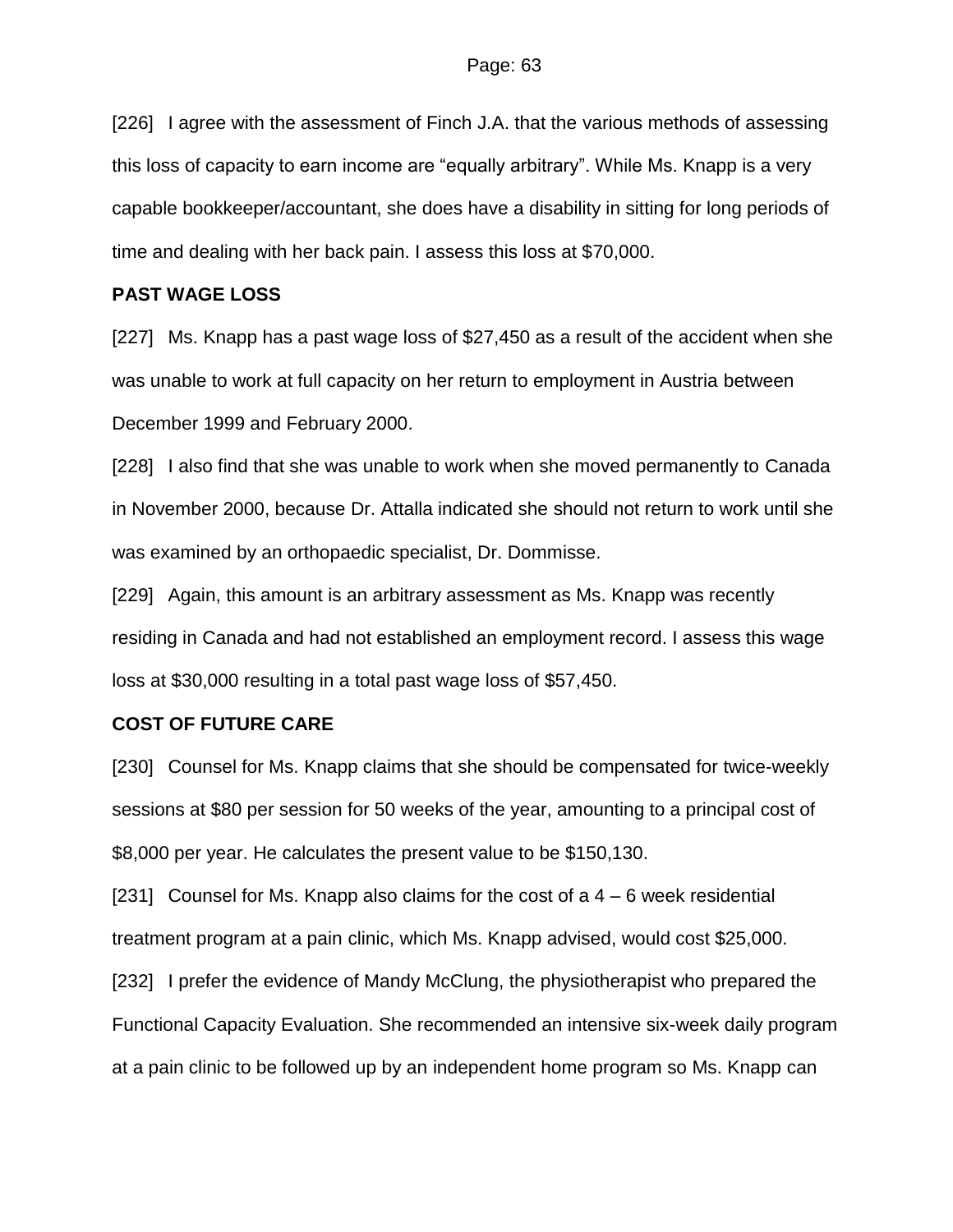[226] I agree with the assessment of Finch J.A. that the various methods of assessing this loss of capacity to earn income are “equally arbitrary”. While Ms. Knapp is a very capable bookkeeper/accountant, she does have a disability in sitting for long periods of time and dealing with her back pain. I assess this loss at $70,000.

**PAST WAGE LOSS**

[227] Ms. Knapp has a past wage loss of $27,450 as a result of the accident when she was unable to work at full capacity on her return to employment in Austria between December 1999 and February 2000.

[228] I also find that she was unable to work when she moved permanently to Canada in November 2000, because Dr. Attalla indicated she should not return to work until she was examined by an orthopaedic specialist, Dr. Dommisse.

[229] Again, this amount is an arbitrary assessment as Ms. Knapp was recently residing in Canada and had not established an employment record. I assess this wage loss at $30,000 resulting in a total past wage loss of $57,450.

**COST OF FUTURE CARE**

[230] Counsel for Ms. Knapp claims that she should be compensated for twice-weekly sessions at $80 per session for 50 weeks of the year, amounting to a principal cost of $8,000 per year. He calculates the present value to be $150,130.

[231] Counsel for Ms. Knapp also claims for the cost of a 4 – 6 week residential treatment program at a pain clinic, which Ms. Knapp advised, would cost $25,000.

[232] I prefer the evidence of Mandy McClung, the physiotherapist who prepared the Functional Capacity Evaluation. She recommended an intensive six-week daily program at a pain clinic to be followed up by an independent home program so Ms. Knapp can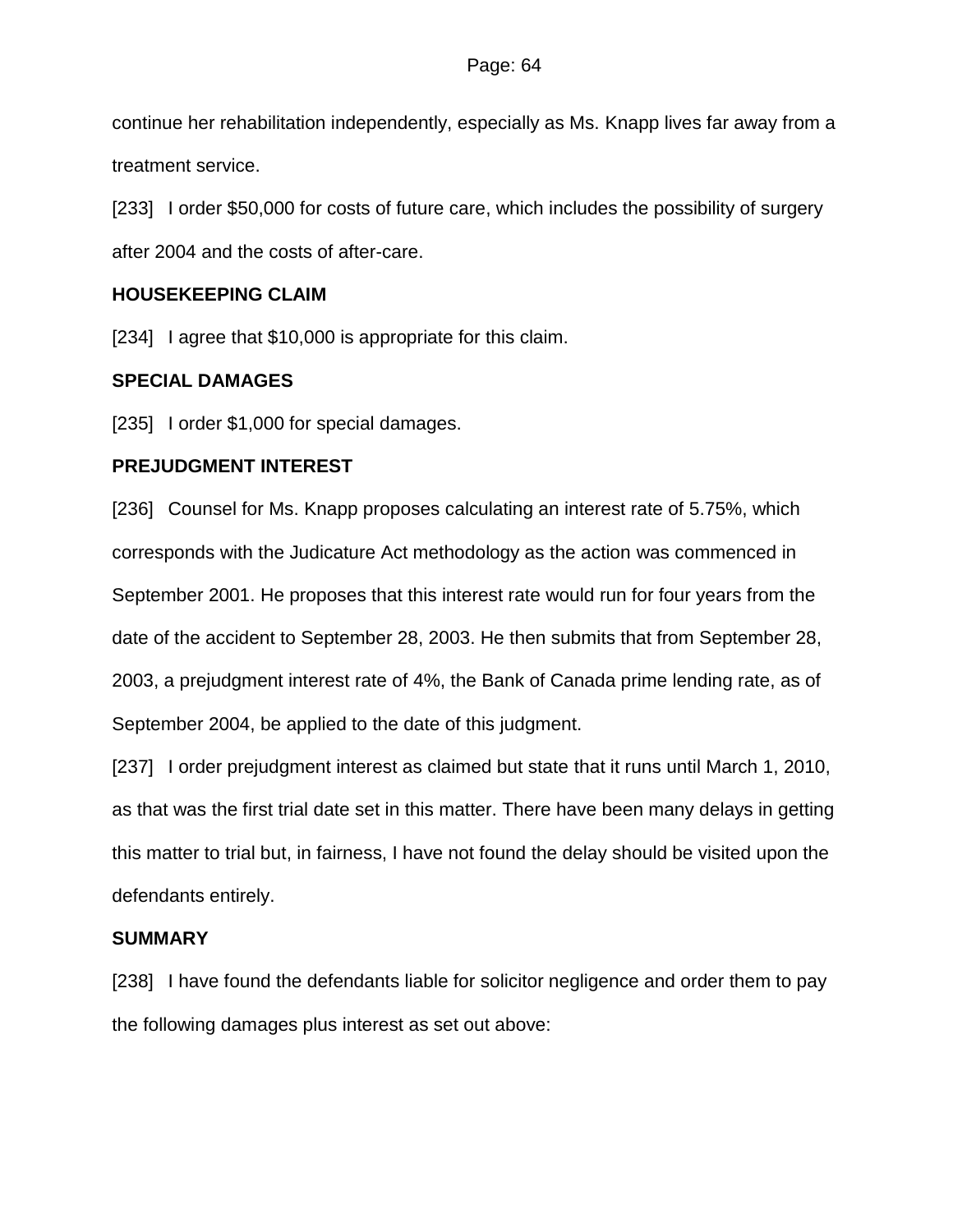continue her rehabilitation independently, especially as Ms. Knapp lives far away from a treatment service.

[233] I order $50,000 for costs of future care, which includes the possibility of surgery after 2004 and the costs of after-care.

**HOUSEKEEPING CLAIM**

[234] I agree that $10,000 is appropriate for this claim.

**SPECIAL DAMAGES**

[235] I order $1,000 for special damages.

**PREJUDGMENT INTEREST**

[236] Counsel for Ms. Knapp proposes calculating an interest rate of 5.75%, which corresponds with the Judicature Act methodology as the action was commenced in September 2001. He proposes that this interest rate would run for four years from the date of the accident to September 28, 2003. He then submits that from September 28, 2003, a prejudgment interest rate of 4%, the Bank of Canada prime lending rate, as of September 2004, be applied to the date of this judgment.

[237] I order prejudgment interest as claimed but state that it runs until March 1, 2010, as that was the first trial date set in this matter. There have been many delays in getting this matter to trial but, in fairness, I have not found the delay should be visited upon the defendants entirely.

**SUMMARY**

[238] I have found the defendants liable for solicitor negligence and order them to pay the following damages plus interest as set out above: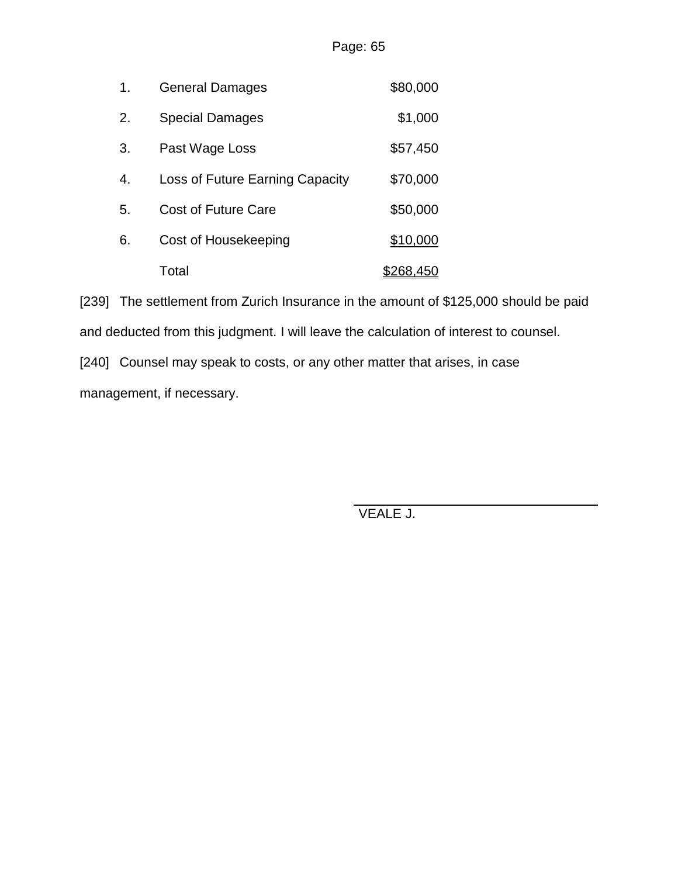| | | |
|---|---|---|
| 1. | General Damages | \$80,000 |
| 2. | Special Damages | \$1,000 |
| 3. | Past Wage Loss | \$57,450 |
| 4. | Loss of Future Earning Capacity | \$70,000 |
| 5. | Cost of Future Care | \$50,000 |
| 6. | Cost of Housekeeping | \$10,000 |
| | Total | \$268,450 |

[239] The settlement from Zurich Insurance in the amount of \$125,000 should be paid and deducted from this judgment. I will leave the calculation of interest to counsel.

[240] Counsel may speak to costs, or any other matter that arises, in case management, if necessary.

VEALE J.